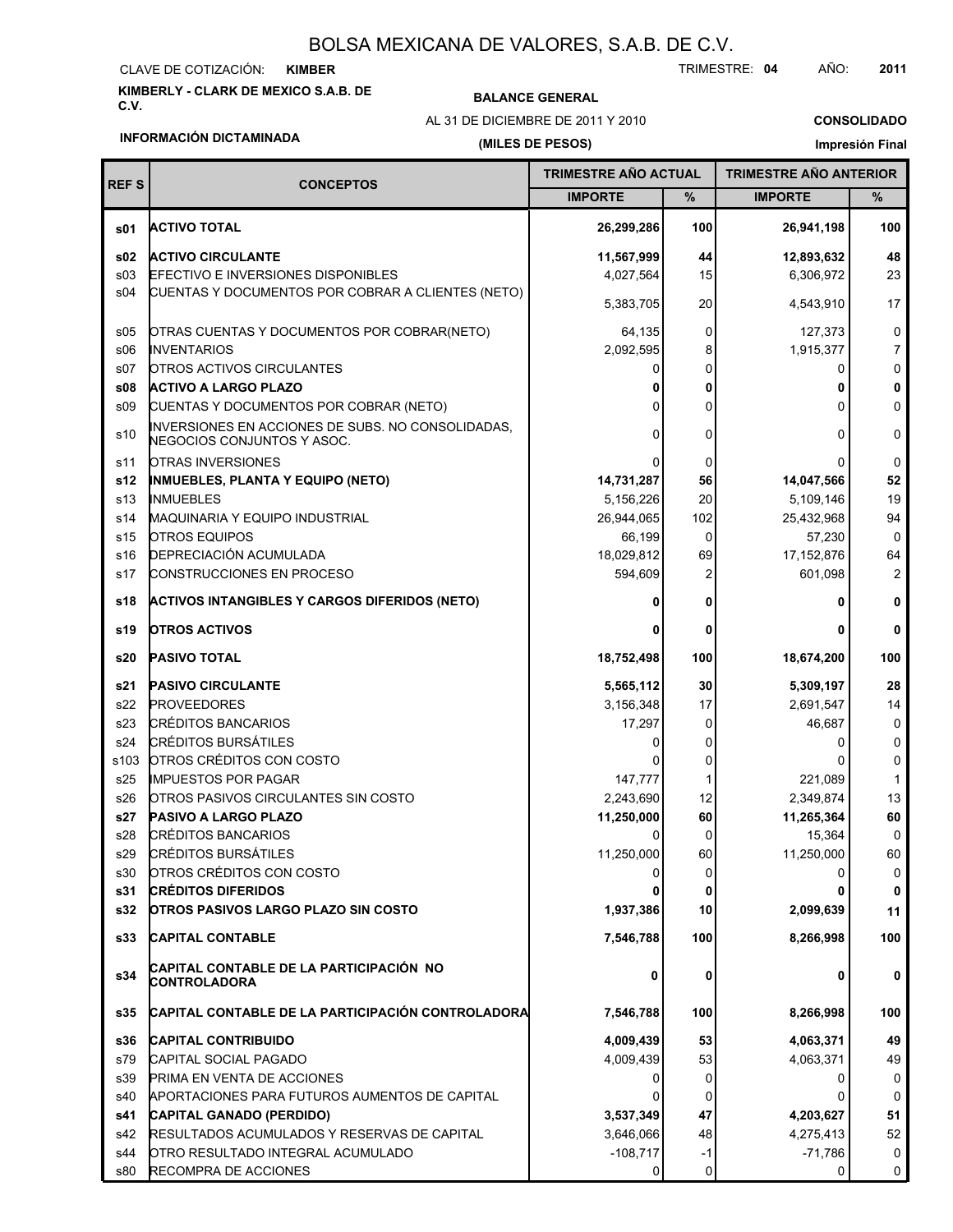# BOLSA MEXICANA DE VALORES, S.A.B. DE C.V.

CLAVE DE COTIZACIÓN: **KIMBER** TRIMESTRE: **04** AÑO: **2011**

**KIMBERLY - CLARK DE MEXICO S.A.B. DE C.V.**

**BALANCE GENERAL**

AL 31 DE DICIEMBRE DE 2011 Y 2010

**CONSOLIDADO**

**INFORMACIÓN DICTAMINADA**

**(MILES DE PESOS)**

**Impresión Final**

| REF S | CONCEPTOS | TRIMESTRE AÑO ACTUAL | | TRIMESTRE AÑO ANTERIOR | |
|---|---|---|---|---|---|
| | | IMPORTE | % | IMPORTE | % |
| **s01** | **ACTIVO TOTAL** | **26,299,286** | **100** | **26,941,198** | **100** |
| **s02** | **ACTIVO CIRCULANTE** | **11,567,999** | **44** | **12,893,632** | **48** |
| s03 | EFECTIVO E INVERSIONES DISPONIBLES | 4,027,564 | 15 | 6,306,972 | 23 |
| s04 | CUENTAS Y DOCUMENTOS POR COBRAR A CLIENTES (NETO) | 5,383,705 | 20 | 4,543,910 | 17 |
| s05 | OTRAS CUENTAS Y DOCUMENTOS POR COBRAR(NETO) | 64,135 | 0 | 127,373 | 0 |
| s06 | INVENTARIOS | 2,092,595 | 8 | 1,915,377 | 7 |
| s07 | OTROS ACTIVOS CIRCULANTES | 0 | 0 | 0 | 0 |
| **s08** | **ACTIVO A LARGO PLAZO** | **0** | **0** | **0** | **0** |
| s09 | CUENTAS Y DOCUMENTOS POR COBRAR (NETO) | 0 | 0 | 0 | 0 |
| s10 | INVERSIONES EN ACCIONES DE SUBS. NO CONSOLIDADAS, NEGOCIOS CONJUNTOS Y ASOC. | 0 | 0 | 0 | 0 |
| s11 | OTRAS INVERSIONES | 0 | 0 | 0 | 0 |
| **s12** | **INMUEBLES, PLANTA Y EQUIPO (NETO)** | **14,731,287** | **56** | **14,047,566** | **52** |
| s13 | INMUEBLES | 5,156,226 | 20 | 5,109,146 | 19 |
| s14 | MAQUINARIA Y EQUIPO INDUSTRIAL | 26,944,065 | 102 | 25,432,968 | 94 |
| s15 | OTROS EQUIPOS | 66,199 | 0 | 57,230 | 0 |
| s16 | DEPRECIACIÓN ACUMULADA | 18,029,812 | 69 | 17,152,876 | 64 |
| s17 | CONSTRUCCIONES EN PROCESO | 594,609 | 2 | 601,098 | 2 |
| **s18** | **ACTIVOS INTANGIBLES Y CARGOS DIFERIDOS (NETO)** | **0** | **0** | **0** | **0** |
| **s19** | **OTROS ACTIVOS** | **0** | **0** | **0** | **0** |
| **s20** | **PASIVO TOTAL** | **18,752,498** | **100** | **18,674,200** | **100** |
| **s21** | **PASIVO CIRCULANTE** | **5,565,112** | **30** | **5,309,197** | **28** |
| s22 | PROVEEDORES | 3,156,348 | 17 | 2,691,547 | 14 |
| s23 | CRÉDITOS BANCARIOS | 17,297 | 0 | 46,687 | 0 |
| s24 | CRÉDITOS BURSÁTILES | 0 | 0 | 0 | 0 |
| s103 | OTROS CRÉDITOS CON COSTO | 0 | 0 | 0 | 0 |
| s25 | IMPUESTOS POR PAGAR | 147,777 | 1 | 221,089 | 1 |
| s26 | OTROS PASIVOS CIRCULANTES SIN COSTO | 2,243,690 | 12 | 2,349,874 | 13 |
| **s27** | **PASIVO A LARGO PLAZO** | **11,250,000** | **60** | **11,265,364** | **60** |
| s28 | CRÉDITOS BANCARIOS | 0 | 0 | 15,364 | 0 |
| s29 | CRÉDITOS BURSÁTILES | 11,250,000 | 60 | 11,250,000 | 60 |
| s30 | OTROS CRÉDITOS CON COSTO | 0 | 0 | 0 | 0 |
| **s31** | **CRÉDITOS DIFERIDOS** | **0** | **0** | **0** | **0** |
| **s32** | **OTROS PASIVOS LARGO PLAZO SIN COSTO** | **1,937,386** | **10** | **2,099,639** | **11** |
| **s33** | **CAPITAL CONTABLE** | **7,546,788** | **100** | **8,266,998** | **100** |
| **s34** | **CAPITAL CONTABLE DE LA PARTICIPACIÓN NO CONTROLADORA** | **0** | **0** | **0** | **0** |
| **s35** | **CAPITAL CONTABLE DE LA PARTICIPACIÓN CONTROLADORA** | **7,546,788** | **100** | **8,266,998** | **100** |
| **s36** | **CAPITAL CONTRIBUIDO** | **4,009,439** | **53** | **4,063,371** | **49** |
| s79 | CAPITAL SOCIAL PAGADO | 4,009,439 | 53 | 4,063,371 | 49 |
| s39 | PRIMA EN VENTA DE ACCIONES | 0 | 0 | 0 | 0 |
| s40 | APORTACIONES PARA FUTUROS AUMENTOS DE CAPITAL | 0 | 0 | 0 | 0 |
| **s41** | **CAPITAL GANADO (PERDIDO)** | **3,537,349** | **47** | **4,203,627** | **51** |
| s42 | RESULTADOS ACUMULADOS Y RESERVAS DE CAPITAL | 3,646,066 | 48 | 4,275,413 | 52 |
| s44 | OTRO RESULTADO INTEGRAL ACUMULADO | -108,717 | -1 | -71,786 | 0 |
| s80 | RECOMPRA DE ACCIONES | 0 | 0 | 0 | 0 |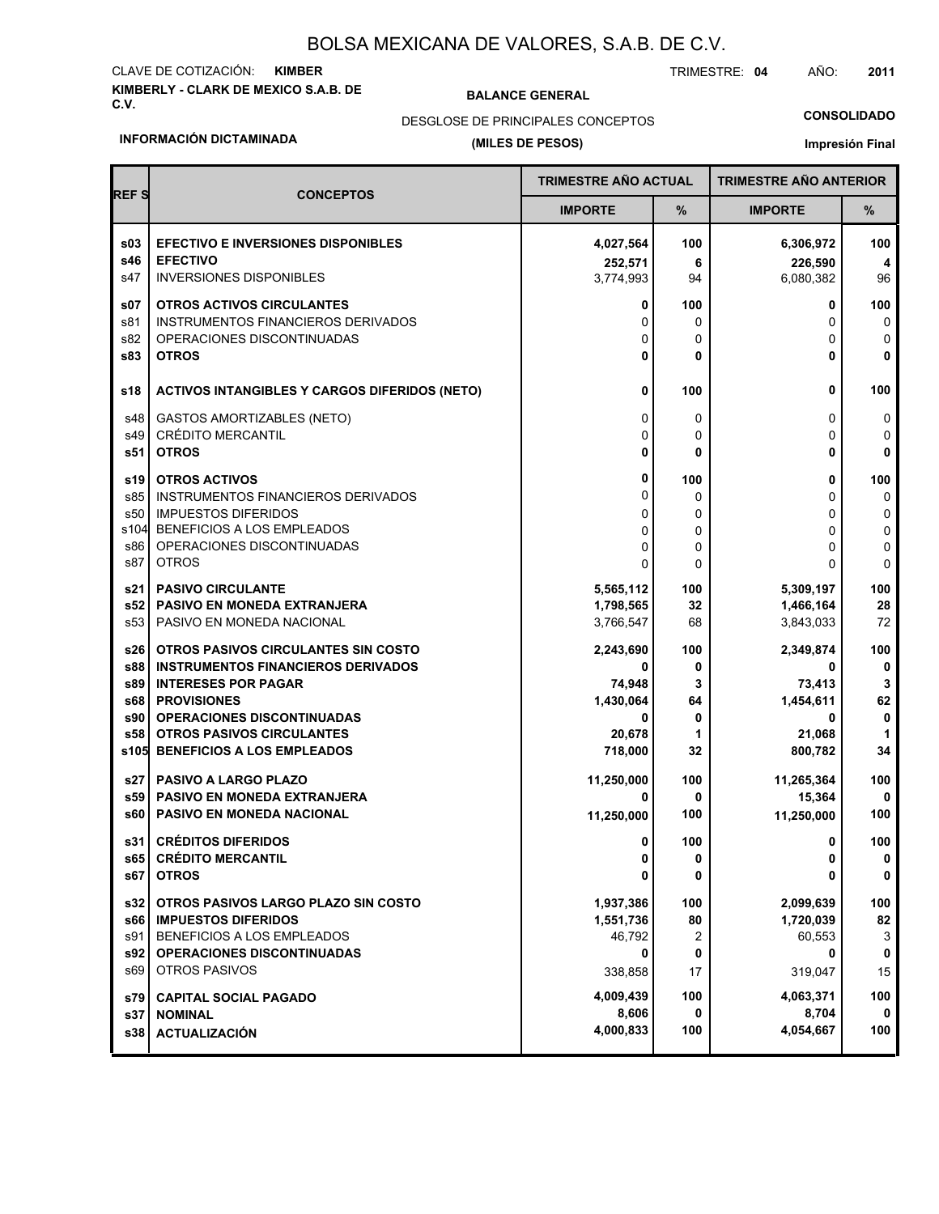# BOLSA MEXICANA DE VALORES, S.A.B. DE C.V.

CLAVE DE COTIZACIÓN: **KIMBER**

TRIMESTRE: **04** AÑO: **2011**

**KIMBERLY - CLARK DE MEXICO S.A.B. DE C.V.**

**BALANCE GENERAL**

DESGLOSE DE PRINCIPALES CONCEPTOS

**(MILES DE PESOS)**

**CONSOLIDADO**

**INFORMACIÓN DICTAMINADA**

**Impresión Final**

| REF S | CONCEPTOS | TRIMESTRE AÑO ACTUAL | | TRIMESTRE AÑO ANTERIOR | |
|---|---|---|---|---|---|
| | | IMPORTE | % | IMPORTE | % |
| **s03** | **EFECTIVO E INVERSIONES DISPONIBLES** | **4,027,564** | **100** | **6,306,972** | **100** |
| **s46** | **EFECTIVO** | **252,571** | **6** | **226,590** | **4** |
| s47 | INVERSIONES DISPONIBLES | 3,774,993 | 94 | 6,080,382 | 96 |
| **s07** | **OTROS ACTIVOS CIRCULANTES** | **0** | **100** | **0** | **100** |
| s81 | INSTRUMENTOS FINANCIEROS DERIVADOS | 0 | 0 | 0 | 0 |
| s82 | OPERACIONES DISCONTINUADAS | 0 | 0 | 0 | 0 |
| **s83** | **OTROS** | **0** | **0** | **0** | **0** |
| **s18** | **ACTIVOS INTANGIBLES Y CARGOS DIFERIDOS (NETO)** | **0** | **100** | **0** | **100** |
| s48 | GASTOS AMORTIZABLES (NETO) | 0 | 0 | 0 | 0 |
| s49 | CRÉDITO MERCANTIL | 0 | 0 | 0 | 0 |
| **s51** | **OTROS** | **0** | **0** | **0** | **0** |
| **s19** | **OTROS ACTIVOS** | **0** | **100** | **0** | **100** |
| s85 | INSTRUMENTOS FINANCIEROS DERIVADOS | 0 | 0 | 0 | 0 |
| s50 | IMPUESTOS DIFERIDOS | 0 | 0 | 0 | 0 |
| s104 | BENEFICIOS A LOS EMPLEADOS | 0 | 0 | 0 | 0 |
| s86 | OPERACIONES DISCONTINUADAS | 0 | 0 | 0 | 0 |
| s87 | OTROS | 0 | 0 | 0 | 0 |
| **s21** | **PASIVO CIRCULANTE** | **5,565,112** | **100** | **5,309,197** | **100** |
| **s52** | **PASIVO EN MONEDA EXTRANJERA** | **1,798,565** | **32** | **1,466,164** | **28** |
| s53 | PASIVO EN MONEDA NACIONAL | 3,766,547 | 68 | 3,843,033 | 72 |
| **s26** | **OTROS PASIVOS CIRCULANTES SIN COSTO** | **2,243,690** | **100** | **2,349,874** | **100** |
| **s88** | **INSTRUMENTOS FINANCIEROS DERIVADOS** | **0** | **0** | **0** | **0** |
| **s89** | **INTERESES POR PAGAR** | **74,948** | **3** | **73,413** | **3** |
| **s68** | **PROVISIONES** | **1,430,064** | **64** | **1,454,611** | **62** |
| **s90** | **OPERACIONES DISCONTINUADAS** | **0** | **0** | **0** | **0** |
| **s58** | **OTROS PASIVOS CIRCULANTES** | **20,678** | **1** | **21,068** | **1** |
| **s105** | **BENEFICIOS A LOS EMPLEADOS** | **718,000** | **32** | **800,782** | **34** |
| **s27** | **PASIVO A LARGO PLAZO** | **11,250,000** | **100** | **11,265,364** | **100** |
| **s59** | **PASIVO EN MONEDA EXTRANJERA** | **0** | **0** | **15,364** | **0** |
| **s60** | **PASIVO EN MONEDA NACIONAL** | **11,250,000** | **100** | **11,250,000** | **100** |
| **s31** | **CRÉDITOS DIFERIDOS** | **0** | **100** | **0** | **100** |
| **s65** | **CRÉDITO MERCANTIL** | **0** | **0** | **0** | **0** |
| **s67** | **OTROS** | **0** | **0** | **0** | **0** |
| **s32** | **OTROS PASIVOS LARGO PLAZO SIN COSTO** | **1,937,386** | **100** | **2,099,639** | **100** |
| **s66** | **IMPUESTOS DIFERIDOS** | **1,551,736** | **80** | **1,720,039** | **82** |
| s91 | BENEFICIOS A LOS EMPLEADOS | 46,792 | 2 | 60,553 | 3 |
| **s92** | **OPERACIONES DISCONTINUADAS** | **0** | **0** | **0** | **0** |
| s69 | OTROS PASIVOS | 338,858 | 17 | 319,047 | 15 |
| **s79** | **CAPITAL SOCIAL PAGADO** | **4,009,439** | **100** | **4,063,371** | **100** |
| **s37** | **NOMINAL** | **8,606** | **0** | **8,704** | **0** |
| **s38** | **ACTUALIZACIÓN** | **4,000,833** | **100** | **4,054,667** | **100** |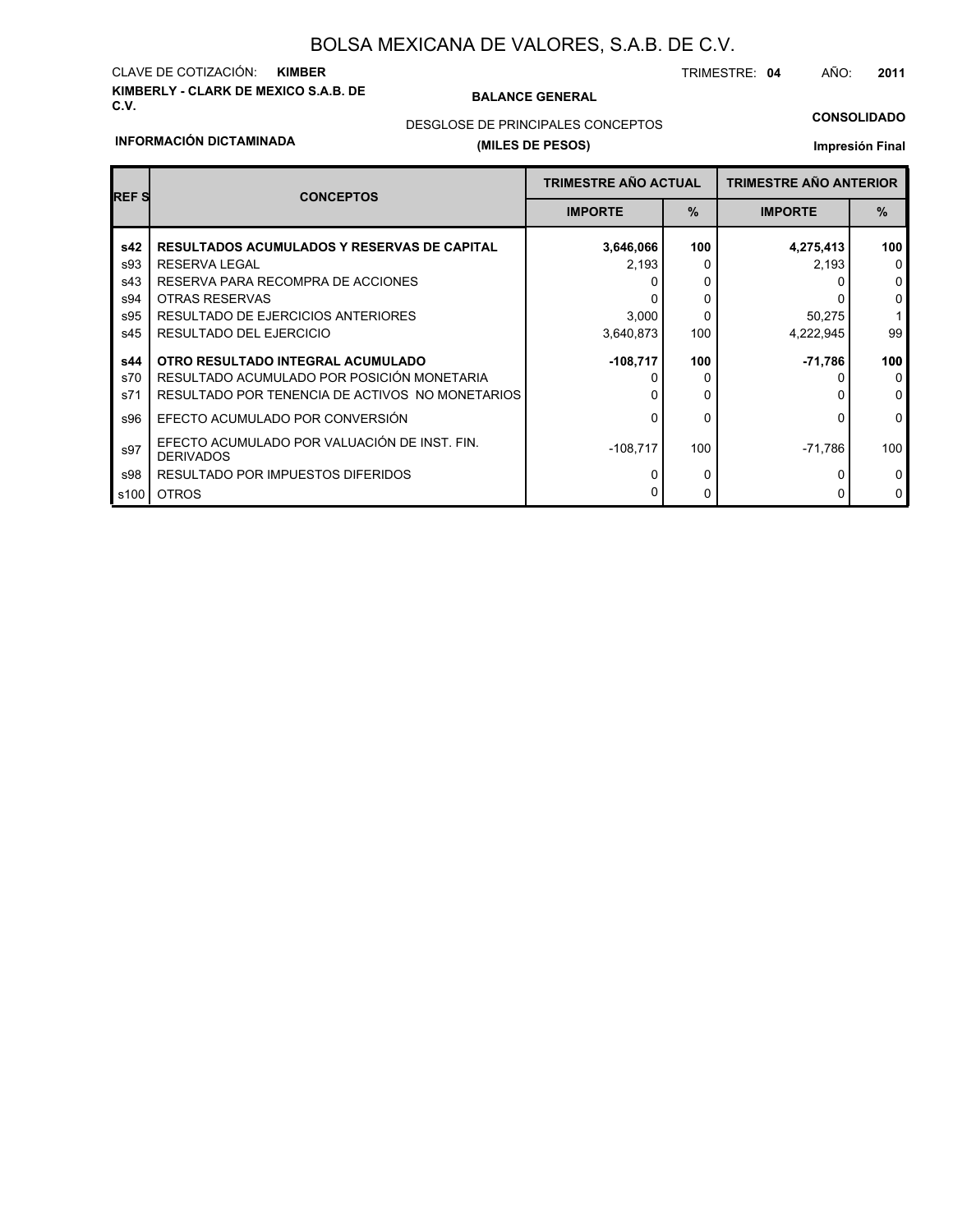# BOLSA MEXICANA DE VALORES, S.A.B. DE C.V.

CLAVE DE COTIZACIÓN: **KIMBER**

TRIMESTRE: **04** AÑO: **2011**

**KIMBERLY - CLARK DE MEXICO S.A.B. DE C.V.**

**BALANCE GENERAL**

DESGLOSE DE PRINCIPALES CONCEPTOS

**(MILES DE PESOS)**

**CONSOLIDADO**

**INFORMACIÓN DICTAMINADA**

**Impresión Final**

| REF S | CONCEPTOS | TRIMESTRE AÑO ACTUAL | | TRIMESTRE AÑO ANTERIOR | |
|---|---|---|---|---|---|
| | | IMPORTE | % | IMPORTE | % |
| **s42** | **RESULTADOS ACUMULADOS Y RESERVAS DE CAPITAL** | **3,646,066** | **100** | **4,275,413** | **100** |
| s93 | RESERVA LEGAL | 2,193 | 0 | 2,193 | 0 |
| s43 | RESERVA PARA RECOMPRA DE ACCIONES | 0 | 0 | 0 | 0 |
| s94 | OTRAS RESERVAS | 0 | 0 | 0 | 0 |
| s95 | RESULTADO DE EJERCICIOS ANTERIORES | 3,000 | 0 | 50,275 | 1 |
| s45 | RESULTADO DEL EJERCICIO | 3,640,873 | 100 | 4,222,945 | 99 |
| **s44** | **OTRO RESULTADO INTEGRAL ACUMULADO** | **-108,717** | **100** | **-71,786** | **100** |
| s70 | RESULTADO ACUMULADO POR POSICIÓN MONETARIA | 0 | 0 | 0 | 0 |
| s71 | RESULTADO POR TENENCIA DE ACTIVOS NO MONETARIOS | 0 | 0 | 0 | 0 |
| s96 | EFECTO ACUMULADO POR CONVERSIÓN | 0 | 0 | 0 | 0 |
| s97 | EFECTO ACUMULADO POR VALUACIÓN DE INST. FIN. DERIVADOS | -108,717 | 100 | -71,786 | 100 |
| s98 | RESULTADO POR IMPUESTOS DIFERIDOS | 0 | 0 | 0 | 0 |
| s100 | OTROS | 0 | 0 | 0 | 0 |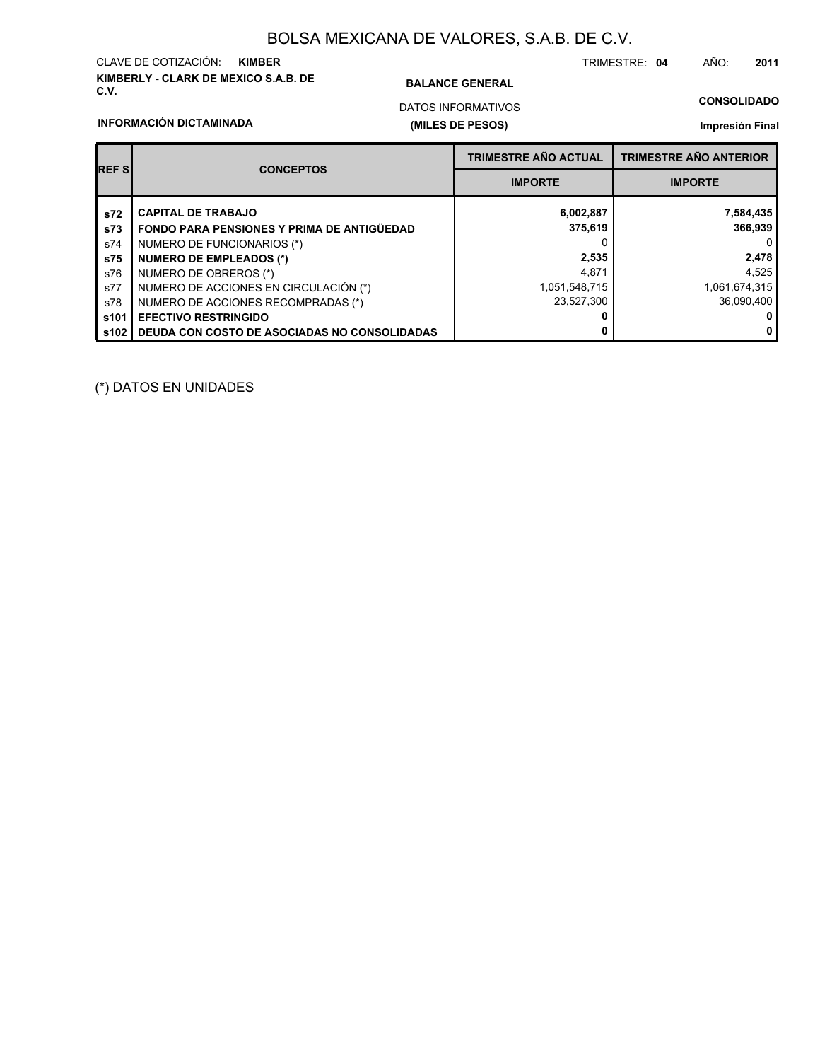# BOLSA MEXICANA DE VALORES, S.A.B. DE C.V.

CLAVE DE COTIZACIÓN: **KIMBER**

TRIMESTRE: **04** AÑO: **2011**

**KIMBERLY - CLARK DE MEXICO S.A.B. DE C.V.**

**BALANCE GENERAL**

DATOS INFORMATIVOS

**(MILES DE PESOS)**

**CONSOLIDADO**

**INFORMACIÓN DICTAMINADA**

**Impresión Final**

| REF S | CONCEPTOS | TRIMESTRE AÑO ACTUAL | TRIMESTRE AÑO ANTERIOR |
|---|---|---|---|
| | | IMPORTE | IMPORTE |
| **s72** | **CAPITAL DE TRABAJO** | **6,002,887** | **7,584,435** |
| **s73** | **FONDO PARA PENSIONES Y PRIMA DE ANTIGÜEDAD** | **375,619** | **366,939** |
| s74 | NUMERO DE FUNCIONARIOS (*) | 0 | 0 |
| **s75** | **NUMERO DE EMPLEADOS (*)** | **2,535** | **2,478** |
| s76 | NUMERO DE OBREROS (*) | 4,871 | 4,525 |
| s77 | NUMERO DE ACCIONES EN CIRCULACIÓN (*) | 1,051,548,715 | 1,061,674,315 |
| s78 | NUMERO DE ACCIONES RECOMPRADAS (*) | 23,527,300 | 36,090,400 |
| **s101** | **EFECTIVO RESTRINGIDO** | **0** | **0** |
| **s102** | **DEUDA CON COSTO DE ASOCIADAS NO CONSOLIDADAS** | **0** | **0** |

(*) DATOS EN UNIDADES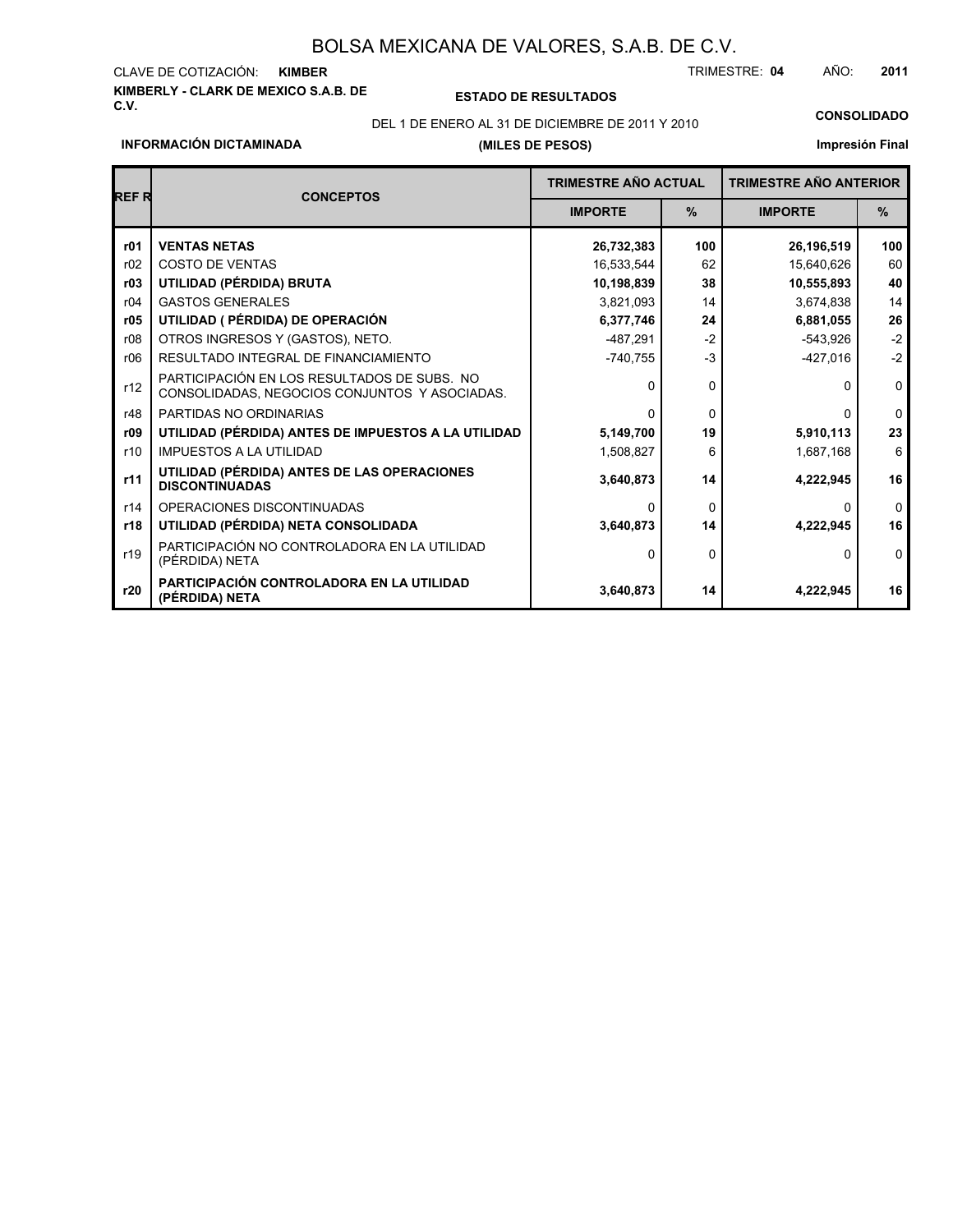# BOLSA MEXICANA DE VALORES, S.A.B. DE C.V.

CLAVE DE COTIZACIÓN: **KIMBER**

TRIMESTRE: **04** AÑO: **2011**

**KIMBERLY - CLARK DE MEXICO S.A.B. DE C.V.**

**ESTADO DE RESULTADOS**

**CONSOLIDADO**

DEL 1 DE ENERO AL 31 DE DICIEMBRE DE 2011 Y 2010

**INFORMACIÓN DICTAMINADA**

**(MILES DE PESOS)**

**Impresión Final**

| REF R | CONCEPTOS | TRIMESTRE AÑO ACTUAL | | TRIMESTRE AÑO ANTERIOR | |
|---|---|---|---|---|---|
| | | IMPORTE | % | IMPORTE | % |
| **r01** | **VENTAS NETAS** | **26,732,383** | **100** | **26,196,519** | **100** |
| r02 | COSTO DE VENTAS | 16,533,544 | 62 | 15,640,626 | 60 |
| **r03** | **UTILIDAD (PÉRDIDA) BRUTA** | **10,198,839** | **38** | **10,555,893** | **40** |
| r04 | GASTOS GENERALES | 3,821,093 | 14 | 3,674,838 | 14 |
| **r05** | **UTILIDAD ( PÉRDIDA) DE OPERACIÓN** | **6,377,746** | **24** | **6,881,055** | **26** |
| r08 | OTROS INGRESOS Y (GASTOS), NETO. | -487,291 | -2 | -543,926 | -2 |
| r06 | RESULTADO INTEGRAL DE FINANCIAMIENTO | -740,755 | -3 | -427,016 | -2 |
| r12 | PARTICIPACIÓN EN LOS RESULTADOS DE SUBS. NO CONSOLIDADAS, NEGOCIOS CONJUNTOS Y ASOCIADAS. | 0 | 0 | 0 | 0 |
| r48 | PARTIDAS NO ORDINARIAS | 0 | 0 | 0 | 0 |
| **r09** | **UTILIDAD (PÉRDIDA) ANTES DE IMPUESTOS A LA UTILIDAD** | **5,149,700** | **19** | **5,910,113** | **23** |
| r10 | IMPUESTOS A LA UTILIDAD | 1,508,827 | 6 | 1,687,168 | 6 |
| **r11** | **UTILIDAD (PÉRDIDA) ANTES DE LAS OPERACIONES DISCONTINUADAS** | **3,640,873** | **14** | **4,222,945** | **16** |
| r14 | OPERACIONES DISCONTINUADAS | 0 | 0 | 0 | 0 |
| **r18** | **UTILIDAD (PÉRDIDA) NETA CONSOLIDADA** | **3,640,873** | **14** | **4,222,945** | **16** |
| r19 | PARTICIPACIÓN NO CONTROLADORA EN LA UTILIDAD (PÉRDIDA) NETA | 0 | 0 | 0 | 0 |
| **r20** | **PARTICIPACIÓN CONTROLADORA EN LA UTILIDAD (PÉRDIDA) NETA** | **3,640,873** | **14** | **4,222,945** | **16** |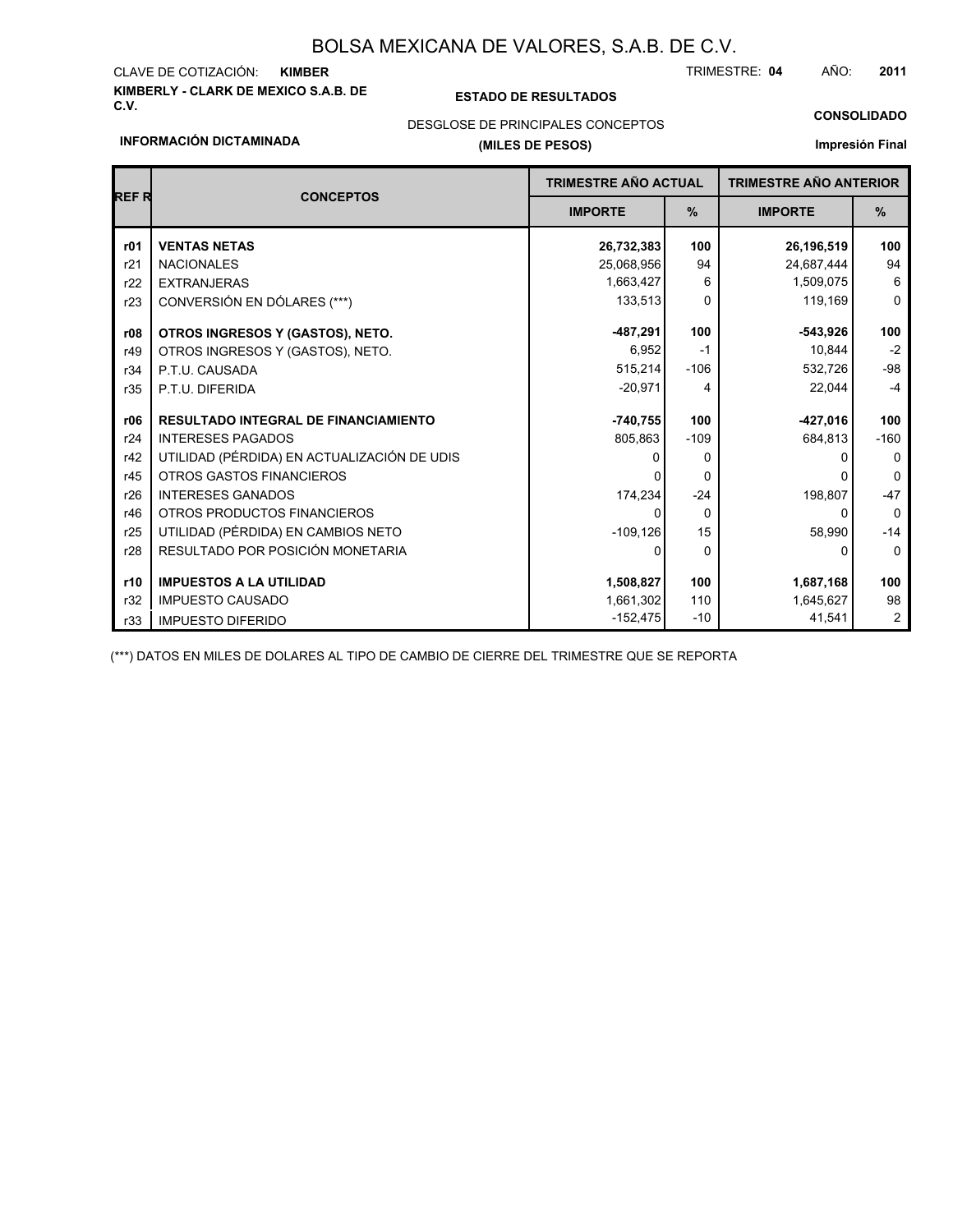# BOLSA MEXICANA DE VALORES, S.A.B. DE C.V.

CLAVE DE COTIZACIÓN: **KIMBER**

TRIMESTRE: **04** AÑO: **2011**

**KIMBERLY - CLARK DE MEXICO S.A.B. DE C.V.**

**ESTADO DE RESULTADOS**

DESGLOSE DE PRINCIPALES CONCEPTOS

**(MILES DE PESOS)**

**CONSOLIDADO**

**INFORMACIÓN DICTAMINADA**

**Impresión Final**

| REF R | CONCEPTOS | TRIMESTRE AÑO ACTUAL | | TRIMESTRE AÑO ANTERIOR | |
|---|---|---|---|---|---|
| | | IMPORTE | % | IMPORTE | % |
| **r01** | **VENTAS NETAS** | **26,732,383** | **100** | **26,196,519** | **100** |
| r21 | NACIONALES | 25,068,956 | 94 | 24,687,444 | 94 |
| r22 | EXTRANJERAS | 1,663,427 | 6 | 1,509,075 | 6 |
| r23 | CONVERSIÓN EN DÓLARES (***) | 133,513 | 0 | 119,169 | 0 |
| **r08** | **OTROS INGRESOS Y (GASTOS), NETO.** | **-487,291** | **100** | **-543,926** | **100** |
| r49 | OTROS INGRESOS Y (GASTOS), NETO. | 6,952 | -1 | 10,844 | -2 |
| r34 | P.T.U. CAUSADA | 515,214 | -106 | 532,726 | -98 |
| r35 | P.T.U. DIFERIDA | -20,971 | 4 | 22,044 | -4 |
| **r06** | **RESULTADO INTEGRAL DE FINANCIAMIENTO** | **-740,755** | **100** | **-427,016** | **100** |
| r24 | INTERESES PAGADOS | 805,863 | -109 | 684,813 | -160 |
| r42 | UTILIDAD (PÉRDIDA) EN ACTUALIZACIÓN DE UDIS | 0 | 0 | 0 | 0 |
| r45 | OTROS GASTOS FINANCIEROS | 0 | 0 | 0 | 0 |
| r26 | INTERESES GANADOS | 174,234 | -24 | 198,807 | -47 |
| r46 | OTROS PRODUCTOS FINANCIEROS | 0 | 0 | 0 | 0 |
| r25 | UTILIDAD (PÉRDIDA) EN CAMBIOS NETO | -109,126 | 15 | 58,990 | -14 |
| r28 | RESULTADO POR POSICIÓN MONETARIA | 0 | 0 | 0 | 0 |
| **r10** | **IMPUESTOS A LA UTILIDAD** | **1,508,827** | **100** | **1,687,168** | **100** |
| r32 | IMPUESTO CAUSADO | 1,661,302 | 110 | 1,645,627 | 98 |
| r33 | IMPUESTO DIFERIDO | -152,475 | -10 | 41,541 | 2 |

(***) DATOS EN MILES DE DOLARES AL TIPO DE CAMBIO DE CIERRE DEL TRIMESTRE QUE SE REPORTA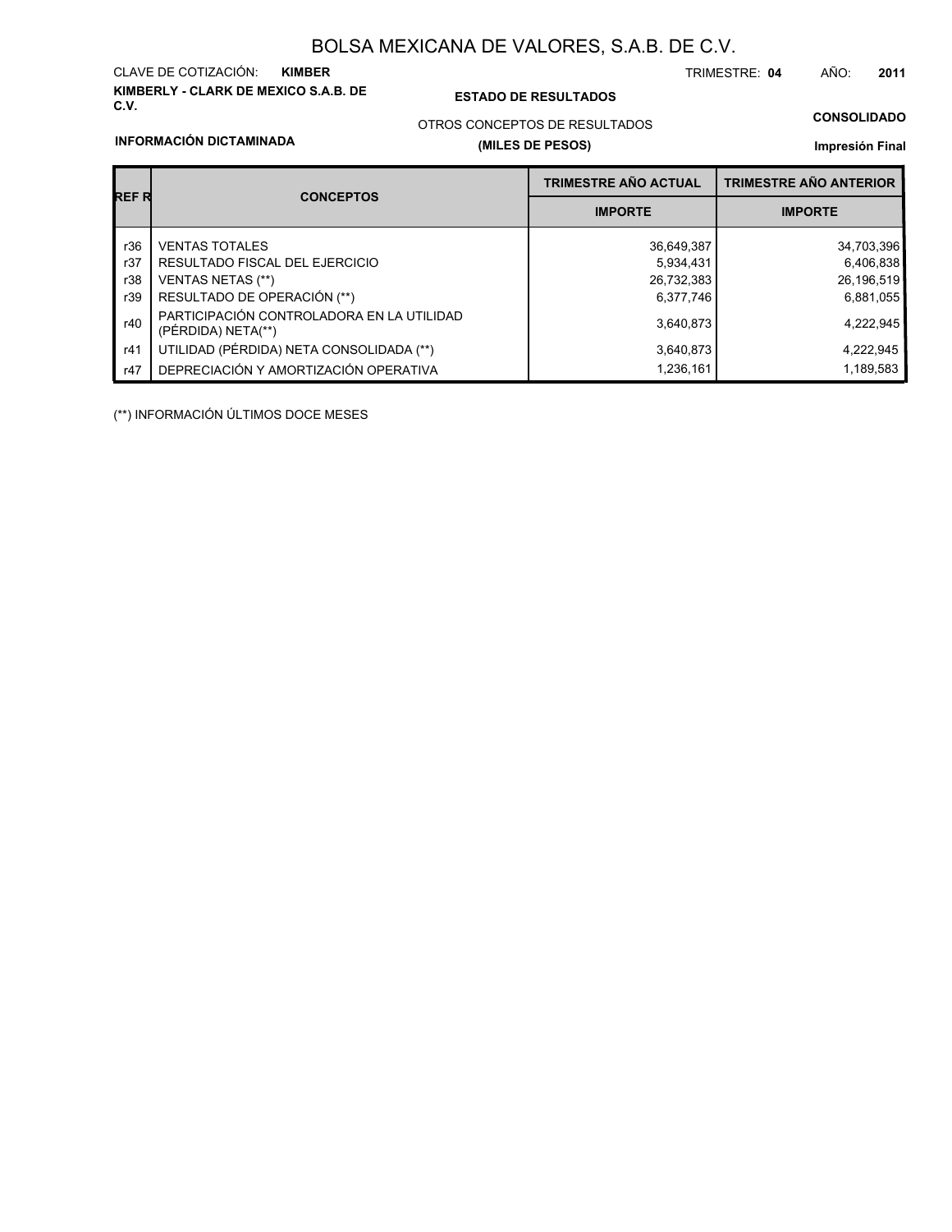# BOLSA MEXICANA DE VALORES, S.A.B. DE C.V.

CLAVE DE COTIZACIÓN: **KIMBER**

TRIMESTRE: **04** AÑO: **2011**

**KIMBERLY - CLARK DE MEXICO S.A.B. DE C.V.**

**ESTADO DE RESULTADOS**

OTROS CONCEPTOS DE RESULTADOS

**(MILES DE PESOS)**

**CONSOLIDADO**

**INFORMACIÓN DICTAMINADA**

**Impresión Final**

| REF R | CONCEPTOS | TRIMESTRE AÑO ACTUAL | TRIMESTRE AÑO ANTERIOR |
|---|---|---|---|
| | | IMPORTE | IMPORTE |
| r36 | VENTAS TOTALES | 36,649,387 | 34,703,396 |
| r37 | RESULTADO FISCAL DEL EJERCICIO | 5,934,431 | 6,406,838 |
| r38 | VENTAS NETAS (**) | 26,732,383 | 26,196,519 |
| r39 | RESULTADO DE OPERACIÓN (**) | 6,377,746 | 6,881,055 |
| r40 | PARTICIPACIÓN CONTROLADORA EN LA UTILIDAD (PÉRDIDA) NETA(**) | 3,640,873 | 4,222,945 |
| r41 | UTILIDAD (PÉRDIDA) NETA CONSOLIDADA (**) | 3,640,873 | 4,222,945 |
| r47 | DEPRECIACIÓN Y AMORTIZACIÓN OPERATIVA | 1,236,161 | 1,189,583 |

(**) INFORMACIÓN ÚLTIMOS DOCE MESES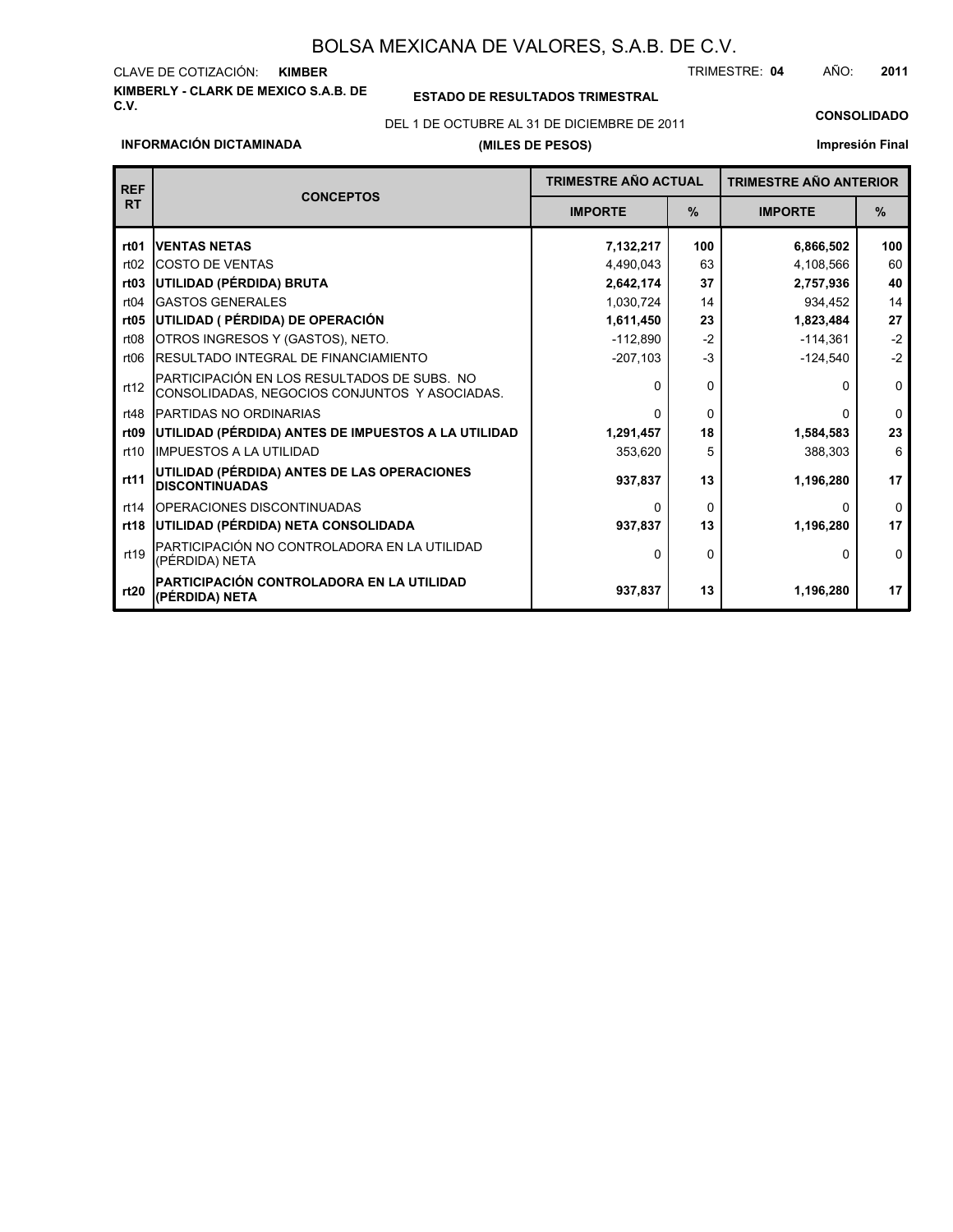# BOLSA MEXICANA DE VALORES, S.A.B. DE C.V.

CLAVE DE COTIZACIÓN: **KIMBER**

TRIMESTRE: **04** AÑO: **2011**

**KIMBERLY - CLARK DE MEXICO S.A.B. DE C.V.**

**ESTADO DE RESULTADOS TRIMESTRAL**

DEL 1 DE OCTUBRE AL 31 DE DICIEMBRE DE 2011

**(MILES DE PESOS)**

**CONSOLIDADO**

**INFORMACIÓN DICTAMINADA**

**Impresión Final**

| REF RT | CONCEPTOS | TRIMESTRE AÑO ACTUAL | | TRIMESTRE AÑO ANTERIOR | |
|---|---|---|---|---|---|
| | | IMPORTE | % | IMPORTE | % |
| **rt01** | **VENTAS NETAS** | **7,132,217** | **100** | **6,866,502** | **100** |
| rt02 | COSTO DE VENTAS | 4,490,043 | 63 | 4,108,566 | 60 |
| **rt03** | **UTILIDAD (PÉRDIDA) BRUTA** | **2,642,174** | **37** | **2,757,936** | **40** |
| rt04 | GASTOS GENERALES | 1,030,724 | 14 | 934,452 | 14 |
| **rt05** | **UTILIDAD ( PÉRDIDA) DE OPERACIÓN** | **1,611,450** | **23** | **1,823,484** | **27** |
| rt08 | OTROS INGRESOS Y (GASTOS), NETO. | -112,890 | -2 | -114,361 | -2 |
| rt06 | RESULTADO INTEGRAL DE FINANCIAMIENTO | -207,103 | -3 | -124,540 | -2 |
| rt12 | PARTICIPACIÓN EN LOS RESULTADOS DE SUBS. NO CONSOLIDADAS, NEGOCIOS CONJUNTOS Y ASOCIADAS. | 0 | 0 | 0 | 0 |
| rt48 | PARTIDAS NO ORDINARIAS | 0 | 0 | 0 | 0 |
| **rt09** | **UTILIDAD (PÉRDIDA) ANTES DE IMPUESTOS A LA UTILIDAD** | **1,291,457** | **18** | **1,584,583** | **23** |
| rt10 | IMPUESTOS A LA UTILIDAD | 353,620 | 5 | 388,303 | 6 |
| **rt11** | **UTILIDAD (PÉRDIDA) ANTES DE LAS OPERACIONES DISCONTINUADAS** | **937,837** | **13** | **1,196,280** | **17** |
| rt14 | OPERACIONES DISCONTINUADAS | 0 | 0 | 0 | 0 |
| **rt18** | **UTILIDAD (PÉRDIDA) NETA CONSOLIDADA** | **937,837** | **13** | **1,196,280** | **17** |
| rt19 | PARTICIPACIÓN NO CONTROLADORA EN LA UTILIDAD (PÉRDIDA) NETA | 0 | 0 | 0 | 0 |
| **rt20** | **PARTICIPACIÓN CONTROLADORA EN LA UTILIDAD (PÉRDIDA) NETA** | **937,837** | **13** | **1,196,280** | **17** |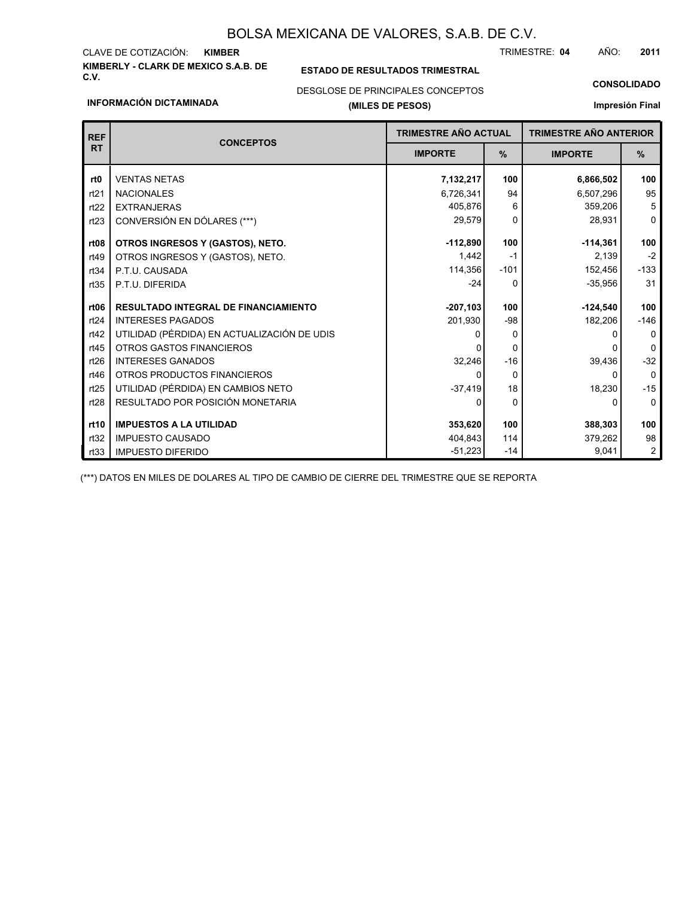# BOLSA MEXICANA DE VALORES, S.A.B. DE C.V.

CLAVE DE COTIZACIÓN: **KIMBER**

TRIMESTRE: **04** AÑO: **2011**

**KIMBERLY - CLARK DE MEXICO S.A.B. DE C.V.**

**ESTADO DE RESULTADOS TRIMESTRAL**

DESGLOSE DE PRINCIPALES CONCEPTOS

**(MILES DE PESOS)**

**CONSOLIDADO**

**INFORMACIÓN DICTAMINADA**

**Impresión Final**

| REF RT | CONCEPTOS | TRIMESTRE AÑO ACTUAL | | TRIMESTRE AÑO ANTERIOR | |
|---|---|---|---|---|---|
| | | IMPORTE | % | IMPORTE | % |
| **rt0** | VENTAS NETAS | **7,132,217** | **100** | **6,866,502** | **100** |
| rt21 | NACIONALES | 6,726,341 | 94 | 6,507,296 | 95 |
| rt22 | EXTRANJERAS | 405,876 | 6 | 359,206 | 5 |
| rt23 | CONVERSIÓN EN DÓLARES (***) | 29,579 | 0 | 28,931 | 0 |
| **rt08** | **OTROS INGRESOS Y (GASTOS), NETO.** | **-112,890** | **100** | **-114,361** | **100** |
| rt49 | OTROS INGRESOS Y (GASTOS), NETO. | 1,442 | -1 | 2,139 | -2 |
| rt34 | P.T.U. CAUSADA | 114,356 | -101 | 152,456 | -133 |
| rt35 | P.T.U. DIFERIDA | -24 | 0 | -35,956 | 31 |
| **rt06** | **RESULTADO INTEGRAL DE FINANCIAMIENTO** | **-207,103** | **100** | **-124,540** | **100** |
| rt24 | INTERESES PAGADOS | 201,930 | -98 | 182,206 | -146 |
| rt42 | UTILIDAD (PÉRDIDA) EN ACTUALIZACIÓN DE UDIS | 0 | 0 | 0 | 0 |
| rt45 | OTROS GASTOS FINANCIEROS | 0 | 0 | 0 | 0 |
| rt26 | INTERESES GANADOS | 32,246 | -16 | 39,436 | -32 |
| rt46 | OTROS PRODUCTOS FINANCIEROS | 0 | 0 | 0 | 0 |
| rt25 | UTILIDAD (PÉRDIDA) EN CAMBIOS NETO | -37,419 | 18 | 18,230 | -15 |
| rt28 | RESULTADO POR POSICIÓN MONETARIA | 0 | 0 | 0 | 0 |
| **rt10** | **IMPUESTOS A LA UTILIDAD** | **353,620** | **100** | **388,303** | **100** |
| rt32 | IMPUESTO CAUSADO | 404,843 | 114 | 379,262 | 98 |
| rt33 | IMPUESTO DIFERIDO | -51,223 | -14 | 9,041 | 2 |

(***) DATOS EN MILES DE DOLARES AL TIPO DE CAMBIO DE CIERRE DEL TRIMESTRE QUE SE REPORTA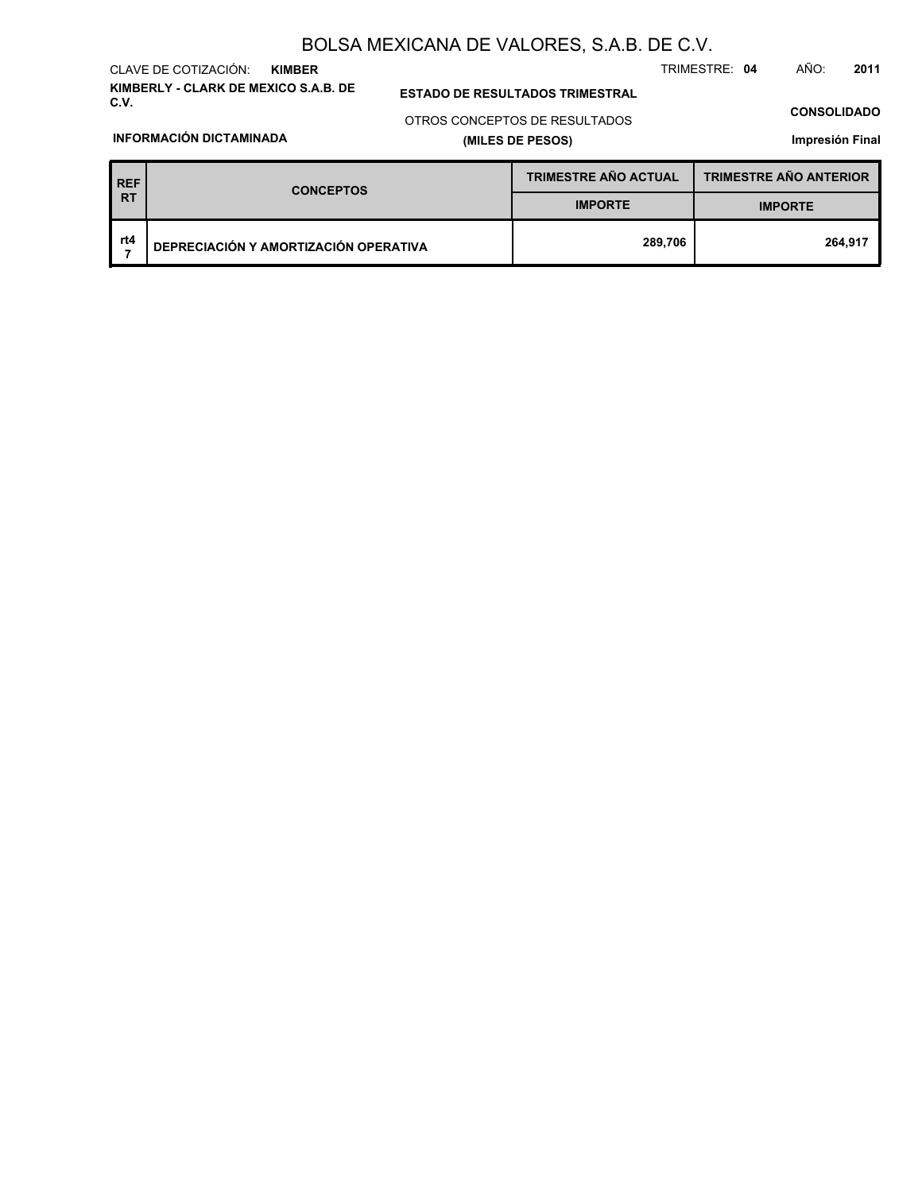# BOLSA MEXICANA DE VALORES, S.A.B. DE C.V.

CLAVE DE COTIZACIÓN: **KIMBER**

TRIMESTRE: **04** AÑO: **2011**

**KIMBERLY - CLARK DE MEXICO S.A.B. DE C.V.**

**ESTADO DE RESULTADOS TRIMESTRAL**

OTROS CONCEPTOS DE RESULTADOS

**(MILES DE PESOS)**

**CONSOLIDADO**

**INFORMACIÓN DICTAMINADA**

**Impresión Final**

| REF RT | CONCEPTOS | TRIMESTRE AÑO ACTUAL | TRIMESTRE AÑO ANTERIOR |
|---|---|---|---|
| | | IMPORTE | IMPORTE |
| rt47 | DEPRECIACIÓN Y AMORTIZACIÓN OPERATIVA | 289,706 | 264,917 |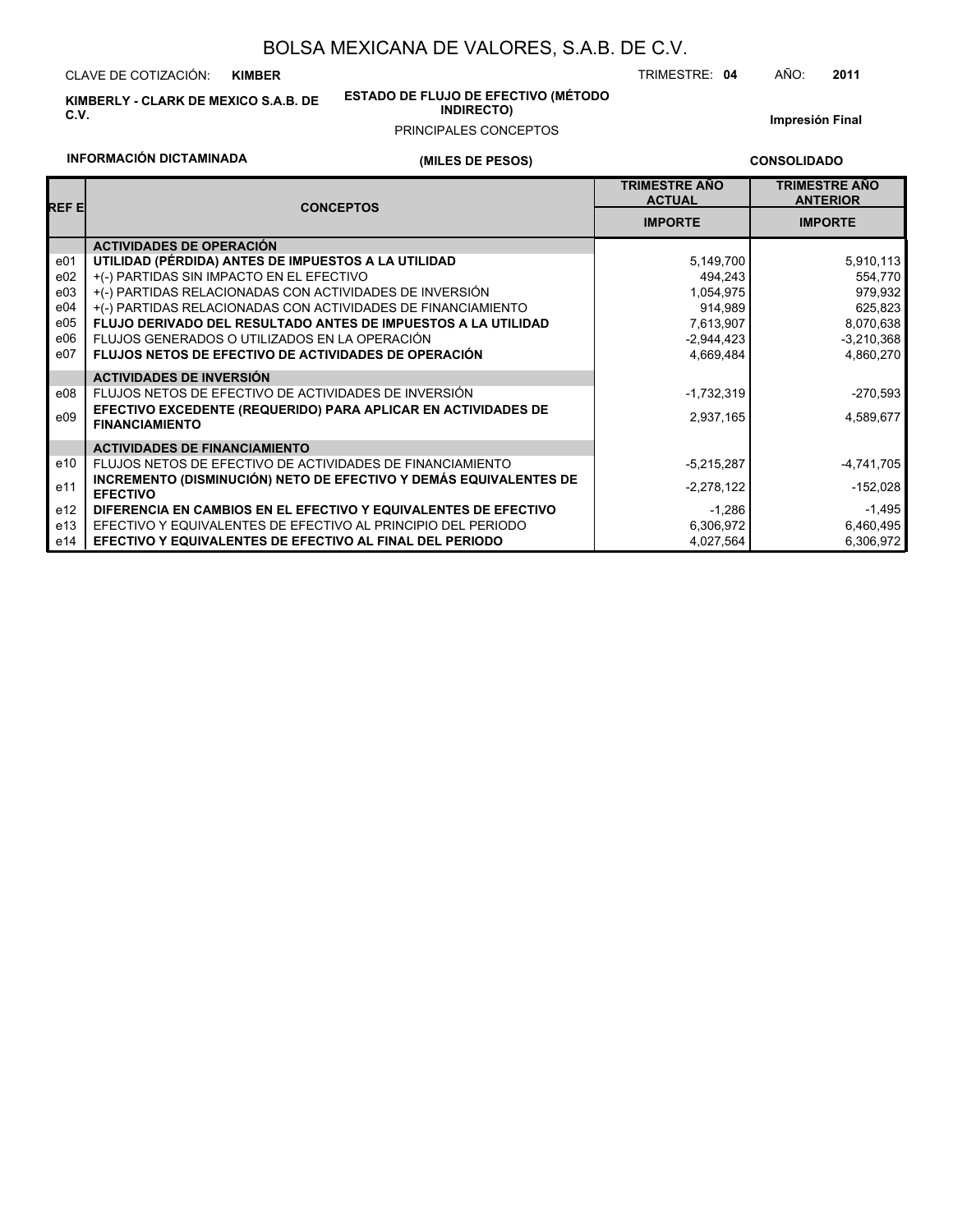# BOLSA MEXICANA DE VALORES, S.A.B. DE C.V.

CLAVE DE COTIZACIÓN: **KIMBER** TRIMESTRE: **04** AÑO: **2011**

**KIMBERLY - CLARK DE MEXICO S.A.B. DE C.V.**

**ESTADO DE FLUJO DE EFECTIVO (MÉTODO INDIRECTO)**

PRINCIPALES CONCEPTOS

**Impresión Final**

**INFORMACIÓN DICTAMINADA** **(MILES DE PESOS)** **CONSOLIDADO**

| REF E | CONCEPTOS | TRIMESTRE AÑO ACTUAL | TRIMESTRE AÑO ANTERIOR |
|---|---|---|---|
| | | IMPORTE | IMPORTE |
| | **ACTIVIDADES DE OPERACIÓN** | | |
| e01 | **UTILIDAD (PÉRDIDA) ANTES DE IMPUESTOS A LA UTILIDAD** | 5,149,700 | 5,910,113 |
| e02 | +(-) PARTIDAS SIN IMPACTO EN EL EFECTIVO | 494,243 | 554,770 |
| e03 | +(-) PARTIDAS RELACIONADAS CON ACTIVIDADES DE INVERSIÓN | 1,054,975 | 979,932 |
| e04 | +(-) PARTIDAS RELACIONADAS CON ACTIVIDADES DE FINANCIAMIENTO | 914,989 | 625,823 |
| e05 | **FLUJO DERIVADO DEL RESULTADO ANTES DE IMPUESTOS A LA UTILIDAD** | 7,613,907 | 8,070,638 |
| e06 | FLUJOS GENERADOS O UTILIZADOS EN LA OPERACIÓN | -2,944,423 | -3,210,368 |
| e07 | **FLUJOS NETOS DE EFECTIVO DE ACTIVIDADES DE OPERACIÓN** | 4,669,484 | 4,860,270 |
| | **ACTIVIDADES DE INVERSIÓN** | | |
| e08 | FLUJOS NETOS DE EFECTIVO DE ACTIVIDADES DE INVERSIÓN | -1,732,319 | -270,593 |
| e09 | **EFECTIVO EXCEDENTE (REQUERIDO) PARA APLICAR EN ACTIVIDADES DE FINANCIAMIENTO** | 2,937,165 | 4,589,677 |
| | **ACTIVIDADES DE FINANCIAMIENTO** | | |
| e10 | FLUJOS NETOS DE EFECTIVO DE ACTIVIDADES DE FINANCIAMIENTO | -5,215,287 | -4,741,705 |
| e11 | **INCREMENTO (DISMINUCIÓN) NETO DE EFECTIVO Y DEMÁS EQUIVALENTES DE EFECTIVO** | -2,278,122 | -152,028 |
| e12 | **DIFERENCIA EN CAMBIOS EN EL EFECTIVO Y EQUIVALENTES DE EFECTIVO** | -1,286 | -1,495 |
| e13 | EFECTIVO Y EQUIVALENTES DE EFECTIVO AL PRINCIPIO DEL PERIODO | 6,306,972 | 6,460,495 |
| e14 | **EFECTIVO Y EQUIVALENTES DE EFECTIVO AL FINAL DEL PERIODO** | 4,027,564 | 6,306,972 |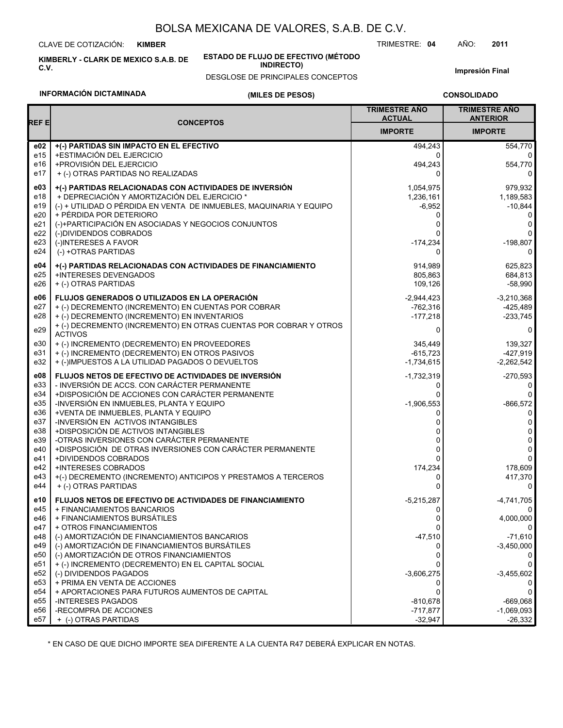# BOLSA MEXICANA DE VALORES, S.A.B. DE C.V.

CLAVE DE COTIZACIÓN: **KIMBER** TRIMESTRE: **04** AÑO: **2011**

**KIMBERLY - CLARK DE MEXICO S.A.B. DE C.V.**

**ESTADO DE FLUJO DE EFECTIVO (MÉTODO INDIRECTO)**

DESGLOSE DE PRINCIPALES CONCEPTOS

**Impresión Final**

**INFORMACIÓN DICTAMINADA** **(MILES DE PESOS)** **CONSOLIDADO**

| REF E | CONCEPTOS | TRIMESTRE AÑO ACTUAL IMPORTE | TRIMESTRE AÑO ANTERIOR IMPORTE |
|---|---|---|---|
| **e02** | **+(-) PARTIDAS SIN IMPACTO EN EL EFECTIVO** | 494,243 | 554,770 |
| e15 | +ESTIMACIÓN DEL EJERCICIO | 0 | 0 |
| e16 | +PROVISIÓN DEL EJERCICIO | 494,243 | 554,770 |
| e17 | + (-) OTRAS PARTIDAS NO REALIZADAS | 0 | 0 |
| **e03** | **+(-) PARTIDAS RELACIONADAS CON ACTIVIDADES DE INVERSIÓN** | 1,054,975 | 979,932 |
| e18 | + DEPRECIACIÓN Y AMORTIZACIÓN DEL EJERCICIO * | 1,236,161 | 1,189,583 |
| e19 | (-) + UTILIDAD O PÉRDIDA EN VENTA DE INMUEBLES, MAQUINARIA Y EQUIPO | -6,952 | -10,844 |
| e20 | + PÉRDIDA POR DETERIORO | 0 | 0 |
| e21 | (-)+PARTICIPACIÓN EN ASOCIADAS Y NEGOCIOS CONJUNTOS | 0 | 0 |
| e22 | (-)DIVIDENDOS COBRADOS | 0 | 0 |
| e23 | (-)INTERESES A FAVOR | -174,234 | -198,807 |
| e24 | (-) +OTRAS PARTIDAS | 0 | 0 |
| **e04** | **+(-) PARTIDAS RELACIONADAS CON ACTIVIDADES DE FINANCIAMIENTO** | 914,989 | 625,823 |
| e25 | +INTERESES DEVENGADOS | 805,863 | 684,813 |
| e26 | + (-) OTRAS PARTIDAS | 109,126 | -58,990 |
| **e06** | **FLUJOS GENERADOS O UTILIZADOS EN LA OPERACIÓN** | -2,944,423 | -3,210,368 |
| e27 | + (-) DECREMENTO (INCREMENTO) EN CUENTAS POR COBRAR | -762,316 | -425,489 |
| e28 | + (-) DECREMENTO (INCREMENTO) EN INVENTARIOS | -177,218 | -233,745 |
| e29 | + (-) DECREMENTO (INCREMENTO) EN OTRAS CUENTAS POR COBRAR Y OTROS ACTIVOS | 0 | 0 |
| e30 | + (-) INCREMENTO (DECREMENTO) EN PROVEEDORES | 345,449 | 139,327 |
| e31 | + (-) INCREMENTO (DECREMENTO) EN OTROS PASIVOS | -615,723 | -427,919 |
| e32 | + (-)IMPUESTOS A LA UTILIDAD PAGADOS O DEVUELTOS | -1,734,615 | -2,262,542 |
| **e08** | **FLUJOS NETOS DE EFECTIVO DE ACTIVIDADES DE INVERSIÓN** | -1,732,319 | -270,593 |
| e33 | - INVERSIÓN DE ACCS. CON CARÁCTER PERMANENTE | 0 | 0 |
| e34 | +DISPOSICIÓN DE ACCIONES CON CARÁCTER PERMANENTE | 0 | 0 |
| e35 | -INVERSIÓN EN INMUEBLES, PLANTA Y EQUIPO | -1,906,553 | -866,572 |
| e36 | +VENTA DE INMUEBLES, PLANTA Y EQUIPO | 0 | 0 |
| e37 | -INVERSIÓN EN ACTIVOS INTANGIBLES | 0 | 0 |
| e38 | +DISPOSICIÓN DE ACTIVOS INTANGIBLES | 0 | 0 |
| e39 | -OTRAS INVERSIONES CON CARÁCTER PERMANENTE | 0 | 0 |
| e40 | +DISPOSICIÓN DE OTRAS INVERSIONES CON CARÁCTER PERMANENTE | 0 | 0 |
| e41 | +DIVIDENDOS COBRADOS | 0 | 0 |
| e42 | +INTERESES COBRADOS | 174,234 | 178,609 |
| e43 | +(-) DECREMENTO (INCREMENTO) ANTICIPOS Y PRESTAMOS A TERCEROS | 0 | 417,370 |
| e44 | + (-) OTRAS PARTIDAS | 0 | 0 |
| **e10** | **FLUJOS NETOS DE EFECTIVO DE ACTIVIDADES DE FINANCIAMIENTO** | -5,215,287 | -4,741,705 |
| e45 | + FINANCIAMIENTOS BANCARIOS | 0 | 0 |
| e46 | + FINANCIAMIENTOS BURSÁTILES | 0 | 4,000,000 |
| e47 | + OTROS FINANCIAMIENTOS | 0 | 0 |
| e48 | (-) AMORTIZACIÓN DE FINANCIAMIENTOS BANCARIOS | -47,510 | -71,610 |
| e49 | (-) AMORTIZACIÓN DE FINANCIAMIENTOS BURSÁTILES | 0 | -3,450,000 |
| e50 | (-) AMORTIZACIÓN DE OTROS FINANCIAMIENTOS | 0 | 0 |
| e51 | + (-) INCREMENTO (DECREMENTO) EN EL CAPITAL SOCIAL | 0 | 0 |
| e52 | (-) DIVIDENDOS PAGADOS | -3,606,275 | -3,455,602 |
| e53 | + PRIMA EN VENTA DE ACCIONES | 0 | 0 |
| e54 | + APORTACIONES PARA FUTUROS AUMENTOS DE CAPITAL | 0 | 0 |
| e55 | -INTERESES PAGADOS | -810,678 | -669,068 |
| e56 | -RECOMPRA DE ACCIONES | -717,877 | -1,069,093 |
| e57 | + (-) OTRAS PARTIDAS | -32,947 | -26,332 |

* EN CASO DE QUE DICHO IMPORTE SEA DIFERENTE A LA CUENTA R47 DEBERÁ EXPLICAR EN NOTAS.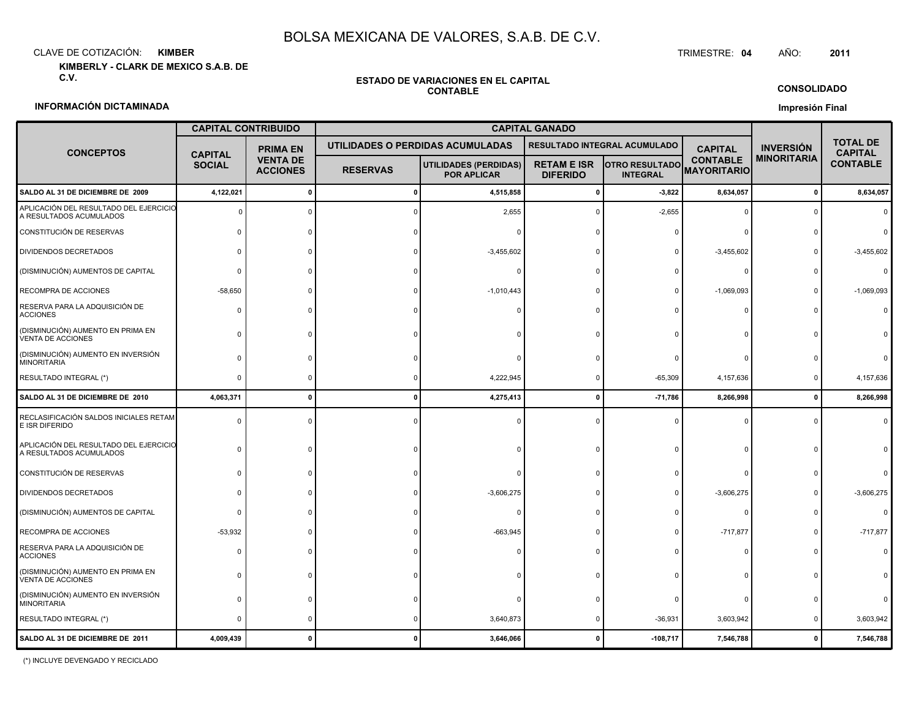# BOLSA MEXICANA DE VALORES, S.A.B. DE C.V.

CLAVE DE COTIZACIÓN: **KIMBER**

TRIMESTRE: **04** AÑO: **2011**

**KIMBERLY - CLARK DE MEXICO S.A.B. DE C.V.**

**ESTADO DE VARIACIONES EN EL CAPITAL CONTABLE**

**CONSOLIDADO**

**INFORMACIÓN DICTAMINADA**

**Impresión Final**

| CONCEPTOS | CAPITAL CONTRIBUIDO | | CAPITAL GANADO | | | | | INVERSIÓN MINORITARIA | TOTAL DE CAPITAL CONTABLE |
|---|---|---|---|---|---|---|---|---|---|
| | | | UTILIDADES O PERDIDAS ACUMULADAS | | RESULTADO INTEGRAL ACUMULADO | | | | |
| | CAPITAL SOCIAL | PRIMA EN VENTA DE ACCIONES | RESERVAS | UTILIDADES (PERDIDAS) POR APLICAR | RETAM E ISR DIFERIDO | OTRO RESULTADO INTEGRAL | CAPITAL CONTABLE MAYORITARIO | | |
| **SALDO AL 31 DE DICIEMBRE DE 2009** | **4,122,021** | **0** | **0** | **4,515,858** | **0** | **-3,822** | **8,634,057** | **0** | **8,634,057** |
| APLICACIÓN DEL RESULTADO DEL EJERCICIO A RESULTADOS ACUMULADOS | 0 | 0 | 0 | 2,655 | 0 | -2,655 | 0 | 0 | 0 |
| CONSTITUCIÓN DE RESERVAS | 0 | 0 | 0 | 0 | 0 | 0 | 0 | 0 | 0 |
| DIVIDENDOS DECRETADOS | 0 | 0 | 0 | -3,455,602 | 0 | 0 | -3,455,602 | 0 | -3,455,602 |
| (DISMINUCIÓN) AUMENTOS DE CAPITAL | 0 | 0 | 0 | 0 | 0 | 0 | 0 | 0 | 0 |
| RECOMPRA DE ACCIONES | -58,650 | 0 | 0 | -1,010,443 | 0 | 0 | -1,069,093 | 0 | -1,069,093 |
| RESERVA PARA LA ADQUISICIÓN DE ACCIONES | 0 | 0 | 0 | 0 | 0 | 0 | 0 | 0 | 0 |
| (DISMINUCIÓN) AUMENTO EN PRIMA EN VENTA DE ACCIONES | 0 | 0 | 0 | 0 | 0 | 0 | 0 | 0 | 0 |
| (DISMINUCIÓN) AUMENTO EN INVERSIÓN MINORITARIA | 0 | 0 | 0 | 0 | 0 | 0 | 0 | 0 | 0 |
| RESULTADO INTEGRAL (*) | 0 | 0 | 0 | 4,222,945 | 0 | -65,309 | 4,157,636 | 0 | 4,157,636 |
| **SALDO AL 31 DE DICIEMBRE DE 2010** | **4,063,371** | **0** | **0** | **4,275,413** | **0** | **-71,786** | **8,266,998** | **0** | **8,266,998** |
| RECLASIFICACIÓN SALDOS INICIALES RETAM E ISR DIFERIDO | 0 | 0 | 0 | 0 | 0 | 0 | 0 | 0 | 0 |
| APLICACIÓN DEL RESULTADO DEL EJERCICIO A RESULTADOS ACUMULADOS | 0 | 0 | 0 | 0 | 0 | 0 | 0 | 0 | 0 |
| CONSTITUCIÓN DE RESERVAS | 0 | 0 | 0 | 0 | 0 | 0 | 0 | 0 | 0 |
| DIVIDENDOS DECRETADOS | 0 | 0 | 0 | -3,606,275 | 0 | 0 | -3,606,275 | 0 | -3,606,275 |
| (DISMINUCIÓN) AUMENTOS DE CAPITAL | 0 | 0 | 0 | 0 | 0 | 0 | 0 | 0 | 0 |
| RECOMPRA DE ACCIONES | -53,932 | 0 | 0 | -663,945 | 0 | 0 | -717,877 | 0 | -717,877 |
| RESERVA PARA LA ADQUISICIÓN DE ACCIONES | 0 | 0 | 0 | 0 | 0 | 0 | 0 | 0 | 0 |
| (DISMINUCIÓN) AUMENTO EN PRIMA EN VENTA DE ACCIONES | 0 | 0 | 0 | 0 | 0 | 0 | 0 | 0 | 0 |
| (DISMINUCIÓN) AUMENTO EN INVERSIÓN MINORITARIA | 0 | 0 | 0 | 0 | 0 | 0 | 0 | 0 | 0 |
| RESULTADO INTEGRAL (*) | 0 | 0 | 0 | 3,640,873 | 0 | -36,931 | 3,603,942 | 0 | 3,603,942 |
| **SALDO AL 31 DE DICIEMBRE DE 2011** | **4,009,439** | **0** | **0** | **3,646,066** | **0** | **-108,717** | **7,546,788** | **0** | **7,546,788** |

(*) INCLUYE DEVENGADO Y RECICLADO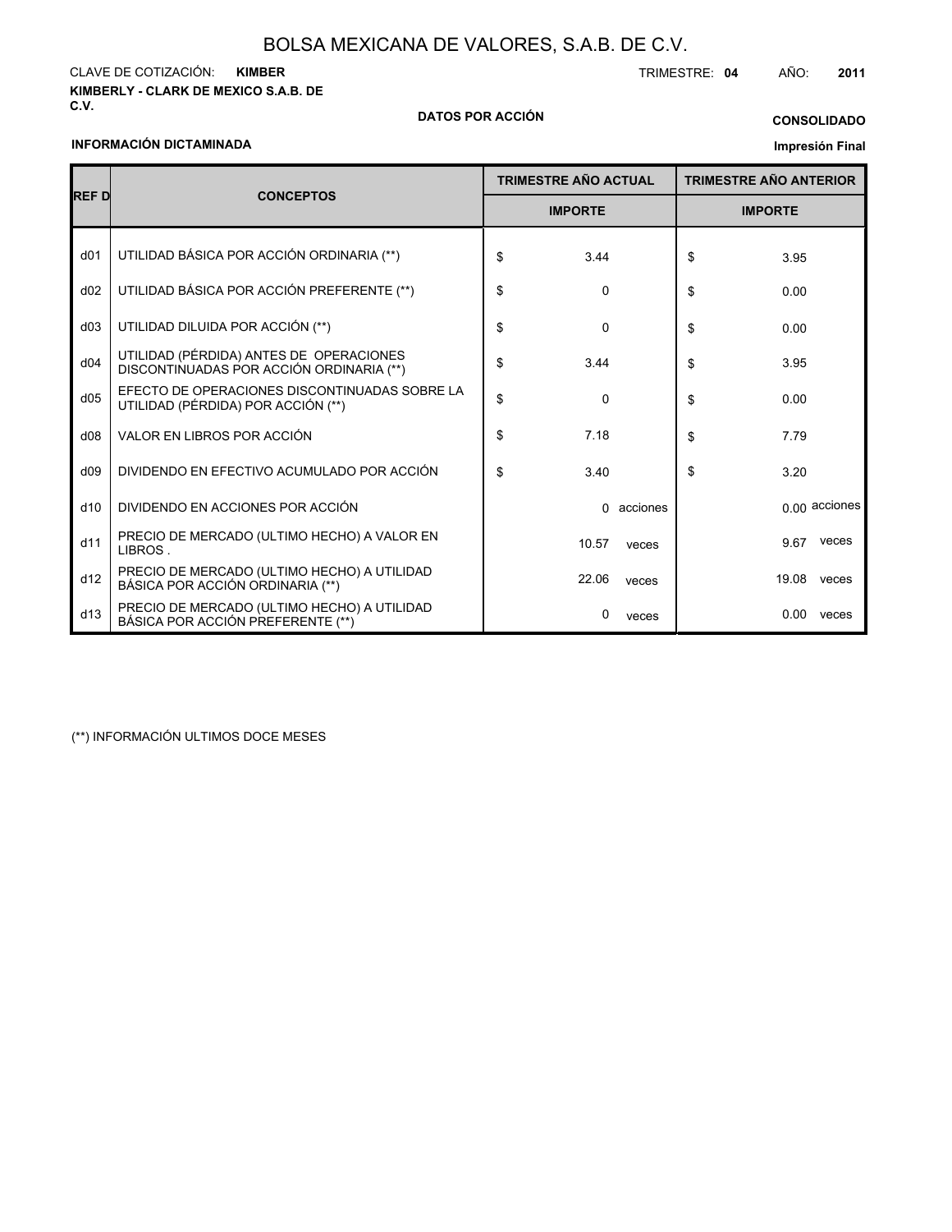# BOLSA MEXICANA DE VALORES, S.A.B. DE C.V.

CLAVE DE COTIZACIÓN: **KIMBER**

TRIMESTRE: **04** AÑO: **2011**

**KIMBERLY - CLARK DE MEXICO S.A.B. DE C.V.**

**DATOS POR ACCIÓN**

**CONSOLIDADO**

**INFORMACIÓN DICTAMINADA**

**Impresión Final**

| REF D | CONCEPTOS | TRIMESTRE AÑO ACTUAL | TRIMESTRE AÑO ANTERIOR |
|---|---|---|---|
| | | IMPORTE | IMPORTE |
| d01 | UTILIDAD BÁSICA POR ACCIÓN ORDINARIA (**) | $ 3.44 | $ 3.95 |
| d02 | UTILIDAD BÁSICA POR ACCIÓN PREFERENTE (**) | $ 0 | $ 0.00 |
| d03 | UTILIDAD DILUIDA POR ACCIÓN (**) | $ 0 | $ 0.00 |
| d04 | UTILIDAD (PÉRDIDA) ANTES DE OPERACIONES DISCONTINUADAS POR ACCIÓN ORDINARIA (**) | $ 3.44 | $ 3.95 |
| d05 | EFECTO DE OPERACIONES DISCONTINUADAS SOBRE LA UTILIDAD (PÉRDIDA) POR ACCIÓN (**) | $ 0 | $ 0.00 |
| d08 | VALOR EN LIBROS POR ACCIÓN | $ 7.18 | $ 7.79 |
| d09 | DIVIDENDO EN EFECTIVO ACUMULADO POR ACCIÓN | $ 3.40 | $ 3.20 |
| d10 | DIVIDENDO EN ACCIONES POR ACCIÓN | 0 acciones | 0.00 acciones |
| d11 | PRECIO DE MERCADO (ULTIMO HECHO) A VALOR EN LIBROS . | 10.57 veces | 9.67 veces |
| d12 | PRECIO DE MERCADO (ULTIMO HECHO) A UTILIDAD BÁSICA POR ACCIÓN ORDINARIA (**) | 22.06 veces | 19.08 veces |
| d13 | PRECIO DE MERCADO (ULTIMO HECHO) A UTILIDAD BÁSICA POR ACCIÓN PREFERENTE (**) | 0 veces | 0.00 veces |

(**) INFORMACIÓN ULTIMOS DOCE MESES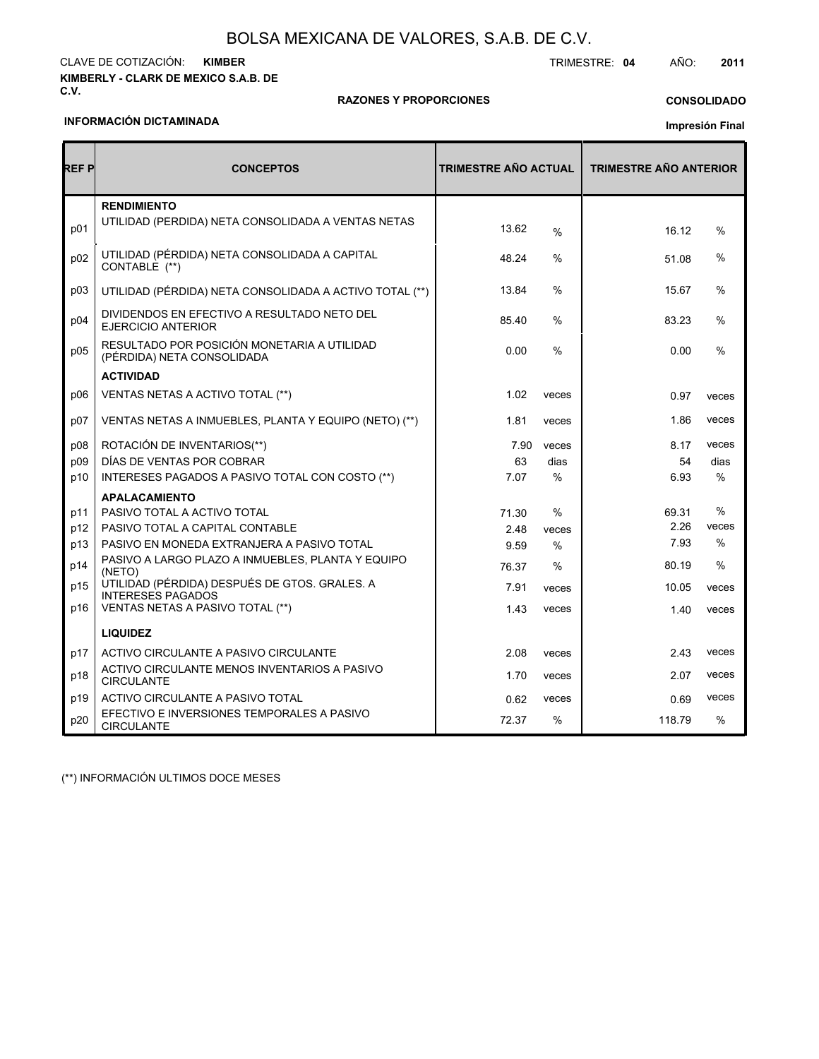# BOLSA MEXICANA DE VALORES, S.A.B. DE C.V.

CLAVE DE COTIZACIÓN: **KIMBER**

TRIMESTRE: **04** AÑO: **2011**

**KIMBERLY - CLARK DE MEXICO S.A.B. DE C.V.**

**RAZONES Y PROPORCIONES**

**CONSOLIDADO**

**INFORMACIÓN DICTAMINADA**

**Impresión Final**

| REF P | CONCEPTOS | TRIMESTRE AÑO ACTUAL | | TRIMESTRE AÑO ANTERIOR | |
|---|---|---|---|---|---|
| | **RENDIMIENTO** | | | | |
| p01 | UTILIDAD (PERDIDA) NETA CONSOLIDADA A VENTAS NETAS | 13.62 | % | 16.12 | % |
| p02 | UTILIDAD (PÉRDIDA) NETA CONSOLIDADA A CAPITAL CONTABLE (**) | 48.24 | % | 51.08 | % |
| p03 | UTILIDAD (PÉRDIDA) NETA CONSOLIDADA A ACTIVO TOTAL (**) | 13.84 | % | 15.67 | % |
| p04 | DIVIDENDOS EN EFECTIVO A RESULTADO NETO DEL EJERCICIO ANTERIOR | 85.40 | % | 83.23 | % |
| p05 | RESULTADO POR POSICIÓN MONETARIA A UTILIDAD (PÉRDIDA) NETA CONSOLIDADA | 0.00 | % | 0.00 | % |
| | **ACTIVIDAD** | | | | |
| p06 | VENTAS NETAS A ACTIVO TOTAL (**) | 1.02 | veces | 0.97 | veces |
| p07 | VENTAS NETAS A INMUEBLES, PLANTA Y EQUIPO (NETO) (**) | 1.81 | veces | 1.86 | veces |
| p08 | ROTACIÓN DE INVENTARIOS(**) | 7.90 | veces | 8.17 | veces |
| p09 | DÍAS DE VENTAS POR COBRAR | 63 | dias | 54 | dias |
| p10 | INTERESES PAGADOS A PASIVO TOTAL CON COSTO (**) | 7.07 | % | 6.93 | % |
| | **APALACAMIENTO** | | | | |
| p11 | PASIVO TOTAL A ACTIVO TOTAL | 71.30 | % | 69.31 | % |
| p12 | PASIVO TOTAL A CAPITAL CONTABLE | 2.48 | veces | 2.26 | veces |
| p13 | PASIVO EN MONEDA EXTRANJERA A PASIVO TOTAL | 9.59 | % | 7.93 | % |
| p14 | PASIVO A LARGO PLAZO A INMUEBLES, PLANTA Y EQUIPO (NETO) | 76.37 | % | 80.19 | % |
| p15 | UTILIDAD (PÉRDIDA) DESPUÉS DE GTOS. GRALES. A INTERESES PAGADOS | 7.91 | veces | 10.05 | veces |
| p16 | VENTAS NETAS A PASIVO TOTAL (**) | 1.43 | veces | 1.40 | veces |
| | **LIQUIDEZ** | | | | |
| p17 | ACTIVO CIRCULANTE A PASIVO CIRCULANTE | 2.08 | veces | 2.43 | veces |
| p18 | ACTIVO CIRCULANTE MENOS INVENTARIOS A PASIVO CIRCULANTE | 1.70 | veces | 2.07 | veces |
| p19 | ACTIVO CIRCULANTE A PASIVO TOTAL | 0.62 | veces | 0.69 | veces |
| p20 | EFECTIVO E INVERSIONES TEMPORALES A PASIVO CIRCULANTE | 72.37 | % | 118.79 | % |

(**) INFORMACIÓN ULTIMOS DOCE MESES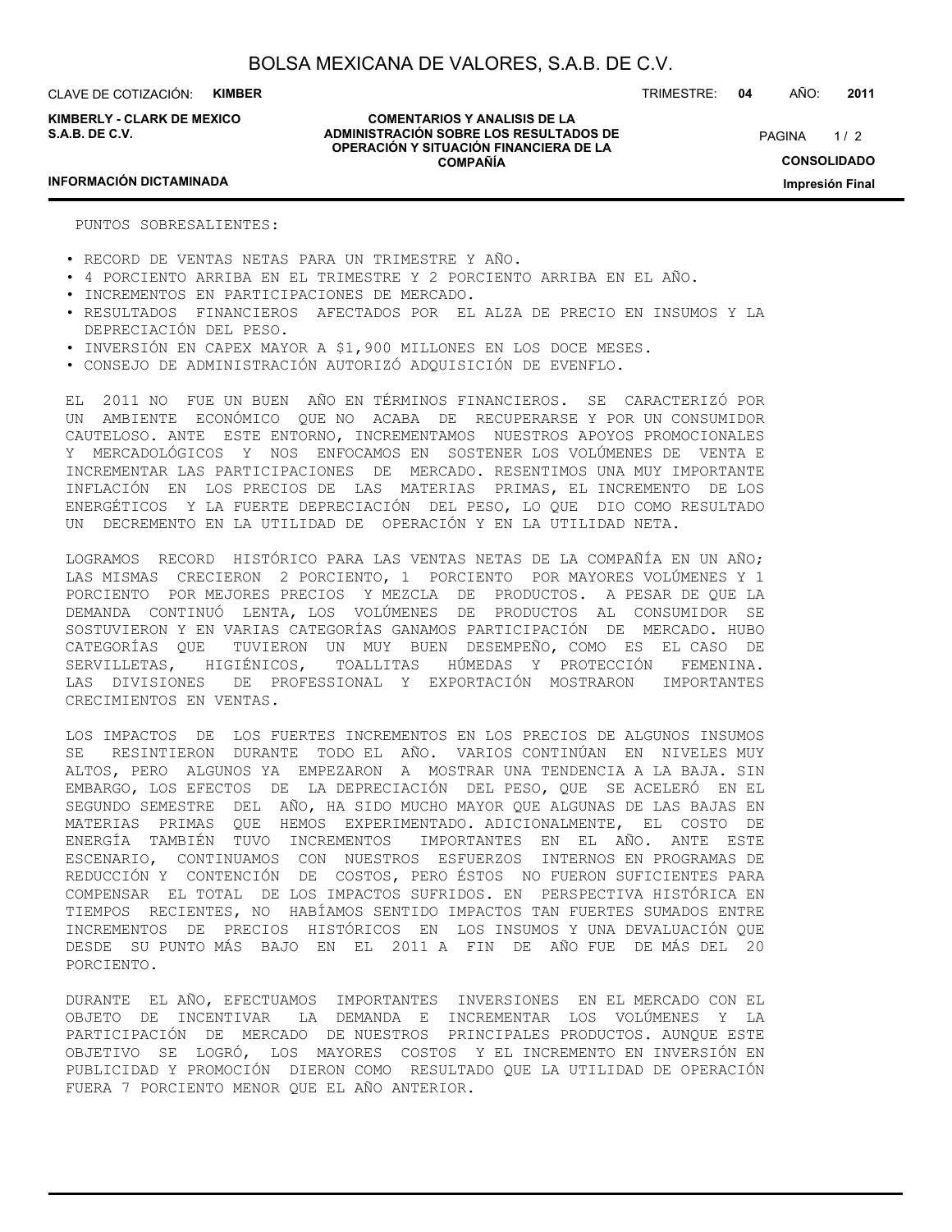PUNTOS SOBRESALIENTES:

- RECORD DE VENTAS NETAS PARA UN TRIMESTRE Y AÑO.
- 4 PORCIENTO ARRIBA EN EL TRIMESTRE Y 2 PORCIENTO ARRIBA EN EL AÑO.
- INCREMENTOS EN PARTICIPACIONES DE MERCADO.
- RESULTADOS FINANCIEROS AFECTADOS POR EL ALZA DE PRECIO EN INSUMOS Y LA DEPRECIACIÓN DEL PESO.
- INVERSIÓN EN CAPEX MAYOR A $1,900 MILLONES EN LOS DOCE MESES.
- CONSEJO DE ADMINISTRACIÓN AUTORIZÓ ADQUISICIÓN DE EVENFLO.

EL 2011 NO FUE UN BUEN AÑO EN TÉRMINOS FINANCIEROS. SE CARACTERIZÓ POR UN AMBIENTE ECONÓMICO QUE NO ACABA DE RECUPERARSE Y POR UN CONSUMIDOR CAUTELOSO. ANTE ESTE ENTORNO, INCREMENTAMOS NUESTROS APOYOS PROMOCIONALES Y MERCADOLÓGICOS Y NOS ENFOCAMOS EN SOSTENER LOS VOLÚMENES DE VENTA E INCREMENTAR LAS PARTICIPACIONES DE MERCADO. RESENTIMOS UNA MUY IMPORTANTE INFLACIÓN EN LOS PRECIOS DE LAS MATERIAS PRIMAS, EL INCREMENTO DE LOS ENERGÉTICOS Y LA FUERTE DEPRECIACIÓN DEL PESO, LO QUE DIO COMO RESULTADO UN DECREMENTO EN LA UTILIDAD DE OPERACIÓN Y EN LA UTILIDAD NETA.

LOGRAMOS RECORD HISTÓRICO PARA LAS VENTAS NETAS DE LA COMPAÑÍA EN UN AÑO; LAS MISMAS CRECIERON 2 PORCIENTO, 1 PORCIENTO POR MAYORES VOLÚMENES Y 1 PORCIENTO POR MEJORES PRECIOS Y MEZCLA DE PRODUCTOS. A PESAR DE QUE LA DEMANDA CONTINUÓ LENTA, LOS VOLÚMENES DE PRODUCTOS AL CONSUMIDOR SE SOSTUVIERON Y EN VARIAS CATEGORÍAS GANAMOS PARTICIPACIÓN DE MERCADO. HUBO CATEGORÍAS QUE TUVIERON UN MUY BUEN DESEMPEÑO, COMO ES EL CASO DE SERVILLETAS, HIGIÉNICOS, TOALLITAS HÚMEDAS Y PROTECCIÓN FEMENINA. LAS DIVISIONES DE PROFESSIONAL Y EXPORTACIÓN MOSTRARON IMPORTANTES CRECIMIENTOS EN VENTAS.

LOS IMPACTOS DE LOS FUERTES INCREMENTOS EN LOS PRECIOS DE ALGUNOS INSUMOS SE RESINTIERON DURANTE TODO EL AÑO. VARIOS CONTINÚAN EN NIVELES MUY ALTOS, PERO ALGUNOS YA EMPEZARON A MOSTRAR UNA TENDENCIA A LA BAJA. SIN EMBARGO, LOS EFECTOS DE LA DEPRECIACIÓN DEL PESO, QUE SE ACELERÓ EN EL SEGUNDO SEMESTRE DEL AÑO, HA SIDO MUCHO MAYOR QUE ALGUNAS DE LAS BAJAS EN MATERIAS PRIMAS QUE HEMOS EXPERIMENTADO. ADICIONALMENTE, EL COSTO DE ENERGÍA TAMBIÉN TUVO INCREMENTOS IMPORTANTES EN EL AÑO. ANTE ESTE ESCENARIO, CONTINUAMOS CON NUESTROS ESFUERZOS INTERNOS EN PROGRAMAS DE REDUCCIÓN Y CONTENCIÓN DE COSTOS, PERO ÉSTOS NO FUERON SUFICIENTES PARA COMPENSAR EL TOTAL DE LOS IMPACTOS SUFRIDOS. EN PERSPECTIVA HISTÓRICA EN TIEMPOS RECIENTES, NO HABÍAMOS SENTIDO IMPACTOS TAN FUERTES SUMADOS ENTRE INCREMENTOS DE PRECIOS HISTÓRICOS EN LOS INSUMOS Y UNA DEVALUACIÓN QUE DESDE SU PUNTO MÁS BAJO EN EL 2011 A FIN DE AÑO FUE DE MÁS DEL 20 PORCIENTO.

DURANTE EL AÑO, EFECTUAMOS IMPORTANTES INVERSIONES EN EL MERCADO CON EL OBJETO DE INCENTIVAR LA DEMANDA E INCREMENTAR LOS VOLÚMENES Y LA PARTICIPACIÓN DE MERCADO DE NUESTROS PRINCIPALES PRODUCTOS. AUNQUE ESTE OBJETIVO SE LOGRÓ, LOS MAYORES COSTOS Y EL INCREMENTO EN INVERSIÓN EN PUBLICIDAD Y PROMOCIÓN DIERON COMO RESULTADO QUE LA UTILIDAD DE OPERACIÓN FUERA 7 PORCIENTO MENOR QUE EL AÑO ANTERIOR.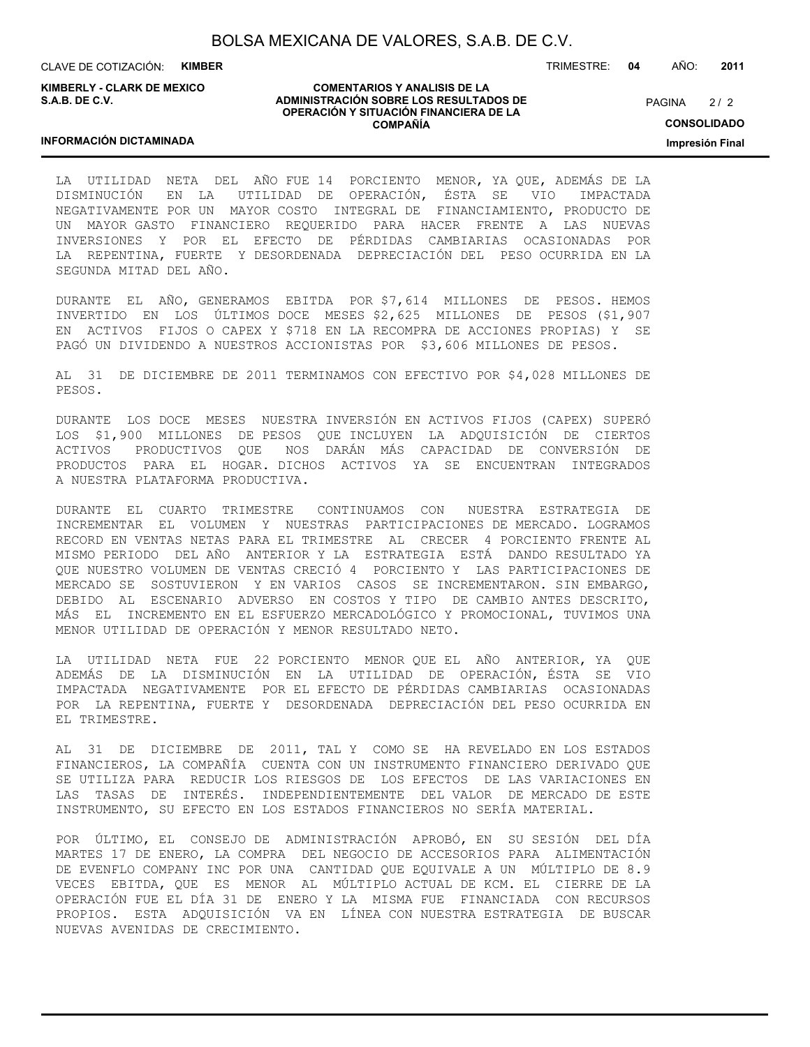LA UTILIDAD NETA DEL AÑO FUE 14 PORCIENTO MENOR, YA QUE, ADEMÁS DE LA DISMINUCIÓN EN LA UTILIDAD DE OPERACIÓN, ÉSTA SE VIO IMPACTADA NEGATIVAMENTE POR UN MAYOR COSTO INTEGRAL DE FINANCIAMIENTO, PRODUCTO DE UN MAYOR GASTO FINANCIERO REQUERIDO PARA HACER FRENTE A LAS NUEVAS INVERSIONES Y POR EL EFECTO DE PÉRDIDAS CAMBIARIAS OCASIONADAS POR LA REPENTINA, FUERTE Y DESORDENADA DEPRECIACIÓN DEL PESO OCURRIDA EN LA SEGUNDA MITAD DEL AÑO.

DURANTE EL AÑO, GENERAMOS EBITDA POR $7,614 MILLONES DE PESOS. HEMOS INVERTIDO EN LOS ÚLTIMOS DOCE MESES $2,625 MILLONES DE PESOS ($1,907 EN ACTIVOS FIJOS O CAPEX Y $718 EN LA RECOMPRA DE ACCIONES PROPIAS) Y SE PAGÓ UN DIVIDENDO A NUESTROS ACCIONISTAS POR $3,606 MILLONES DE PESOS.

AL 31 DE DICIEMBRE DE 2011 TERMINAMOS CON EFECTIVO POR $4,028 MILLONES DE PESOS.

DURANTE LOS DOCE MESES NUESTRA INVERSIÓN EN ACTIVOS FIJOS (CAPEX) SUPERÓ LOS $1,900 MILLONES DE PESOS QUE INCLUYEN LA ADQUISICIÓN DE CIERTOS ACTIVOS PRODUCTIVOS QUE NOS DARÁN MÁS CAPACIDAD DE CONVERSIÓN DE PRODUCTOS PARA EL HOGAR. DICHOS ACTIVOS YA SE ENCUENTRAN INTEGRADOS A NUESTRA PLATAFORMA PRODUCTIVA.

DURANTE EL CUARTO TRIMESTRE CONTINUAMOS CON NUESTRA ESTRATEGIA DE INCREMENTAR EL VOLUMEN Y NUESTRAS PARTICIPACIONES DE MERCADO. LOGRAMOS RECORD EN VENTAS NETAS PARA EL TRIMESTRE AL CRECER 4 PORCIENTO FRENTE AL MISMO PERIODO DEL AÑO ANTERIOR Y LA ESTRATEGIA ESTÁ DANDO RESULTADO YA QUE NUESTRO VOLUMEN DE VENTAS CRECIÓ 4 PORCIENTO Y LAS PARTICIPACIONES DE MERCADO SE SOSTUVIERON Y EN VARIOS CASOS SE INCREMENTARON. SIN EMBARGO, DEBIDO AL ESCENARIO ADVERSO EN COSTOS Y TIPO DE CAMBIO ANTES DESCRITO, MÁS EL INCREMENTO EN EL ESFUERZO MERCADOLÓGICO Y PROMOCIONAL, TUVIMOS UNA MENOR UTILIDAD DE OPERACIÓN Y MENOR RESULTADO NETO.

LA UTILIDAD NETA FUE 22 PORCIENTO MENOR QUE EL AÑO ANTERIOR, YA QUE ADEMÁS DE LA DISMINUCIÓN EN LA UTILIDAD DE OPERACIÓN, ÉSTA SE VIO IMPACTADA NEGATIVAMENTE POR EL EFECTO DE PÉRDIDAS CAMBIARIAS OCASIONADAS POR LA REPENTINA, FUERTE Y DESORDENADA DEPRECIACIÓN DEL PESO OCURRIDA EN EL TRIMESTRE.

AL 31 DE DICIEMBRE DE 2011, TAL Y COMO SE HA REVELADO EN LOS ESTADOS FINANCIEROS, LA COMPAÑÍA CUENTA CON UN INSTRUMENTO FINANCIERO DERIVADO QUE SE UTILIZA PARA REDUCIR LOS RIESGOS DE LOS EFECTOS DE LAS VARIACIONES EN LAS TASAS DE INTERÉS. INDEPENDIENTEMENTE DEL VALOR DE MERCADO DE ESTE INSTRUMENTO, SU EFECTO EN LOS ESTADOS FINANCIEROS NO SERÍA MATERIAL.

POR ÚLTIMO, EL CONSEJO DE ADMINISTRACIÓN APROBÓ, EN SU SESIÓN DEL DÍA MARTES 17 DE ENERO, LA COMPRA DEL NEGOCIO DE ACCESORIOS PARA ALIMENTACIÓN DE EVENFLO COMPANY INC POR UNA CANTIDAD QUE EQUIVALE A UN MÚLTIPLO DE 8.9 VECES EBITDA, QUE ES MENOR AL MÚLTIPLO ACTUAL DE KCM. EL CIERRE DE LA OPERACIÓN FUE EL DÍA 31 DE ENERO Y LA MISMA FUE FINANCIADA CON RECURSOS PROPIOS. ESTA ADQUISICIÓN VA EN LÍNEA CON NUESTRA ESTRATEGIA DE BUSCAR NUEVAS AVENIDAS DE CRECIMIENTO.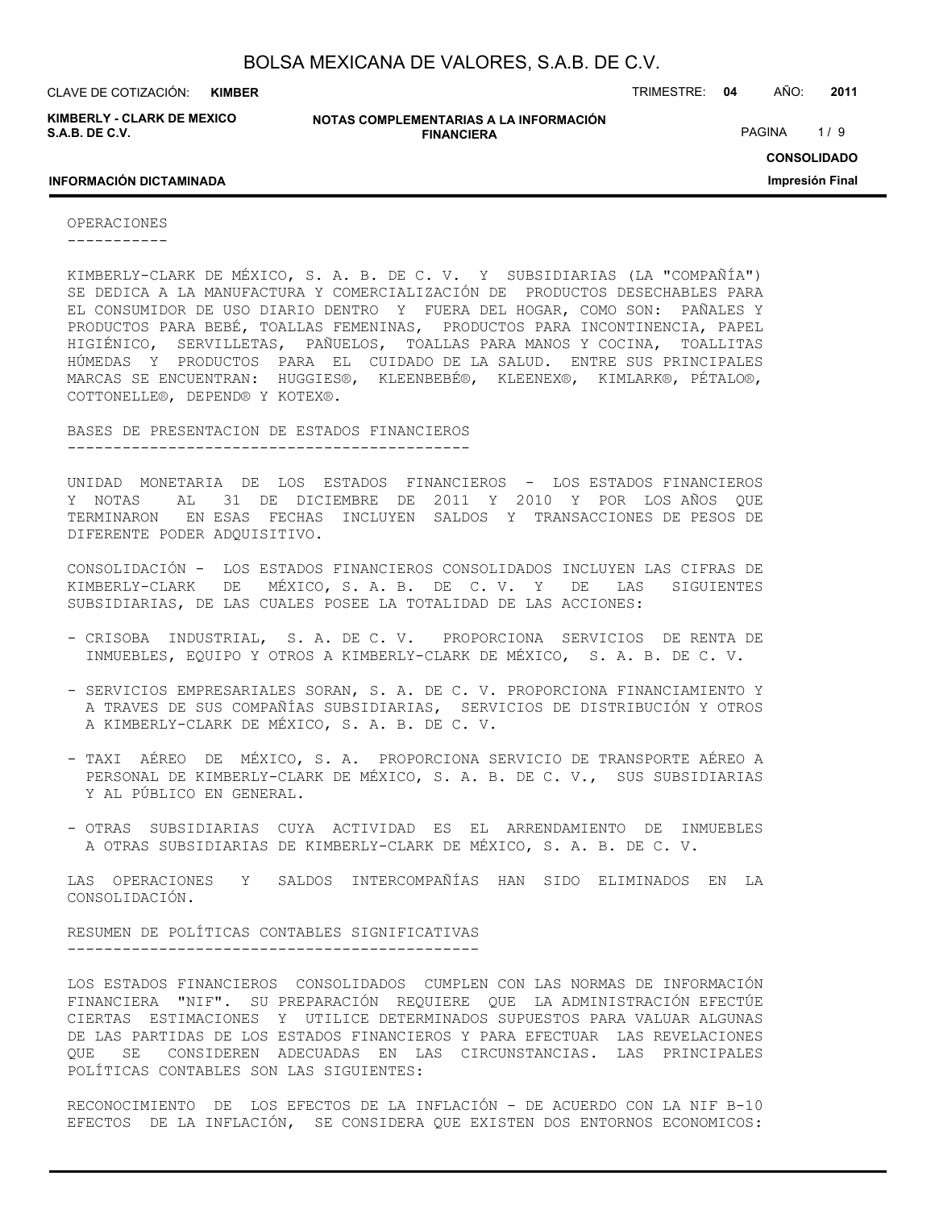## OPERACIONES

KIMBERLY-CLARK DE MÉXICO, S. A. B. DE C. V. Y SUBSIDIARIAS (LA "COMPAÑÍA") SE DEDICA A LA MANUFACTURA Y COMERCIALIZACIÓN DE PRODUCTOS DESECHABLES PARA EL CONSUMIDOR DE USO DIARIO DENTRO Y FUERA DEL HOGAR, COMO SON: PAÑALES Y PRODUCTOS PARA BEBÉ, TOALLAS FEMENINAS, PRODUCTOS PARA INCONTINENCIA, PAPEL HIGIÉNICO, SERVILLETAS, PAÑUELOS, TOALLAS PARA MANOS Y COCINA, TOALLITAS HÚMEDAS Y PRODUCTOS PARA EL CUIDADO DE LA SALUD. ENTRE SUS PRINCIPALES MARCAS SE ENCUENTRAN: HUGGIES®, KLEENBEBÉ®, KLEENEX®, KIMLARK®, PÉTALO®, COTTONELLE®, DEPEND® Y KOTEX®.

## BASES DE PRESENTACION DE ESTADOS FINANCIEROS

UNIDAD MONETARIA DE LOS ESTADOS FINANCIEROS - LOS ESTADOS FINANCIEROS Y NOTAS AL 31 DE DICIEMBRE DE 2011 Y 2010 Y POR LOS AÑOS QUE TERMINARON EN ESAS FECHAS INCLUYEN SALDOS Y TRANSACCIONES DE PESOS DE DIFERENTE PODER ADQUISITIVO.

CONSOLIDACIÓN - LOS ESTADOS FINANCIEROS CONSOLIDADOS INCLUYEN LAS CIFRAS DE KIMBERLY-CLARK DE MÉXICO, S. A. B. DE C. V. Y DE LAS SIGUIENTES SUBSIDIARIAS, DE LAS CUALES POSEE LA TOTALIDAD DE LAS ACCIONES:

- CRISOBA INDUSTRIAL, S. A. DE C. V. PROPORCIONA SERVICIOS DE RENTA DE INMUEBLES, EQUIPO Y OTROS A KIMBERLY-CLARK DE MÉXICO, S. A. B. DE C. V.
- SERVICIOS EMPRESARIALES SORAN, S. A. DE C. V. PROPORCIONA FINANCIAMIENTO Y A TRAVES DE SUS COMPAÑÍAS SUBSIDIARIAS, SERVICIOS DE DISTRIBUCIÓN Y OTROS A KIMBERLY-CLARK DE MÉXICO, S. A. B. DE C. V.
- TAXI AÉREO DE MÉXICO, S. A. PROPORCIONA SERVICIO DE TRANSPORTE AÉREO A PERSONAL DE KIMBERLY-CLARK DE MÉXICO, S. A. B. DE C. V., SUS SUBSIDIARIAS Y AL PÚBLICO EN GENERAL.
- OTRAS SUBSIDIARIAS CUYA ACTIVIDAD ES EL ARRENDAMIENTO DE INMUEBLES A OTRAS SUBSIDIARIAS DE KIMBERLY-CLARK DE MÉXICO, S. A. B. DE C. V.

LAS OPERACIONES Y SALDOS INTERCOMPAÑÍAS HAN SIDO ELIMINADOS EN LA CONSOLIDACIÓN.

## RESUMEN DE POLÍTICAS CONTABLES SIGNIFICATIVAS

LOS ESTADOS FINANCIEROS CONSOLIDADOS CUMPLEN CON LAS NORMAS DE INFORMACIÓN FINANCIERA "NIF". SU PREPARACIÓN REQUIERE QUE LA ADMINISTRACIÓN EFECTÚE CIERTAS ESTIMACIONES Y UTILICE DETERMINADOS SUPUESTOS PARA VALUAR ALGUNAS DE LAS PARTIDAS DE LOS ESTADOS FINANCIEROS Y PARA EFECTUAR LAS REVELACIONES QUE SE CONSIDEREN ADECUADAS EN LAS CIRCUNSTANCIAS. LAS PRINCIPALES POLÍTICAS CONTABLES SON LAS SIGUIENTES:

RECONOCIMIENTO DE LOS EFECTOS DE LA INFLACIÓN - DE ACUERDO CON LA NIF B-10 EFECTOS DE LA INFLACIÓN, SE CONSIDERA QUE EXISTEN DOS ENTORNOS ECONOMICOS: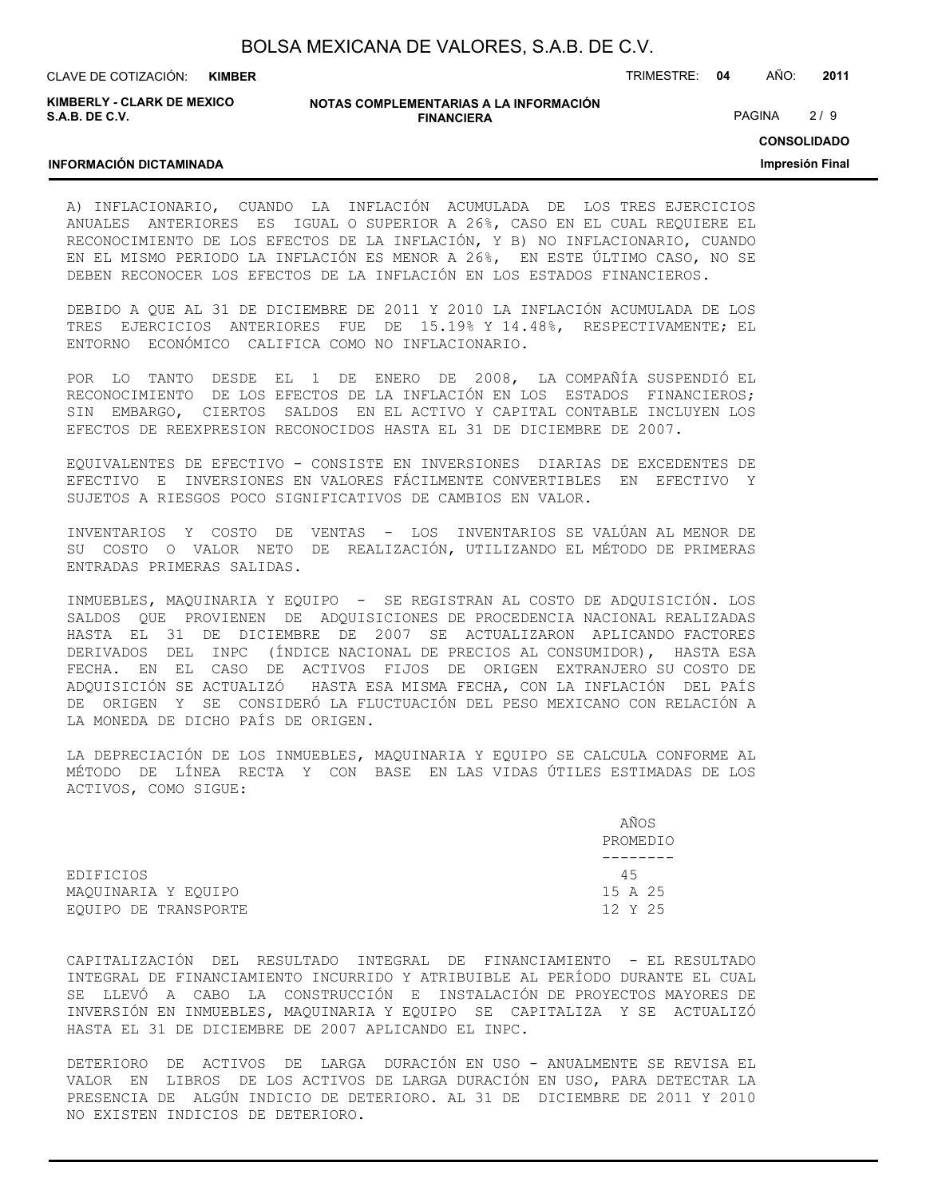A) INFLACIONARIO, CUANDO LA INFLACIÓN ACUMULADA DE LOS TRES EJERCICIOS ANUALES ANTERIORES ES IGUAL O SUPERIOR A 26%, CASO EN EL CUAL REQUIERE EL RECONOCIMIENTO DE LOS EFECTOS DE LA INFLACIÓN, Y B) NO INFLACIONARIO, CUANDO EN EL MISMO PERIODO LA INFLACIÓN ES MENOR A 26%, EN ESTE ÚLTIMO CASO, NO SE DEBEN RECONOCER LOS EFECTOS DE LA INFLACIÓN EN LOS ESTADOS FINANCIEROS.

DEBIDO A QUE AL 31 DE DICIEMBRE DE 2011 Y 2010 LA INFLACIÓN ACUMULADA DE LOS TRES EJERCICIOS ANTERIORES FUE DE 15.19% Y 14.48%, RESPECTIVAMENTE; EL ENTORNO ECONÓMICO CALIFICA COMO NO INFLACIONARIO.

POR LO TANTO DESDE EL 1 DE ENERO DE 2008, LA COMPAÑÍA SUSPENDIÓ EL RECONOCIMIENTO DE LOS EFECTOS DE LA INFLACIÓN EN LOS ESTADOS FINANCIEROS; SIN EMBARGO, CIERTOS SALDOS EN EL ACTIVO Y CAPITAL CONTABLE INCLUYEN LOS EFECTOS DE REEXPRESION RECONOCIDOS HASTA EL 31 DE DICIEMBRE DE 2007.

EQUIVALENTES DE EFECTIVO - CONSISTE EN INVERSIONES DIARIAS DE EXCEDENTES DE EFECTIVO E INVERSIONES EN VALORES FÁCILMENTE CONVERTIBLES EN EFECTIVO Y SUJETOS A RIESGOS POCO SIGNIFICATIVOS DE CAMBIOS EN VALOR.

INVENTARIOS Y COSTO DE VENTAS - LOS INVENTARIOS SE VALÚAN AL MENOR DE SU COSTO O VALOR NETO DE REALIZACIÓN, UTILIZANDO EL MÉTODO DE PRIMERAS ENTRADAS PRIMERAS SALIDAS.

INMUEBLES, MAQUINARIA Y EQUIPO - SE REGISTRAN AL COSTO DE ADQUISICIÓN. LOS SALDOS QUE PROVIENEN DE ADQUISICIONES DE PROCEDENCIA NACIONAL REALIZADAS HASTA EL 31 DE DICIEMBRE DE 2007 SE ACTUALIZARON APLICANDO FACTORES DERIVADOS DEL INPC (ÍNDICE NACIONAL DE PRECIOS AL CONSUMIDOR), HASTA ESA FECHA. EN EL CASO DE ACTIVOS FIJOS DE ORIGEN EXTRANJERO SU COSTO DE ADQUISICIÓN SE ACTUALIZÓ HASTA ESA MISMA FECHA, CON LA INFLACIÓN DEL PAÍS DE ORIGEN Y SE CONSIDERÓ LA FLUCTUACIÓN DEL PESO MEXICANO CON RELACIÓN A LA MONEDA DE DICHO PAÍS DE ORIGEN.

LA DEPRECIACIÓN DE LOS INMUEBLES, MAQUINARIA Y EQUIPO SE CALCULA CONFORME AL MÉTODO DE LÍNEA RECTA Y CON BASE EN LAS VIDAS ÚTILES ESTIMADAS DE LOS ACTIVOS, COMO SIGUE:

| | AÑOS PROMEDIO |
|---|---|
| EDIFICIOS | 45 |
| MAQUINARIA Y EQUIPO | 15 A 25 |
| EQUIPO DE TRANSPORTE | 12 Y 25 |

CAPITALIZACIÓN DEL RESULTADO INTEGRAL DE FINANCIAMIENTO - EL RESULTADO INTEGRAL DE FINANCIAMIENTO INCURRIDO Y ATRIBUIBLE AL PERÍODO DURANTE EL CUAL SE LLEVÓ A CABO LA CONSTRUCCIÓN E INSTALACIÓN DE PROYECTOS MAYORES DE INVERSIÓN EN INMUEBLES, MAQUINARIA Y EQUIPO SE CAPITALIZA Y SE ACTUALIZÓ HASTA EL 31 DE DICIEMBRE DE 2007 APLICANDO EL INPC.

DETERIORO DE ACTIVOS DE LARGA DURACIÓN EN USO - ANUALMENTE SE REVISA EL VALOR EN LIBROS DE LOS ACTIVOS DE LARGA DURACIÓN EN USO, PARA DETECTAR LA PRESENCIA DE ALGÚN INDICIO DE DETERIORO. AL 31 DE DICIEMBRE DE 2011 Y 2010 NO EXISTEN INDICIOS DE DETERIORO.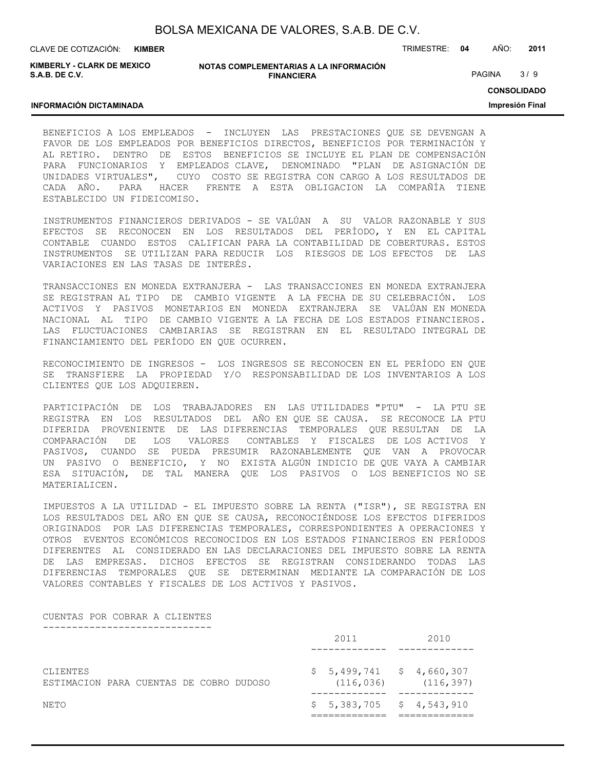BENEFICIOS A LOS EMPLEADOS - INCLUYEN LAS PRESTACIONES QUE SE DEVENGAN A FAVOR DE LOS EMPLEADOS POR BENEFICIOS DIRECTOS, BENEFICIOS POR TERMINACIÓN Y AL RETIRO. DENTRO DE ESTOS BENEFICIOS SE INCLUYE EL PLAN DE COMPENSACIÓN PARA FUNCIONARIOS Y EMPLEADOS CLAVE, DENOMINADO "PLAN DE ASIGNACIÓN DE UNIDADES VIRTUALES", CUYO COSTO SE REGISTRA CON CARGO A LOS RESULTADOS DE CADA AÑO. PARA HACER FRENTE A ESTA OBLIGACION LA COMPAÑÍA TIENE ESTABLECIDO UN FIDEICOMISO.

INSTRUMENTOS FINANCIEROS DERIVADOS - SE VALÚAN A SU VALOR RAZONABLE Y SUS EFECTOS SE RECONOCEN EN LOS RESULTADOS DEL PERÍODO, Y EN EL CAPITAL CONTABLE CUANDO ESTOS CALIFICAN PARA LA CONTABILIDAD DE COBERTURAS. ESTOS INSTRUMENTOS SE UTILIZAN PARA REDUCIR LOS RIESGOS DE LOS EFECTOS DE LAS VARIACIONES EN LAS TASAS DE INTERÉS.

TRANSACCIONES EN MONEDA EXTRANJERA - LAS TRANSACCIONES EN MONEDA EXTRANJERA SE REGISTRAN AL TIPO DE CAMBIO VIGENTE A LA FECHA DE SU CELEBRACIÓN. LOS ACTIVOS Y PASIVOS MONETARIOS EN MONEDA EXTRANJERA SE VALÚAN EN MONEDA NACIONAL AL TIPO DE CAMBIO VIGENTE A LA FECHA DE LOS ESTADOS FINANCIEROS. LAS FLUCTUACIONES CAMBIARIAS SE REGISTRAN EN EL RESULTADO INTEGRAL DE FINANCIAMIENTO DEL PERÍODO EN QUE OCURREN.

RECONOCIMIENTO DE INGRESOS - LOS INGRESOS SE RECONOCEN EN EL PERÍODO EN QUE SE TRANSFIERE LA PROPIEDAD Y/O RESPONSABILIDAD DE LOS INVENTARIOS A LOS CLIENTES QUE LOS ADQUIEREN.

PARTICIPACIÓN DE LOS TRABAJADORES EN LAS UTILIDADES "PTU" - LA PTU SE REGISTRA EN LOS RESULTADOS DEL AÑO EN QUE SE CAUSA. SE RECONOCE LA PTU DIFERIDA PROVENIENTE DE LAS DIFERENCIAS TEMPORALES QUE RESULTAN DE LA COMPARACIÓN DE LOS VALORES CONTABLES Y FISCALES DE LOS ACTIVOS Y PASIVOS, CUANDO SE PUEDA PRESUMIR RAZONABLEMENTE QUE VAN A PROVOCAR UN PASIVO O BENEFICIO, Y NO EXISTA ALGÚN INDICIO DE QUE VAYA A CAMBIAR ESA SITUACIÓN, DE TAL MANERA QUE LOS PASIVOS O LOS BENEFICIOS NO SE MATERIALICEN.

IMPUESTOS A LA UTILIDAD - EL IMPUESTO SOBRE LA RENTA ("ISR"), SE REGISTRA EN LOS RESULTADOS DEL AÑO EN QUE SE CAUSA, RECONOCIÉNDOSE LOS EFECTOS DIFERIDOS ORIGINADOS POR LAS DIFERENCIAS TEMPORALES, CORRESPONDIENTES A OPERACIONES Y OTROS EVENTOS ECONÓMICOS RECONOCIDOS EN LOS ESTADOS FINANCIEROS EN PERÍODOS DIFERENTES AL CONSIDERADO EN LAS DECLARACIONES DEL IMPUESTO SOBRE LA RENTA DE LAS EMPRESAS. DICHOS EFECTOS SE REGISTRAN CONSIDERANDO TODAS LAS DIFERENCIAS TEMPORALES QUE SE DETERMINAN MEDIANTE LA COMPARACIÓN DE LOS VALORES CONTABLES Y FISCALES DE LOS ACTIVOS Y PASIVOS.

CUENTAS POR COBRAR A CLIENTES

| | 2011 | 2010 |
|---|---|---|
| CLIENTES | $ 5,499,741 | $ 4,660,307 |
| ESTIMACION PARA CUENTAS DE COBRO DUDOSO | (116,036) | (116,397) |
| NETO | $ 5,383,705 | $ 4,543,910 |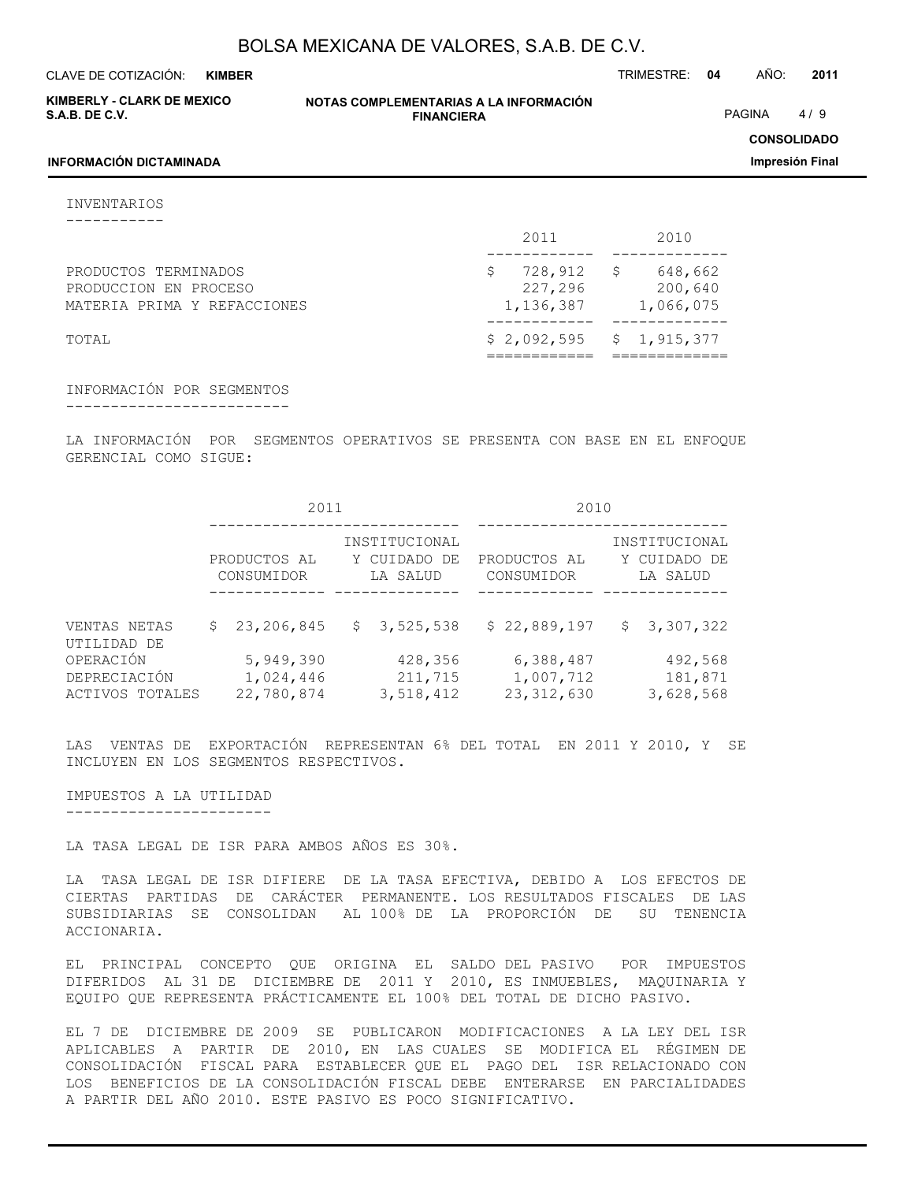## INVENTARIOS

| | 2011 | 2010 |
|---|---|---|
| PRODUCTOS TERMINADOS | $ 728,912 | $ 648,662 |
| PRODUCCION EN PROCESO | 227,296 | 200,640 |
| MATERIA PRIMA Y REFACCIONES | 1,136,387 | 1,066,075 |
| TOTAL | $ 2,092,595 | $ 1,915,377 |

## INFORMACIÓN POR SEGMENTOS

LA INFORMACIÓN POR SEGMENTOS OPERATIVOS SE PRESENTA CON BASE EN EL ENFOQUE GERENCIAL COMO SIGUE:

| | 2011 | | 2010 | |
|---|---|---|---|---|
| | PRODUCTOS AL CONSUMIDOR | INSTITUCIONAL Y CUIDADO DE LA SALUD | PRODUCTOS AL CONSUMIDOR | INSTITUCIONAL Y CUIDADO DE LA SALUD |
| VENTAS NETAS | $ 23,206,845 | $ 3,525,538 | $ 22,889,197 | $ 3,307,322 |
| UTILIDAD DE OPERACIÓN | 5,949,390 | 428,356 | 6,388,487 | 492,568 |
| DEPRECIACIÓN | 1,024,446 | 211,715 | 1,007,712 | 181,871 |
| ACTIVOS TOTALES | 22,780,874 | 3,518,412 | 23,312,630 | 3,628,568 |

LAS VENTAS DE EXPORTACIÓN REPRESENTAN 6% DEL TOTAL EN 2011 Y 2010, Y SE INCLUYEN EN LOS SEGMENTOS RESPECTIVOS.

## IMPUESTOS A LA UTILIDAD

LA TASA LEGAL DE ISR PARA AMBOS AÑOS ES 30%.

LA TASA LEGAL DE ISR DIFIERE DE LA TASA EFECTIVA, DEBIDO A LOS EFECTOS DE CIERTAS PARTIDAS DE CARÁCTER PERMANENTE. LOS RESULTADOS FISCALES DE LAS SUBSIDIARIAS SE CONSOLIDAN AL 100% DE LA PROPORCIÓN DE SU TENENCIA ACCIONARIA.

EL PRINCIPAL CONCEPTO QUE ORIGINA EL SALDO DEL PASIVO POR IMPUESTOS DIFERIDOS AL 31 DE DICIEMBRE DE 2011 Y 2010, ES INMUEBLES, MAQUINARIA Y EQUIPO QUE REPRESENTA PRÁCTICAMENTE EL 100% DEL TOTAL DE DICHO PASIVO.

EL 7 DE DICIEMBRE DE 2009 SE PUBLICARON MODIFICACIONES A LA LEY DEL ISR APLICABLES A PARTIR DE 2010, EN LAS CUALES SE MODIFICA EL RÉGIMEN DE CONSOLIDACIÓN FISCAL PARA ESTABLECER QUE EL PAGO DEL ISR RELACIONADO CON LOS BENEFICIOS DE LA CONSOLIDACIÓN FISCAL DEBE ENTERARSE EN PARCIALIDADES A PARTIR DEL AÑO 2010. ESTE PASIVO ES POCO SIGNIFICATIVO.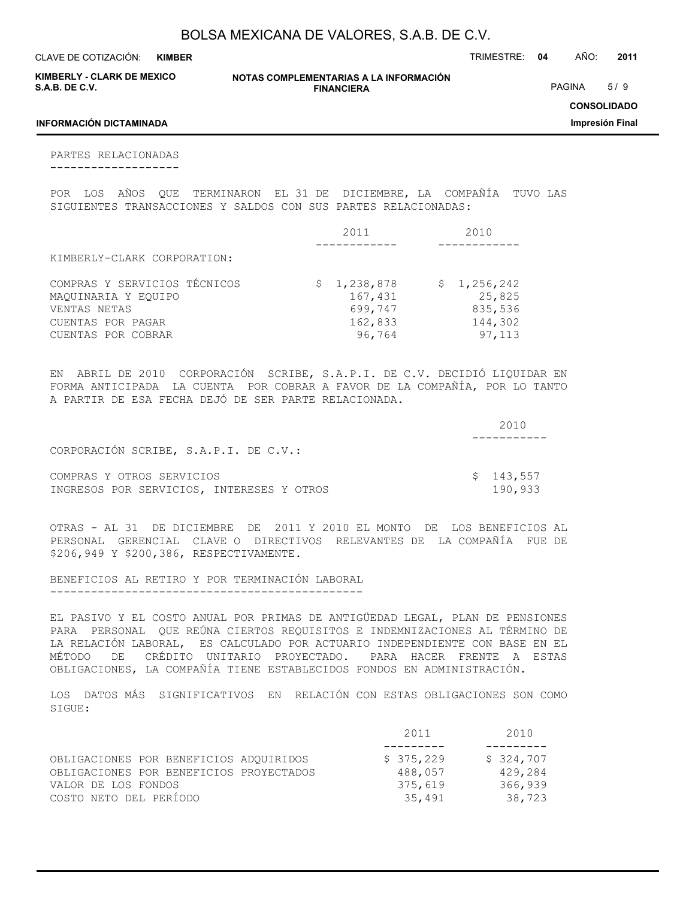## PARTES RELACIONADAS

POR LOS AÑOS QUE TERMINARON EL 31 DE DICIEMBRE, LA COMPAÑÍA TUVO LAS SIGUIENTES TRANSACCIONES Y SALDOS CON SUS PARTES RELACIONADAS:

| | 2011 | 2010 |
|---|---|---|
| KIMBERLY-CLARK CORPORATION: | | |
| COMPRAS Y SERVICIOS TÉCNICOS | $ 1,238,878 | $ 1,256,242 |
| MAQUINARIA Y EQUIPO | 167,431 | 25,825 |
| VENTAS NETAS | 699,747 | 835,536 |
| CUENTAS POR PAGAR | 162,833 | 144,302 |
| CUENTAS POR COBRAR | 96,764 | 97,113 |

EN ABRIL DE 2010 CORPORACIÓN SCRIBE, S.A.P.I. DE C.V. DECIDIÓ LIQUIDAR EN FORMA ANTICIPADA LA CUENTA POR COBRAR A FAVOR DE LA COMPAÑÍA, POR LO TANTO A PARTIR DE ESA FECHA DEJÓ DE SER PARTE RELACIONADA.

| | 2010 |
|---|---|
| CORPORACIÓN SCRIBE, S.A.P.I. DE C.V.: | |
| COMPRAS Y OTROS SERVICIOS | $ 143,557 |
| INGRESOS POR SERVICIOS, INTERESES Y OTROS | 190,933 |

OTRAS - AL 31 DE DICIEMBRE DE 2011 Y 2010 EL MONTO DE LOS BENEFICIOS AL PERSONAL GERENCIAL CLAVE O DIRECTIVOS RELEVANTES DE LA COMPAÑÍA FUE DE $206,949 Y $200,386, RESPECTIVAMENTE.

## BENEFICIOS AL RETIRO Y POR TERMINACIÓN LABORAL

EL PASIVO Y EL COSTO ANUAL POR PRIMAS DE ANTIGÜEDAD LEGAL, PLAN DE PENSIONES PARA PERSONAL QUE REÚNA CIERTOS REQUISITOS E INDEMNIZACIONES AL TÉRMINO DE LA RELACIÓN LABORAL, ES CALCULADO POR ACTUARIO INDEPENDIENTE CON BASE EN EL MÉTODO DE CRÉDITO UNITARIO PROYECTADO. PARA HACER FRENTE A ESTAS OBLIGACIONES, LA COMPAÑÍA TIENE ESTABLECIDOS FONDOS EN ADMINISTRACIÓN.

LOS DATOS MÁS SIGNIFICATIVOS EN RELACIÓN CON ESTAS OBLIGACIONES SON COMO SIGUE:

| | 2011 | 2010 |
|---|---|---|
| OBLIGACIONES POR BENEFICIOS ADQUIRIDOS | $ 375,229 | $ 324,707 |
| OBLIGACIONES POR BENEFICIOS PROYECTADOS | 488,057 | 429,284 |
| VALOR DE LOS FONDOS | 375,619 | 366,939 |
| COSTO NETO DEL PERÍODO | 35,491 | 38,723 |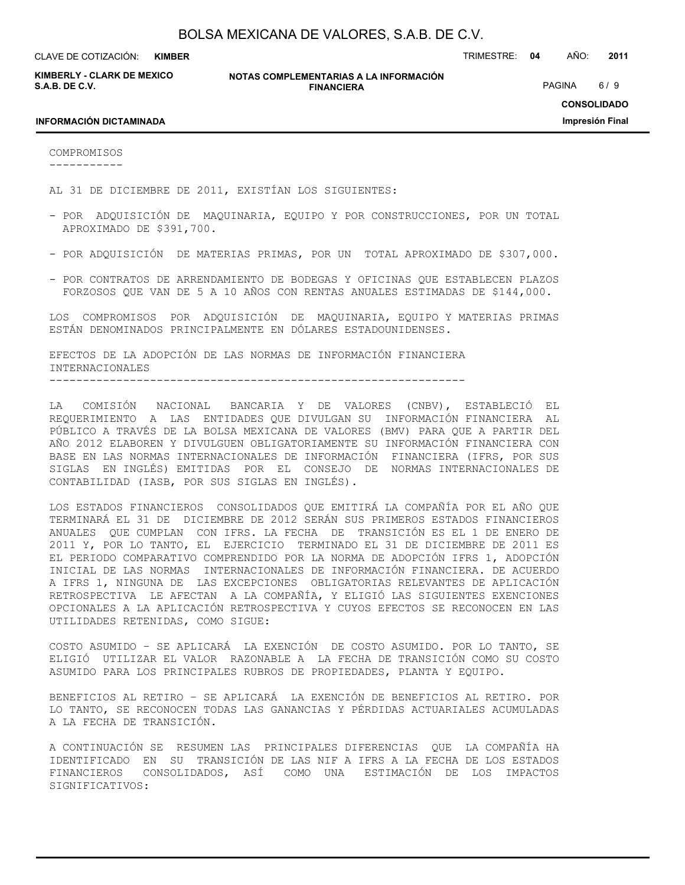## COMPROMISOS

AL 31 DE DICIEMBRE DE 2011, EXISTÍAN LOS SIGUIENTES:

- POR ADQUISICIÓN DE MAQUINARIA, EQUIPO Y POR CONSTRUCCIONES, POR UN TOTAL APROXIMADO DE $391,700.
- POR ADQUISICIÓN DE MATERIAS PRIMAS, POR UN TOTAL APROXIMADO DE $307,000.
- POR CONTRATOS DE ARRENDAMIENTO DE BODEGAS Y OFICINAS QUE ESTABLECEN PLAZOS FORZOSOS QUE VAN DE 5 A 10 AÑOS CON RENTAS ANUALES ESTIMADAS DE $144,000.

LOS COMPROMISOS POR ADQUISICIÓN DE MAQUINARIA, EQUIPO Y MATERIAS PRIMAS ESTÁN DENOMINADOS PRINCIPALMENTE EN DÓLARES ESTADOUNIDENSES.

## EFECTOS DE LA ADOPCIÓN DE LAS NORMAS DE INFORMACIÓN FINANCIERA INTERNACIONALES

LA COMISIÓN NACIONAL BANCARIA Y DE VALORES (CNBV), ESTABLECIÓ EL REQUERIMIENTO A LAS ENTIDADES QUE DIVULGAN SU INFORMACIÓN FINANCIERA AL PÚBLICO A TRAVÉS DE LA BOLSA MEXICANA DE VALORES (BMV) PARA QUE A PARTIR DEL AÑO 2012 ELABOREN Y DIVULGUEN OBLIGATORIAMENTE SU INFORMACIÓN FINANCIERA CON BASE EN LAS NORMAS INTERNACIONALES DE INFORMACIÓN FINANCIERA (IFRS, POR SUS SIGLAS EN INGLÉS) EMITIDAS POR EL CONSEJO DE NORMAS INTERNACIONALES DE CONTABILIDAD (IASB, POR SUS SIGLAS EN INGLÉS).

LOS ESTADOS FINANCIEROS CONSOLIDADOS QUE EMITIRÁ LA COMPAÑÍA POR EL AÑO QUE TERMINARÁ EL 31 DE DICIEMBRE DE 2012 SERÁN SUS PRIMEROS ESTADOS FINANCIEROS ANUALES QUE CUMPLAN CON IFRS. LA FECHA DE TRANSICIÓN ES EL 1 DE ENERO DE 2011 Y, POR LO TANTO, EL EJERCICIO TERMINADO EL 31 DE DICIEMBRE DE 2011 ES EL PERIODO COMPARATIVO COMPRENDIDO POR LA NORMA DE ADOPCIÓN IFRS 1, ADOPCIÓN INICIAL DE LAS NORMAS INTERNACIONALES DE INFORMACIÓN FINANCIERA. DE ACUERDO A IFRS 1, NINGUNA DE LAS EXCEPCIONES OBLIGATORIAS RELEVANTES DE APLICACIÓN RETROSPECTIVA LE AFECTAN A LA COMPAÑÍA, Y ELIGIÓ LAS SIGUIENTES EXENCIONES OPCIONALES A LA APLICACIÓN RETROSPECTIVA Y CUYOS EFECTOS SE RECONOCEN EN LAS UTILIDADES RETENIDAS, COMO SIGUE:

COSTO ASUMIDO – SE APLICARÁ LA EXENCIÓN DE COSTO ASUMIDO. POR LO TANTO, SE ELIGIÓ UTILIZAR EL VALOR RAZONABLE A LA FECHA DE TRANSICIÓN COMO SU COSTO ASUMIDO PARA LOS PRINCIPALES RUBROS DE PROPIEDADES, PLANTA Y EQUIPO.

BENEFICIOS AL RETIRO – SE APLICARÁ LA EXENCIÓN DE BENEFICIOS AL RETIRO. POR LO TANTO, SE RECONOCEN TODAS LAS GANANCIAS Y PÉRDIDAS ACTUARIALES ACUMULADAS A LA FECHA DE TRANSICIÓN.

A CONTINUACIÓN SE RESUMEN LAS PRINCIPALES DIFERENCIAS QUE LA COMPAÑÍA HA IDENTIFICADO EN SU TRANSICIÓN DE LAS NIF A IFRS A LA FECHA DE LOS ESTADOS FINANCIEROS CONSOLIDADOS, ASÍ COMO UNA ESTIMACIÓN DE LOS IMPACTOS SIGNIFICATIVOS: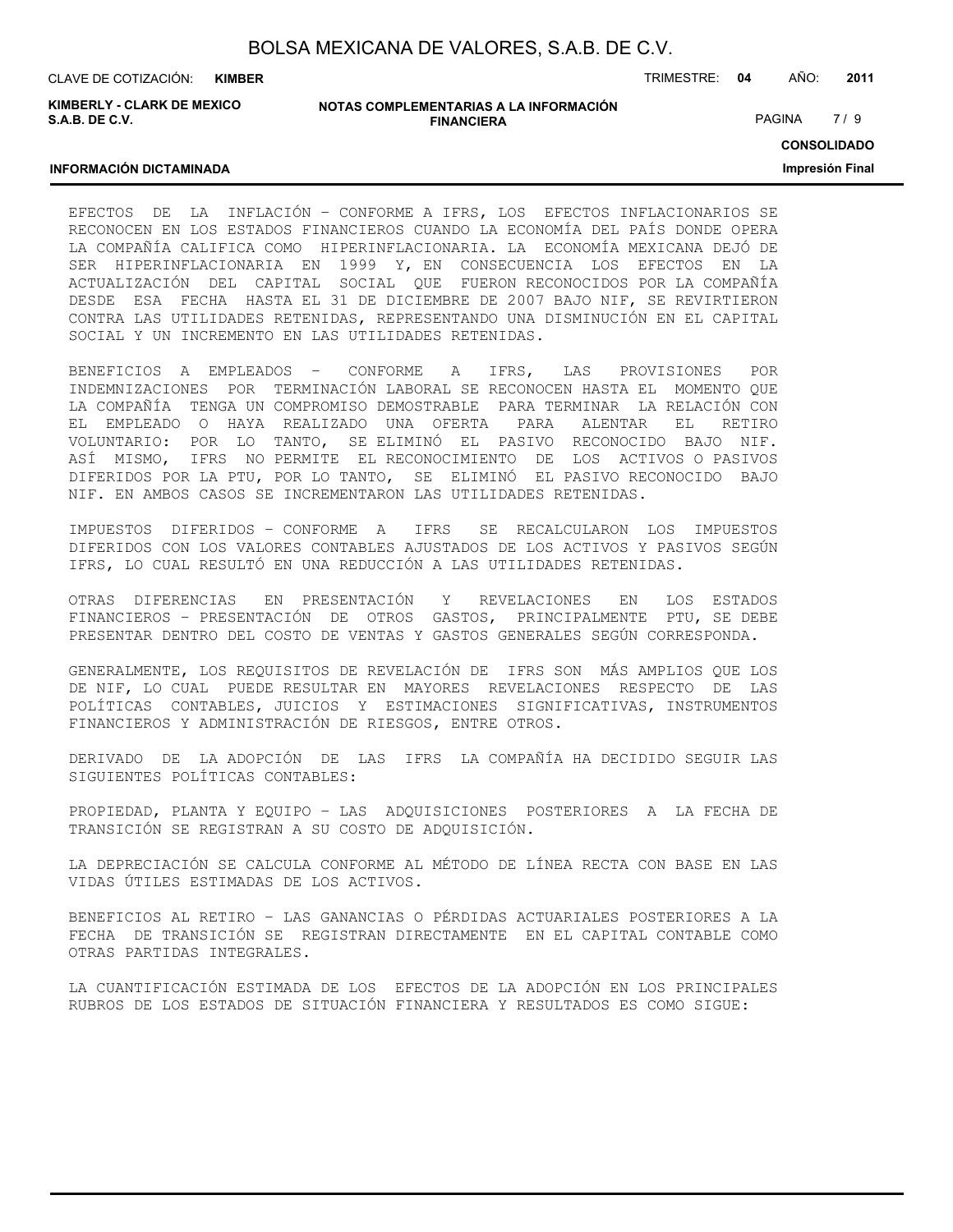EFECTOS DE LA INFLACIÓN – CONFORME A IFRS, LOS EFECTOS INFLACIONARIOS SE RECONOCEN EN LOS ESTADOS FINANCIEROS CUANDO LA ECONOMÍA DEL PAÍS DONDE OPERA LA COMPAÑÍA CALIFICA COMO HIPERINFLACIONARIA. LA ECONOMÍA MEXICANA DEJÓ DE SER HIPERINFLACIONARIA EN 1999 Y, EN CONSECUENCIA LOS EFECTOS EN LA ACTUALIZACIÓN DEL CAPITAL SOCIAL QUE FUERON RECONOCIDOS POR LA COMPAÑÍA DESDE ESA FECHA HASTA EL 31 DE DICIEMBRE DE 2007 BAJO NIF, SE REVIRTIERON CONTRA LAS UTILIDADES RETENIDAS, REPRESENTANDO UNA DISMINUCIÓN EN EL CAPITAL SOCIAL Y UN INCREMENTO EN LAS UTILIDADES RETENIDAS.

BENEFICIOS A EMPLEADOS – CONFORME A IFRS, LAS PROVISIONES POR INDEMNIZACIONES POR TERMINACIÓN LABORAL SE RECONOCEN HASTA EL MOMENTO QUE LA COMPAÑÍA TENGA UN COMPROMISO DEMOSTRABLE PARA TERMINAR LA RELACIÓN CON EL EMPLEADO O HAYA REALIZADO UNA OFERTA PARA ALENTAR EL RETIRO VOLUNTARIO: POR LO TANTO, SE ELIMINÓ EL PASIVO RECONOCIDO BAJO NIF. ASÍ MISMO, IFRS NO PERMITE EL RECONOCIMIENTO DE LOS ACTIVOS O PASIVOS DIFERIDOS POR LA PTU, POR LO TANTO, SE ELIMINÓ EL PASIVO RECONOCIDO BAJO NIF. EN AMBOS CASOS SE INCREMENTARON LAS UTILIDADES RETENIDAS.

IMPUESTOS DIFERIDOS – CONFORME A IFRS SE RECALCULARON LOS IMPUESTOS DIFERIDOS CON LOS VALORES CONTABLES AJUSTADOS DE LOS ACTIVOS Y PASIVOS SEGÚN IFRS, LO CUAL RESULTÓ EN UNA REDUCCIÓN A LAS UTILIDADES RETENIDAS.

OTRAS DIFERENCIAS EN PRESENTACIÓN Y REVELACIONES EN LOS ESTADOS FINANCIEROS – PRESENTACIÓN DE OTROS GASTOS, PRINCIPALMENTE PTU, SE DEBE PRESENTAR DENTRO DEL COSTO DE VENTAS Y GASTOS GENERALES SEGÚN CORRESPONDA.

GENERALMENTE, LOS REQUISITOS DE REVELACIÓN DE IFRS SON MÁS AMPLIOS QUE LOS DE NIF, LO CUAL PUEDE RESULTAR EN MAYORES REVELACIONES RESPECTO DE LAS POLÍTICAS CONTABLES, JUICIOS Y ESTIMACIONES SIGNIFICATIVAS, INSTRUMENTOS FINANCIEROS Y ADMINISTRACIÓN DE RIESGOS, ENTRE OTROS.

DERIVADO DE LA ADOPCIÓN DE LAS IFRS LA COMPAÑÍA HA DECIDIDO SEGUIR LAS SIGUIENTES POLÍTICAS CONTABLES:

PROPIEDAD, PLANTA Y EQUIPO – LAS ADQUISICIONES POSTERIORES A LA FECHA DE TRANSICIÓN SE REGISTRAN A SU COSTO DE ADQUISICIÓN.

LA DEPRECIACIÓN SE CALCULA CONFORME AL MÉTODO DE LÍNEA RECTA CON BASE EN LAS VIDAS ÚTILES ESTIMADAS DE LOS ACTIVOS.

BENEFICIOS AL RETIRO – LAS GANANCIAS O PÉRDIDAS ACTUARIALES POSTERIORES A LA FECHA DE TRANSICIÓN SE REGISTRAN DIRECTAMENTE EN EL CAPITAL CONTABLE COMO OTRAS PARTIDAS INTEGRALES.

LA CUANTIFICACIÓN ESTIMADA DE LOS EFECTOS DE LA ADOPCIÓN EN LOS PRINCIPALES RUBROS DE LOS ESTADOS DE SITUACIÓN FINANCIERA Y RESULTADOS ES COMO SIGUE: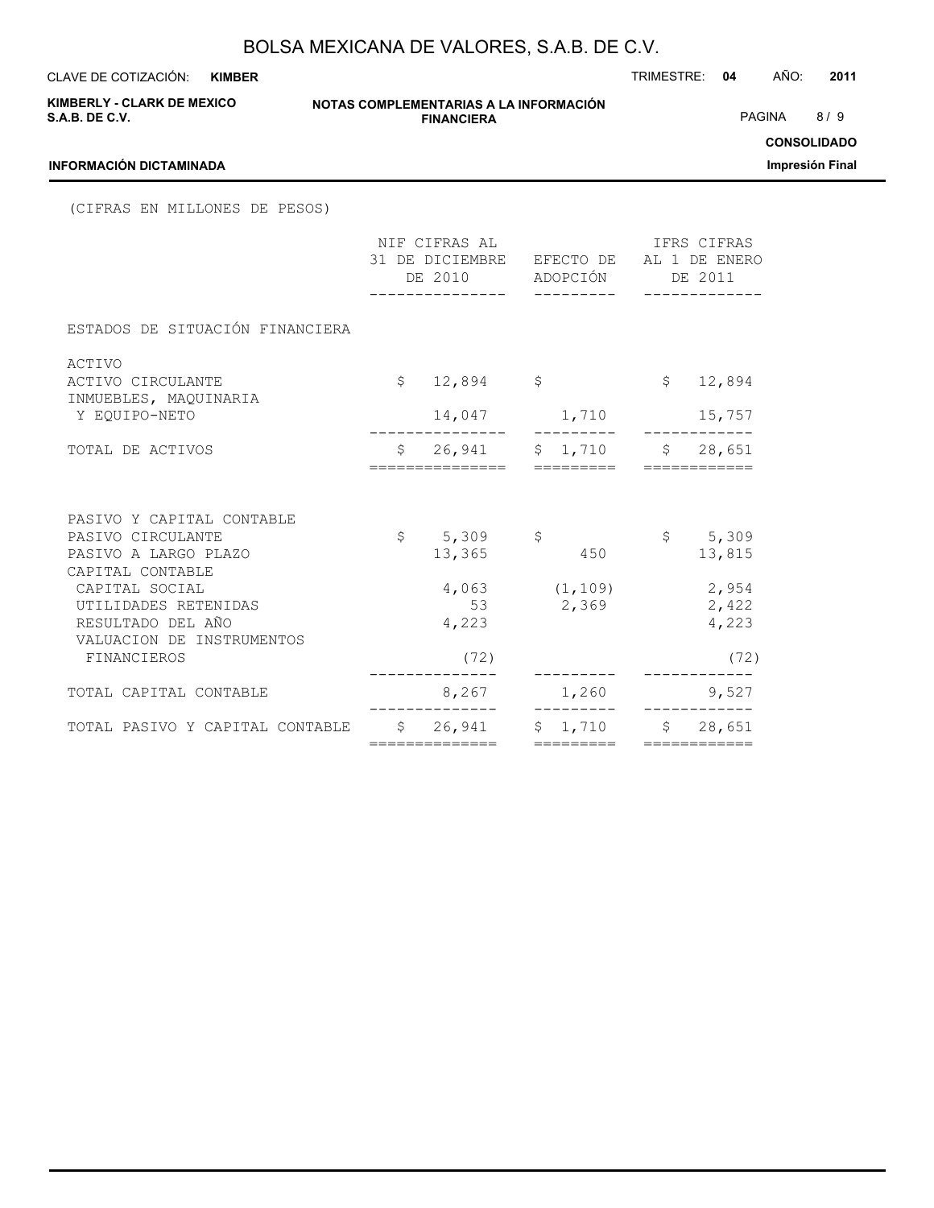(CIFRAS EN MILLONES DE PESOS)

| | NIF CIFRAS AL 31 DE DICIEMBRE DE 2010 | EFECTO DE ADOPCIÓN | IFRS CIFRAS AL 1 DE ENERO DE 2011 |
|---|---|---|---|
| ESTADOS DE SITUACIÓN FINANCIERA | | | |
| ACTIVO | | | |
| ACTIVO CIRCULANTE | $ 12,894 | $ | $ 12,894 |
| INMUEBLES, MAQUINARIA Y EQUIPO-NETO | 14,047 | 1,710 | 15,757 |
| TOTAL DE ACTIVOS | $ 26,941 | $ 1,710 | $ 28,651 |
| PASIVO Y CAPITAL CONTABLE | | | |
| PASIVO CIRCULANTE | $ 5,309 | $ | $ 5,309 |
| PASIVO A LARGO PLAZO | 13,365 | 450 | 13,815 |
| CAPITAL CONTABLE | | | |
| CAPITAL SOCIAL | 4,063 | (1,109) | 2,954 |
| UTILIDADES RETENIDAS | 53 | 2,369 | 2,422 |
| RESULTADO DEL AÑO | 4,223 | | 4,223 |
| VALUACION DE INSTRUMENTOS FINANCIEROS | (72) | | (72) |
| TOTAL CAPITAL CONTABLE | 8,267 | 1,260 | 9,527 |
| TOTAL PASIVO Y CAPITAL CONTABLE | $ 26,941 | $ 1,710 | $ 28,651 |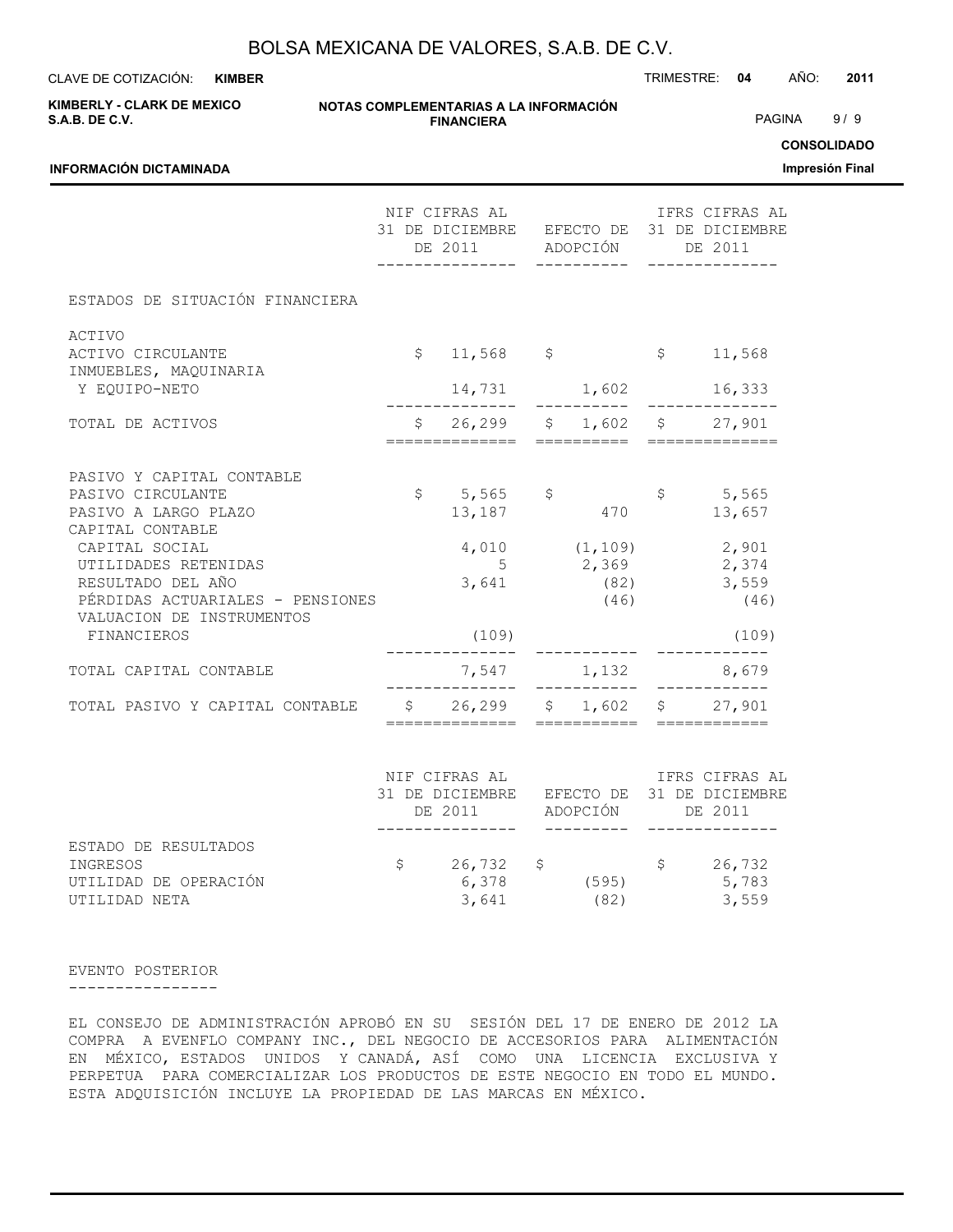| | NIF CIFRAS AL 31 DE DICIEMBRE DE 2011 | EFECTO DE ADOPCIÓN | IFRS CIFRAS AL 31 DE DICIEMBRE DE 2011 |
|---|---|---|---|
| ESTADOS DE SITUACIÓN FINANCIERA | | | |
| ACTIVO | | | |
| ACTIVO CIRCULANTE | $ 11,568 | $ | $ 11,568 |
| INMUEBLES, MAQUINARIA Y EQUIPO-NETO | 14,731 | 1,602 | 16,333 |
| TOTAL DE ACTIVOS | $ 26,299 | $ 1,602 | $ 27,901 |
| PASIVO Y CAPITAL CONTABLE | | | |
| PASIVO CIRCULANTE | $ 5,565 | $ | $ 5,565 |
| PASIVO A LARGO PLAZO | 13,187 | 470 | 13,657 |
| CAPITAL CONTABLE | | | |
| CAPITAL SOCIAL | 4,010 | (1,109) | 2,901 |
| UTILIDADES RETENIDAS | 5 | 2,369 | 2,374 |
| RESULTADO DEL AÑO | 3,641 | (82) | 3,559 |
| PÉRDIDAS ACTUARIALES - PENSIONES | | (46) | (46) |
| VALUACION DE INSTRUMENTOS FINANCIEROS | (109) | | (109) |
| TOTAL CAPITAL CONTABLE | 7,547 | 1,132 | 8,679 |
| TOTAL PASIVO Y CAPITAL CONTABLE | $ 26,299 | $ 1,602 | $ 27,901 |

| | NIF CIFRAS AL 31 DE DICIEMBRE DE 2011 | EFECTO DE ADOPCIÓN | IFRS CIFRAS AL 31 DE DICIEMBRE DE 2011 |
|---|---|---|---|
| ESTADO DE RESULTADOS | | | |
| INGRESOS | $ 26,732 | $ | $ 26,732 |
| UTILIDAD DE OPERACIÓN | 6,378 | (595) | 5,783 |
| UTILIDAD NETA | 3,641 | (82) | 3,559 |

## EVENTO POSTERIOR

EL CONSEJO DE ADMINISTRACIÓN APROBÓ EN SU SESIÓN DEL 17 DE ENERO DE 2012 LA COMPRA A EVENFLO COMPANY INC., DEL NEGOCIO DE ACCESORIOS PARA ALIMENTACIÓN EN MÉXICO, ESTADOS UNIDOS Y CANADÁ, ASÍ COMO UNA LICENCIA EXCLUSIVA Y PERPETUA PARA COMERCIALIZAR LOS PRODUCTOS DE ESTE NEGOCIO EN TODO EL MUNDO. ESTA ADQUISICIÓN INCLUYE LA PROPIEDAD DE LAS MARCAS EN MÉXICO.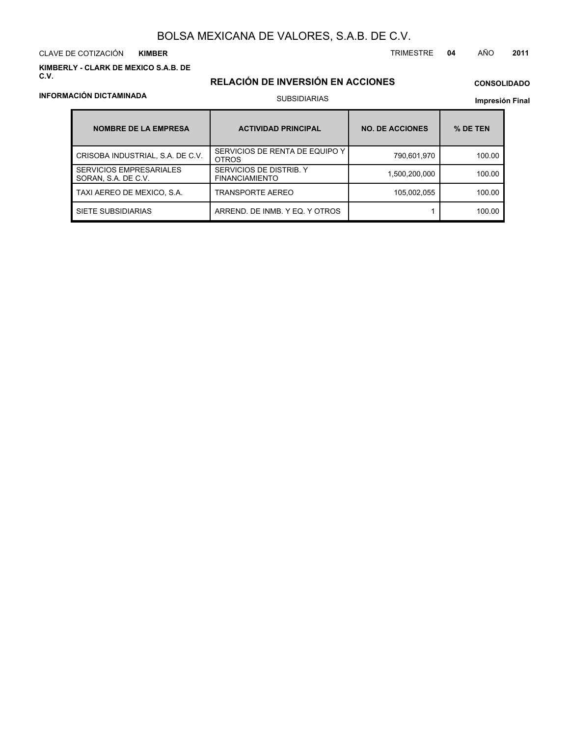# BOLSA MEXICANA DE VALORES, S.A.B. DE C.V.

CLAVE DE COTIZACIÓN **KIMBER**

TRIMESTRE **04** AÑO **2011**

**KIMBERLY - CLARK DE MEXICO S.A.B. DE C.V.**

## RELACIÓN DE INVERSIÓN EN ACCIONES

**CONSOLIDADO**

**INFORMACIÓN DICTAMINADA**

SUBSIDIARIAS

**Impresión Final**

| NOMBRE DE LA EMPRESA | ACTIVIDAD PRINCIPAL | NO. DE ACCIONES | % DE TEN |
|---|---|---|---|
| CRISOBA INDUSTRIAL, S.A. DE C.V. | SERVICIOS DE RENTA DE EQUIPO Y OTROS | 790,601,970 | 100.00 |
| SERVICIOS EMPRESARIALES SORAN, S.A. DE C.V. | SERVICIOS DE DISTRIB. Y FINANCIAMIENTO | 1,500,200,000 | 100.00 |
| TAXI AEREO DE MEXICO, S.A. | TRANSPORTE AEREO | 105,002,055 | 100.00 |
| SIETE SUBSIDIARIAS | ARREND. DE INMB. Y EQ. Y OTROS | 1 | 100.00 |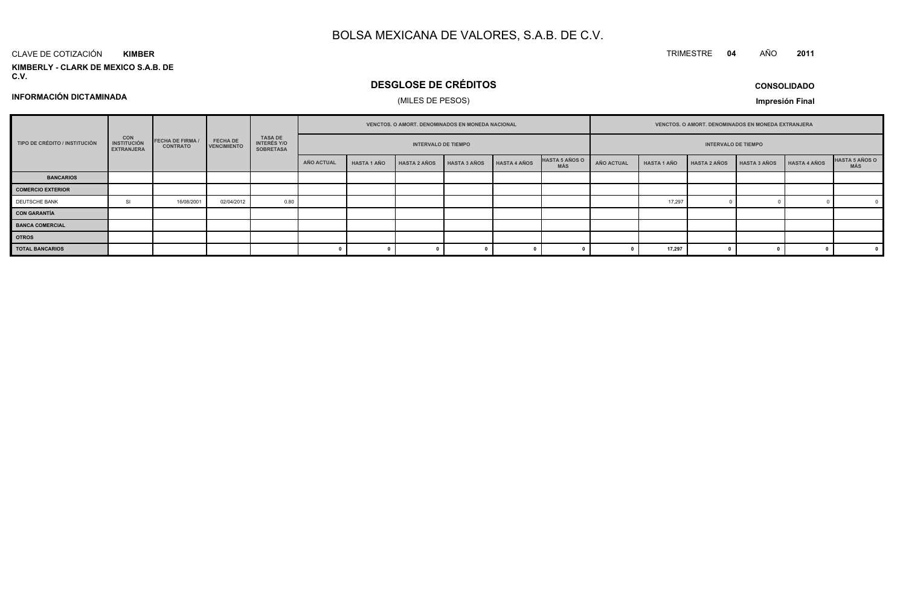# BOLSA MEXICANA DE VALORES, S.A.B. DE C.V.

CLAVE DE COTIZACIÓN **KIMBER**

TRIMESTRE **04** AÑO **2011**

**KIMBERLY - CLARK DE MEXICO S.A.B. DE C.V.**

## DESGLOSE DE CRÉDITOS

(MILES DE PESOS)

**CONSOLIDADO**

**INFORMACIÓN DICTAMINADA**

**Impresión Final**

| TIPO DE CRÉDITO / INSTITUCIÓN | CON INSTITUCIÓN EXTRANJERA | FECHA DE FIRMA / CONTRATO | FECHA DE VENCIMIENTO | TASA DE INTERÉS Y/O SOBRETASA | VENCTOS. O AMORT. DENOMINADOS EN MONEDA NACIONAL | | | | | | VENCTOS. O AMORT. DENOMINADOS EN MONEDA EXTRANJERA | | | | | |
|---|---|---|---|---|---|---|---|---|---|---|---|---|---|---|---|---|
| | | | | | INTERVALO DE TIEMPO | | | | | | INTERVALO DE TIEMPO | | | | | |
| | | | | | AÑO ACTUAL | HASTA 1 AÑO | HASTA 2 AÑOS | HASTA 3 AÑOS | HASTA 4 AÑOS | HASTA 5 AÑOS O MÁS | AÑO ACTUAL | HASTA 1 AÑO | HASTA 2 AÑOS | HASTA 3 AÑOS | HASTA 4 AÑOS | HASTA 5 AÑOS O MÁS |
| **BANCARIOS** | | | | | | | | | | | | | | | | |
| **COMERCIO EXTERIOR** | | | | | | | | | | | | | | | | |
| DEUTSCHE BANK | SI | 16/08/2001 | 02/04/2012 | 0.80 | | | | | | | | 17,297 | 0 | 0 | 0 | 0 |
| **CON GARANTÍA** | | | | | | | | | | | | | | | | |
| **BANCA COMERCIAL** | | | | | | | | | | | | | | | | |
| **OTROS** | | | | | | | | | | | | | | | | |
| **TOTAL BANCARIOS** | | | | | **0** | **0** | **0** | **0** | **0** | **0** | **0** | **17,297** | **0** | **0** | **0** | **0** |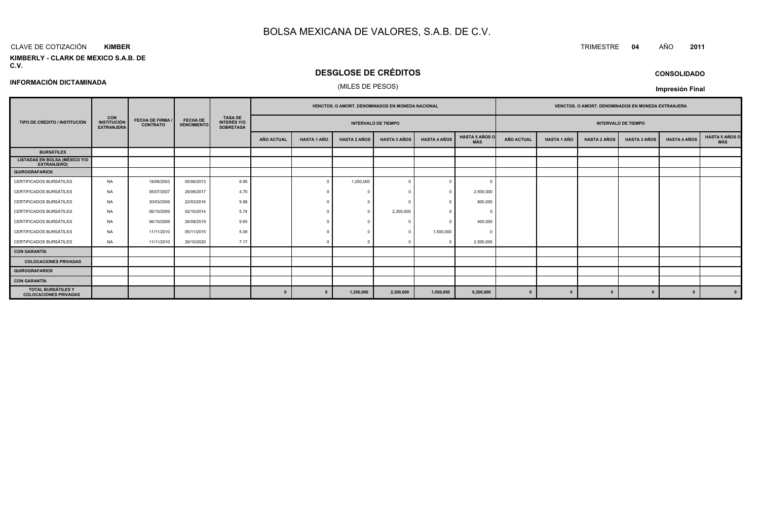# BOLSA MEXICANA DE VALORES, S.A.B. DE C.V.

CLAVE DE COTIZACIÓN **KIMBER**

TRIMESTRE **04** AÑO **2011**

**KIMBERLY - CLARK DE MEXICO S.A.B. DE C.V.**

## DESGLOSE DE CRÉDITOS

(MILES DE PESOS)

**CONSOLIDADO**

**INFORMACIÓN DICTAMINADA**

**Impresión Final**

| TIPO DE CRÉDITO / INSTITUCIÓN | CON INSTITUCIÓN EXTRANJERA | FECHA DE FIRMA / CONTRATO | FECHA DE VENCIMIENTO | TASA DE INTERÉS Y/O SOBRETASA | VENCTOS. O AMORT. DENOMINADOS EN MONEDA NACIONAL | | | | | | VENCTOS. O AMORT. DENOMINADOS EN MONEDA EXTRANJERA | | | | | |
|---|---|---|---|---|---|---|---|---|---|---|---|---|---|---|---|---|
| | | | | | INTERVALO DE TIEMPO | | | | | | INTERVALO DE TIEMPO | | | | | |
| | | | | | AÑO ACTUAL | HASTA 1 AÑO | HASTA 2 AÑOS | HASTA 3 AÑOS | HASTA 4 AÑOS | HASTA 5 AÑOS O MÁS | AÑO ACTUAL | HASTA 1 AÑO | HASTA 2 AÑOS | HASTA 3 AÑOS | HASTA 4 AÑOS | HASTA 5 AÑOS O MÁS |
| **BURSÁTILES** | | | | | | | | | | | | | | | | |
| **LISTADAS EN BOLSA (MÉXICO Y/O EXTRANJERO)** | | | | | | | | | | | | | | | | |
| **QUIROGRAFARIOS** | | | | | | | | | | | | | | | | |
| CERTIFICADOS BURSÁTILES | NA | 18/06/2003 | 05/06/2013 | 8.95 | | 0 | 1,250,000 | 0 | 0 | 0 | | | | | | |
| CERTIFICADOS BURSÁTILES | NA | 05/07/2007 | 26/06/2017 | 4.70 | | 0 | 0 | 0 | 0 | 2,500,000 | | | | | | |
| CERTIFICADOS BURSÁTILES | NA | 30/03/2009 | 22/03/2016 | 9.98 | | 0 | 0 | 0 | 0 | 800,000 | | | | | | |
| CERTIFICADOS BURSÁTILES | NA | 06/10/2009 | 02/10/2014 | 5.74 | | 0 | 0 | 2,300,000 | 0 | 0 | | | | | | |
| CERTIFICADOS BURSÁTILES | NA | 06/10/2009 | 26/09/2019 | 9.65 | | 0 | 0 | 0 | 0 | 400,000 | | | | | | |
| CERTIFICADOS BURSÁTILES | NA | 11/11/2010 | 05/11/2015 | 5.09 | | 0 | 0 | 0 | 1,500,000 | 0 | | | | | | |
| CERTIFICADOS BURSÁTILES | NA | 11/11/2010 | 29/10/2020 | 7.17 | | 0 | 0 | 0 | 0 | 2,500,000 | | | | | | |
| **CON GARANTÍA** | | | | | | | | | | | | | | | | |
| **COLOCACIONES PRIVADAS** | | | | | | | | | | | | | | | | |
| **QUIROGRAFARIOS** | | | | | | | | | | | | | | | | |
| **CON GARANTÍA** | | | | | | | | | | | | | | | | |
| **TOTAL BURSÁTILES Y COLOCACIONES PRIVADAS** | | | | | **0** | **0** | **1,250,000** | **2,300,000** | **1,500,000** | **6,200,000** | **0** | **0** | **0** | **0** | **0** | **0** |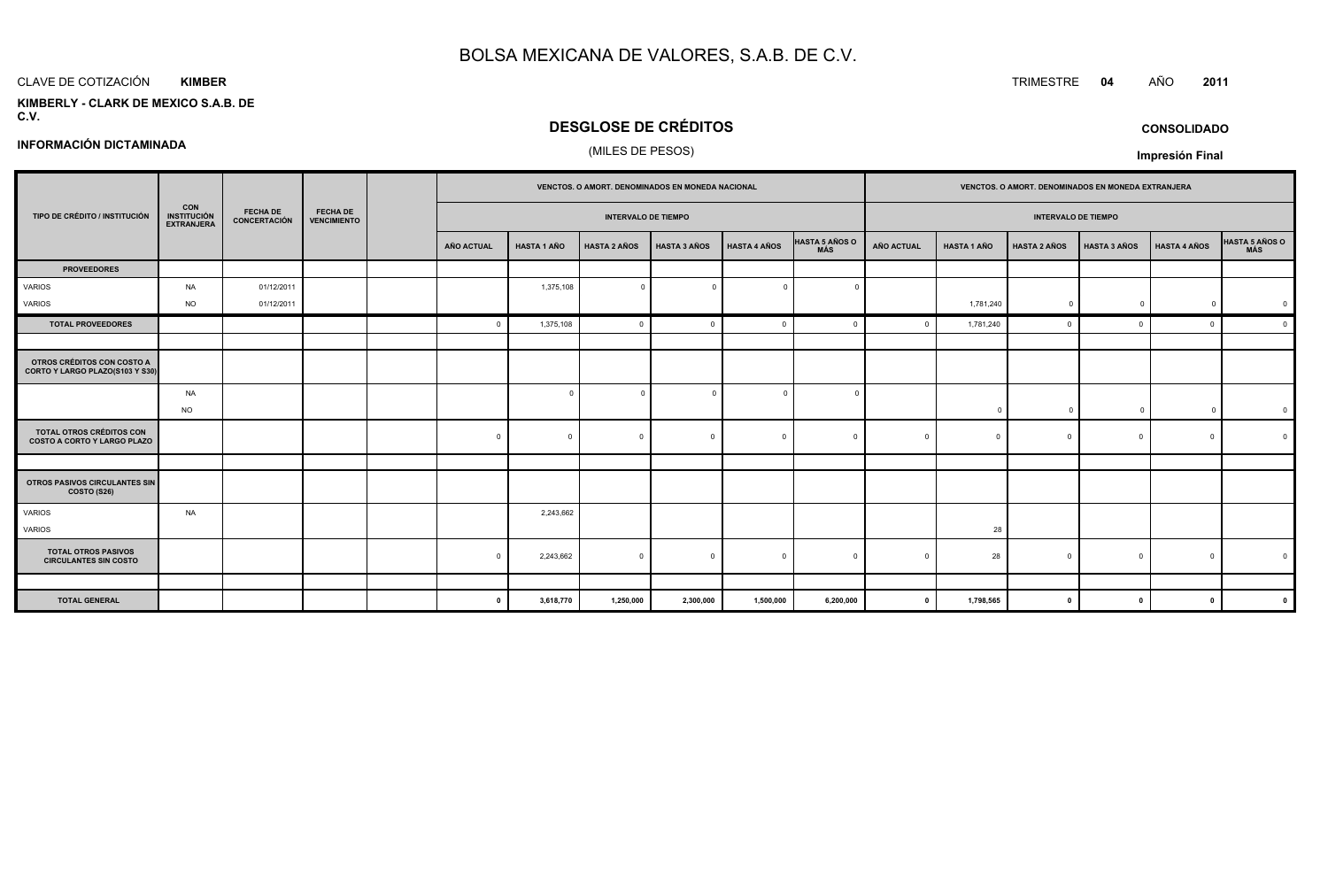# BOLSA MEXICANA DE VALORES, S.A.B. DE C.V.

CLAVE DE COTIZACIÓN **KIMBER**

TRIMESTRE **04** AÑO **2011**

**KIMBERLY - CLARK DE MEXICO S.A.B. DE C.V.**

## DESGLOSE DE CRÉDITOS

(MILES DE PESOS)

**CONSOLIDADO**

**INFORMACIÓN DICTAMINADA**

**Impresión Final**

| TIPO DE CRÉDITO / INSTITUCIÓN | CON INSTITUCIÓN EXTRANJERA | FECHA DE CONCERTACIÓN | FECHA DE VENCIMIENTO | | VENCTOS. O AMORT. DENOMINADOS EN MONEDA NACIONAL | | | | | | VENCTOS. O AMORT. DENOMINADOS EN MONEDA EXTRANJERA | | | | | |
|---|---|---|---|---|---|---|---|---|---|---|---|---|---|---|---|---|
| | | | | | INTERVALO DE TIEMPO | | | | | | INTERVALO DE TIEMPO | | | | | |
| | | | | | AÑO ACTUAL | HASTA 1 AÑO | HASTA 2 AÑOS | HASTA 3 AÑOS | HASTA 4 AÑOS | HASTA 5 AÑOS O MÁS | AÑO ACTUAL | HASTA 1 AÑO | HASTA 2 AÑOS | HASTA 3 AÑOS | HASTA 4 AÑOS | HASTA 5 AÑOS O MÁS |
| **PROVEEDORES** | | | | | | | | | | | | | | | | |
| VARIOS | NA | 01/12/2011 | | | | 1,375,108 | 0 | 0 | 0 | 0 | | | | | | |
| VARIOS | NO | 01/12/2011 | | | | | | | | | | 1,781,240 | 0 | 0 | 0 | 0 |
| **TOTAL PROVEEDORES** | | | | | 0 | 1,375,108 | 0 | 0 | 0 | 0 | 0 | 1,781,240 | 0 | 0 | 0 | 0 |
| | | | | | | | | | | | | | | | | |
| **OTROS CRÉDITOS CON COSTO A CORTO Y LARGO PLAZO(S103 Y S30)** | | | | | | | | | | | | | | | | |
| | NA | | | | | 0 | 0 | 0 | 0 | 0 | | | | | | |
| | NO | | | | | | | | | | | 0 | 0 | 0 | 0 | 0 |
| **TOTAL OTROS CRÉDITOS CON COSTO A CORTO Y LARGO PLAZO** | | | | | 0 | 0 | 0 | 0 | 0 | 0 | 0 | 0 | 0 | 0 | 0 | 0 |
| | | | | | | | | | | | | | | | | |
| **OTROS PASIVOS CIRCULANTES SIN COSTO (S26)** | | | | | | | | | | | | | | | | |
| VARIOS | NA | | | | | 2,243,662 | | | | | | | | | | |
| VARIOS | | | | | | | | | | | | 28 | | | | |
| **TOTAL OTROS PASIVOS CIRCULANTES SIN COSTO** | | | | | 0 | 2,243,662 | 0 | 0 | 0 | 0 | 0 | 28 | 0 | 0 | 0 | 0 |
| | | | | | | | | | | | | | | | | |
| **TOTAL GENERAL** | | | | | **0** | **3,618,770** | **1,250,000** | **2,300,000** | **1,500,000** | **6,200,000** | **0** | **1,798,565** | **0** | **0** | **0** | **0** |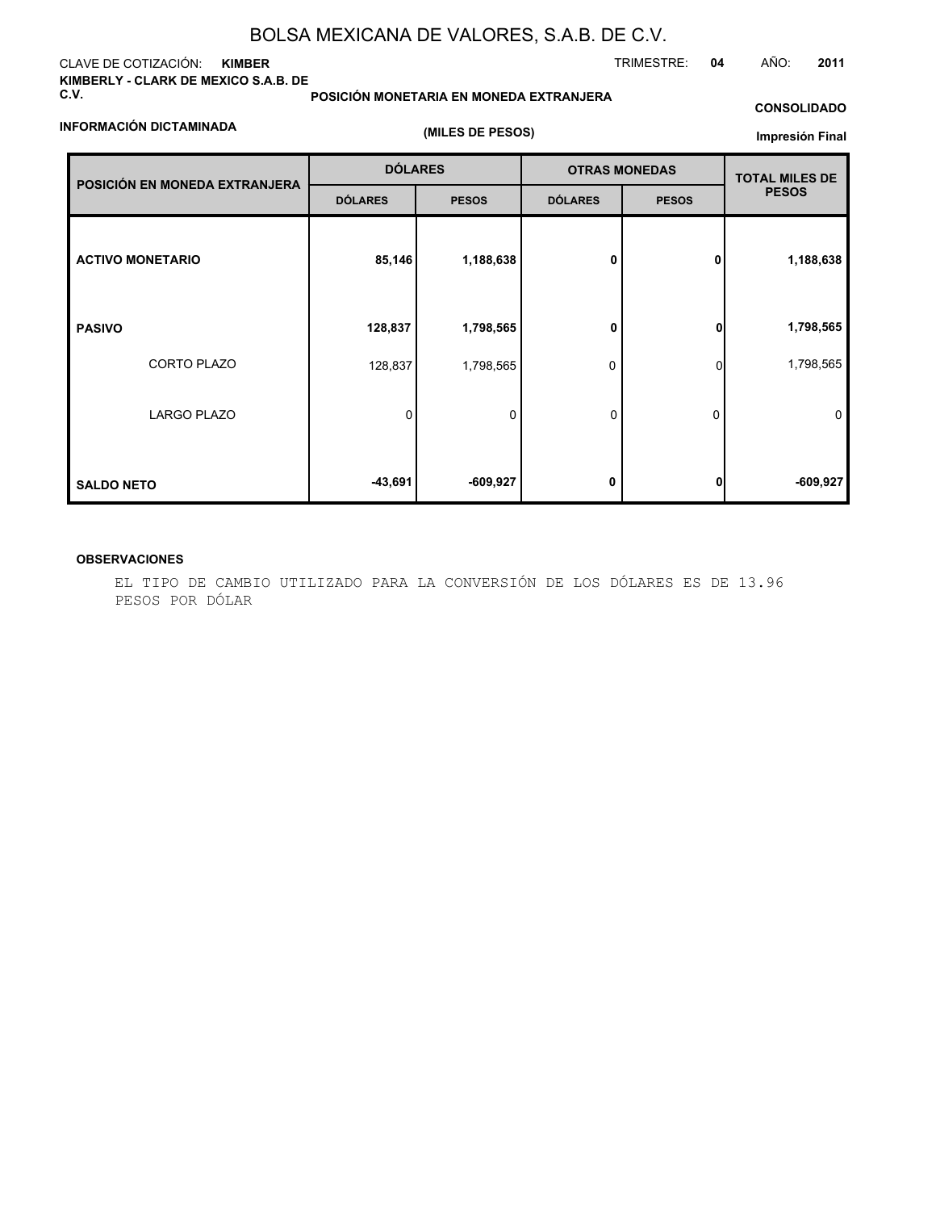# BOLSA MEXICANA DE VALORES, S.A.B. DE C.V.

CLAVE DE COTIZACIÓN: **KIMBER**

TRIMESTRE: **04** AÑO: **2011**

**KIMBERLY - CLARK DE MEXICO S.A.B. DE C.V.**

**POSICIÓN MONETARIA EN MONEDA EXTRANJERA**

**CONSOLIDADO**

**INFORMACIÓN DICTAMINADA**

**(MILES DE PESOS)**

**Impresión Final**

| POSICIÓN EN MONEDA EXTRANJERA | DÓLARES | | OTRAS MONEDAS | | TOTAL MILES DE PESOS |
|---|---|---|---|---|---|
| | DÓLARES | PESOS | DÓLARES | PESOS | |
| **ACTIVO MONETARIO** | **85,146** | **1,188,638** | **0** | **0** | **1,188,638** |
| **PASIVO** | **128,837** | **1,798,565** | **0** | **0** | **1,798,565** |
| CORTO PLAZO | 128,837 | 1,798,565 | 0 | 0 | 1,798,565 |
| LARGO PLAZO | 0 | 0 | 0 | 0 | 0 |
| **SALDO NETO** | **-43,691** | **-609,927** | **0** | **0** | **-609,927** |

**OBSERVACIONES**

EL TIPO DE CAMBIO UTILIZADO PARA LA CONVERSIÓN DE LOS DÓLARES ES DE 13.96 PESOS POR DÓLAR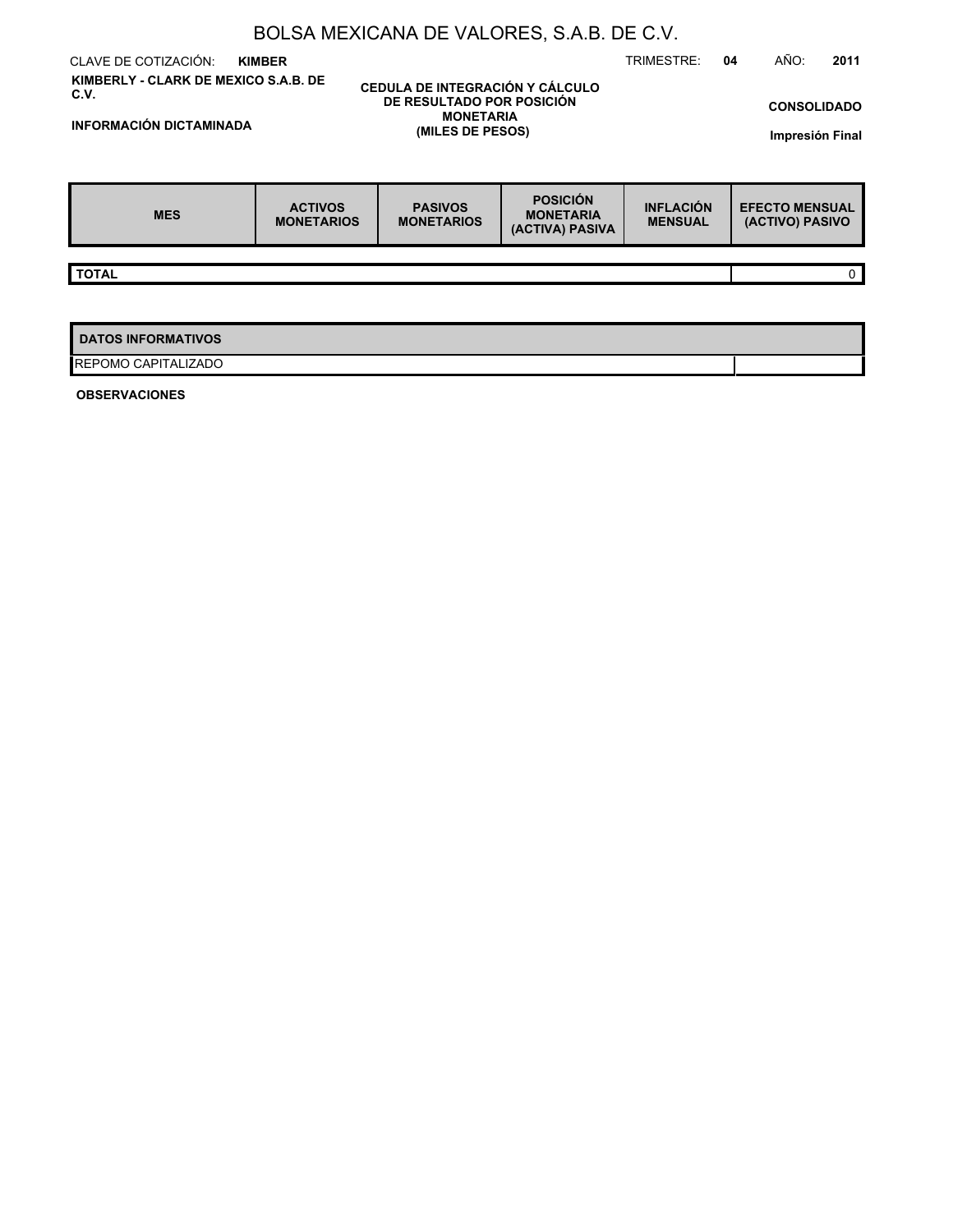# BOLSA MEXICANA DE VALORES, S.A.B. DE C.V.

CLAVE DE COTIZACIÓN: **KIMBER**

TRIMESTRE: **04** AÑO: **2011**

**KIMBERLY - CLARK DE MEXICO S.A.B. DE C.V.**

**INFORMACIÓN DICTAMINADA**

**CEDULA DE INTEGRACIÓN Y CÁLCULO DE RESULTADO POR POSICIÓN MONETARIA (MILES DE PESOS)**

**CONSOLIDADO**

**Impresión Final**

| MES | ACTIVOS MONETARIOS | PASIVOS MONETARIOS | POSICIÓN MONETARIA (ACTIVA) PASIVA | INFLACIÓN MENSUAL | EFECTO MENSUAL (ACTIVO) PASIVO |
|---|---|---|---|---|---|
| **TOTAL** | | | | | 0 |

| DATOS INFORMATIVOS | |
|---|---|
| REPOMO CAPITALIZADO | |

**OBSERVACIONES**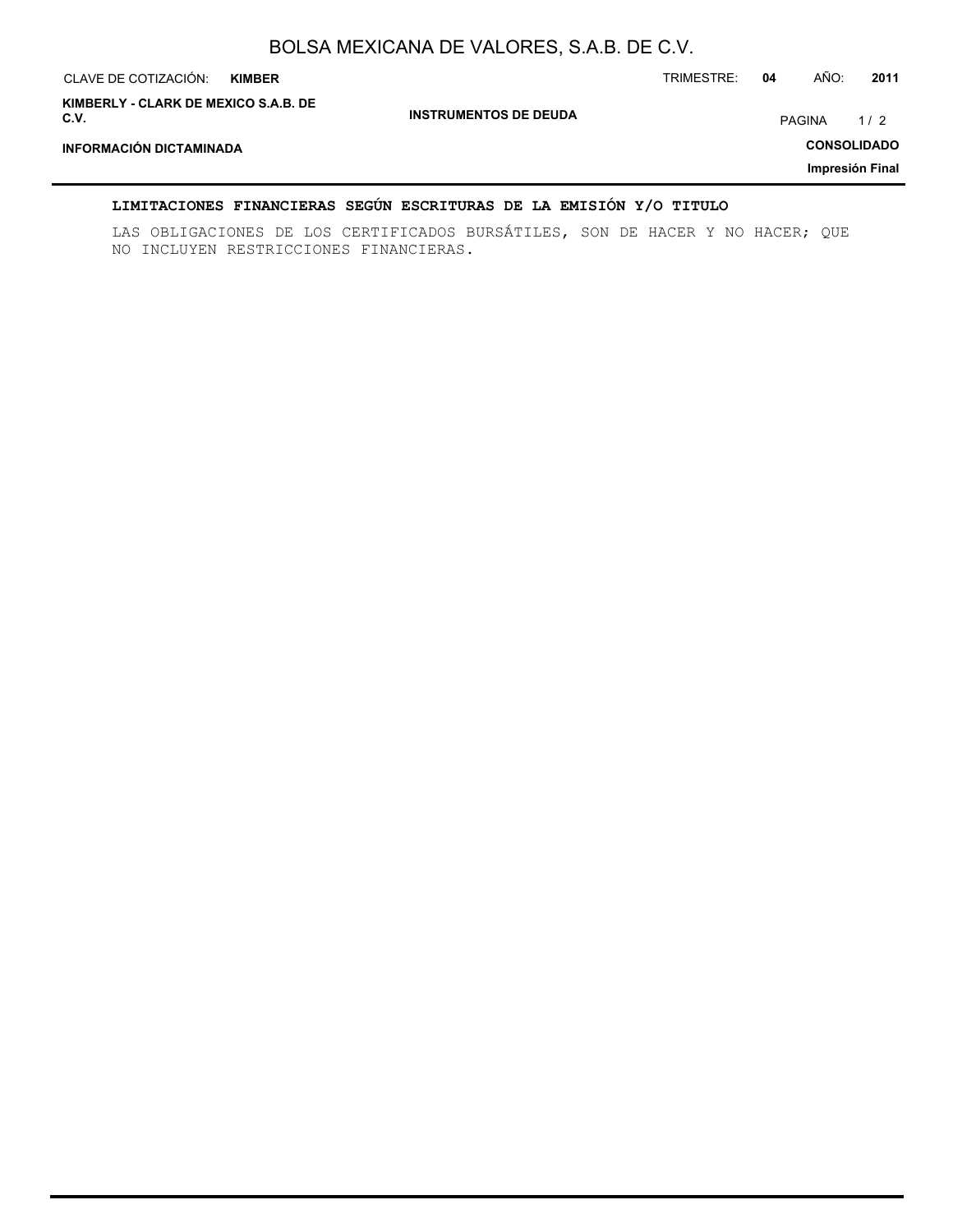## LIMITACIONES FINANCIERAS SEGÚN ESCRITURAS DE LA EMISIÓN Y/O TITULO

LAS OBLIGACIONES DE LOS CERTIFICADOS BURSÁTILES, SON DE HACER Y NO HACER; QUE NO INCLUYEN RESTRICCIONES FINANCIERAS.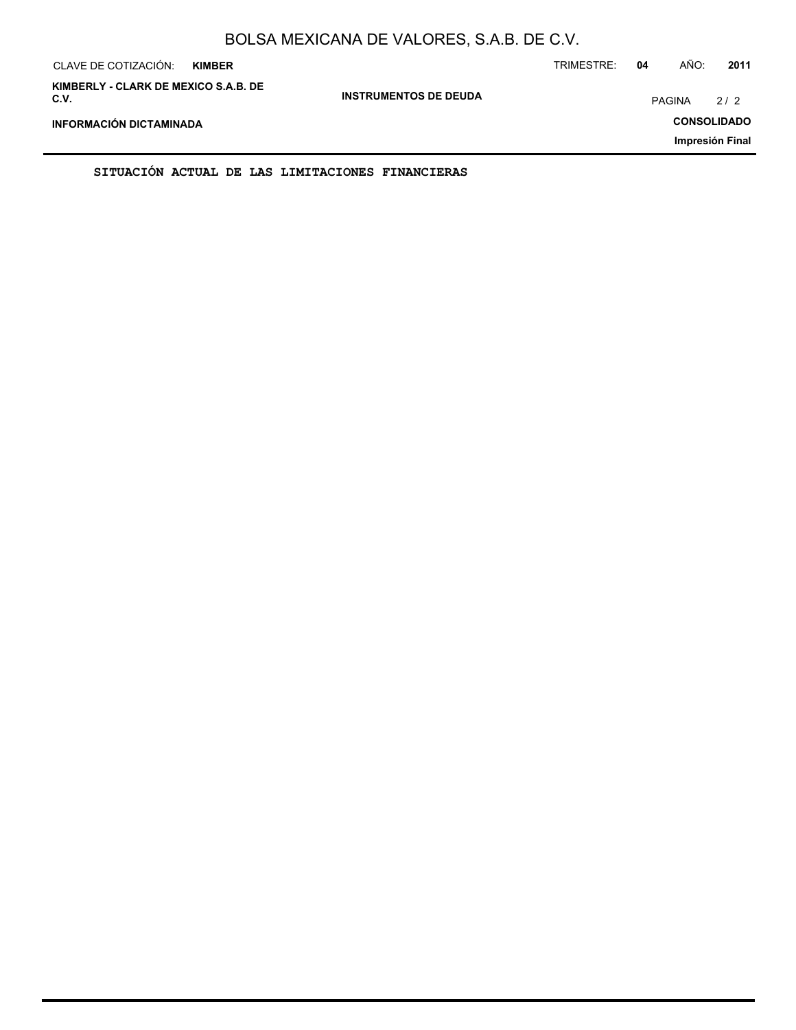SITUACIÓN ACTUAL DE LAS LIMITACIONES FINANCIERAS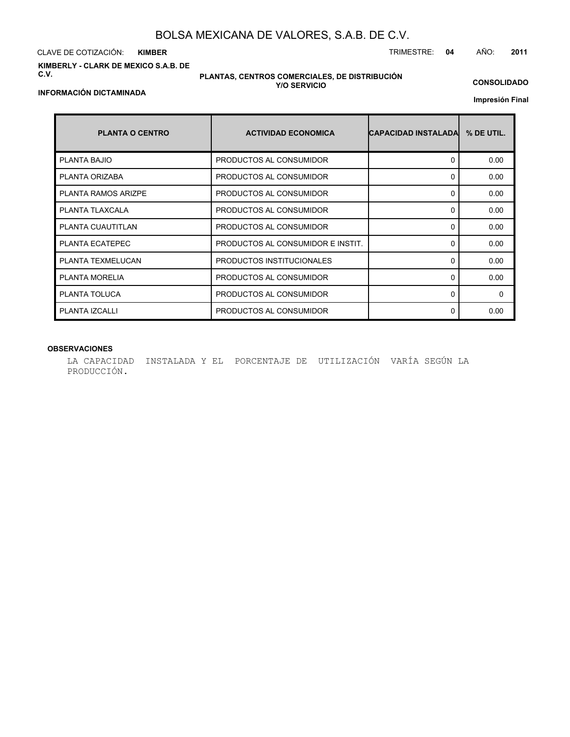# BOLSA MEXICANA DE VALORES, S.A.B. DE C.V.

CLAVE DE COTIZACIÓN: **KIMBER**

TRIMESTRE: **04** AÑO: **2011**

**KIMBERLY - CLARK DE MEXICO S.A.B. DE C.V.**

**PLANTAS, CENTROS COMERCIALES, DE DISTRIBUCIÓN Y/O SERVICIO**

**CONSOLIDADO**

**INFORMACIÓN DICTAMINADA**

**Impresión Final**

| PLANTA O CENTRO | ACTIVIDAD ECONOMICA | CAPACIDAD INSTALADA | % DE UTIL. |
|---|---|---|---|
| PLANTA BAJIO | PRODUCTOS AL CONSUMIDOR | 0 | 0.00 |
| PLANTA ORIZABA | PRODUCTOS AL CONSUMIDOR | 0 | 0.00 |
| PLANTA RAMOS ARIZPE | PRODUCTOS AL CONSUMIDOR | 0 | 0.00 |
| PLANTA TLAXCALA | PRODUCTOS AL CONSUMIDOR | 0 | 0.00 |
| PLANTA CUAUTITLAN | PRODUCTOS AL CONSUMIDOR | 0 | 0.00 |
| PLANTA ECATEPEC | PRODUCTOS AL CONSUMIDOR E INSTIT. | 0 | 0.00 |
| PLANTA TEXMELUCAN | PRODUCTOS INSTITUCIONALES | 0 | 0.00 |
| PLANTA MORELIA | PRODUCTOS AL CONSUMIDOR | 0 | 0.00 |
| PLANTA TOLUCA | PRODUCTOS AL CONSUMIDOR | 0 | 0 |
| PLANTA IZCALLI | PRODUCTOS AL CONSUMIDOR | 0 | 0.00 |

**OBSERVACIONES**

LA CAPACIDAD INSTALADA Y EL PORCENTAJE DE UTILIZACIÓN VARÍA SEGÚN LA PRODUCCIÓN.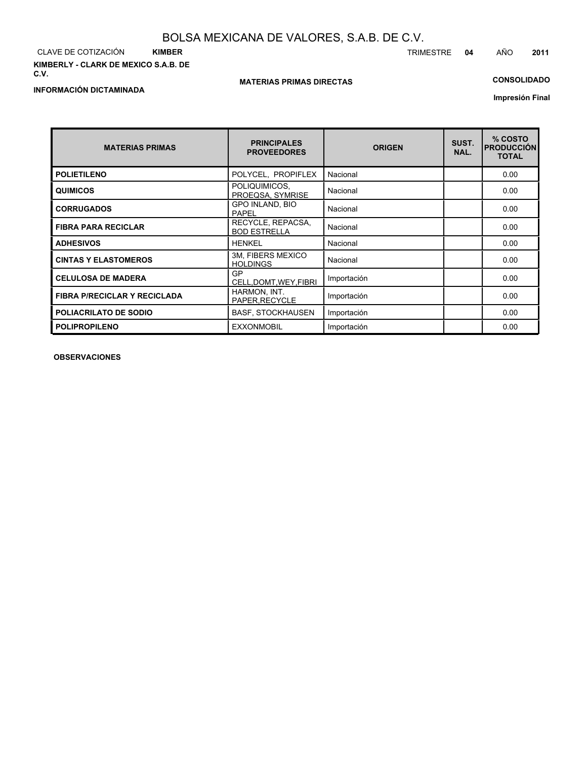# BOLSA MEXICANA DE VALORES, S.A.B. DE C.V.

CLAVE DE COTIZACIÓN **KIMBER**

TRIMESTRE **04** AÑO **2011**

**KIMBERLY - CLARK DE MEXICO S.A.B. DE C.V.**

**MATERIAS PRIMAS DIRECTAS**

**CONSOLIDADO**

**INFORMACIÓN DICTAMINADA**

**Impresión Final**

| MATERIAS PRIMAS | PRINCIPALES PROVEEDORES | ORIGEN | SUST. NAL. | % COSTO PRODUCCIÓN TOTAL |
|---|---|---|---|---|
| **POLIETILENO** | POLYCEL, PROPIFLEX | Nacional | | 0.00 |
| **QUIMICOS** | POLIQUIMICOS, PROEQSA, SYMRISE | Nacional | | 0.00 |
| **CORRUGADOS** | GPO INLAND, BIO PAPEL | Nacional | | 0.00 |
| **FIBRA PARA RECICLAR** | RECYCLE, REPACSA, BOD ESTRELLA | Nacional | | 0.00 |
| **ADHESIVOS** | HENKEL | Nacional | | 0.00 |
| **CINTAS Y ELASTOMEROS** | 3M, FIBERS MEXICO HOLDINGS | Nacional | | 0.00 |
| **CELULOSA DE MADERA** | GP CELL,DOMT,WEY,FIBRI | Importación | | 0.00 |
| **FIBRA P/RECICLAR Y RECICLADA** | HARMON, INT. PAPER,RECYCLE | Importación | | 0.00 |
| **POLIACRILATO DE SODIO** | BASF, STOCKHAUSEN | Importación | | 0.00 |
| **POLIPROPILENO** | EXXONMOBIL | Importación | | 0.00 |

**OBSERVACIONES**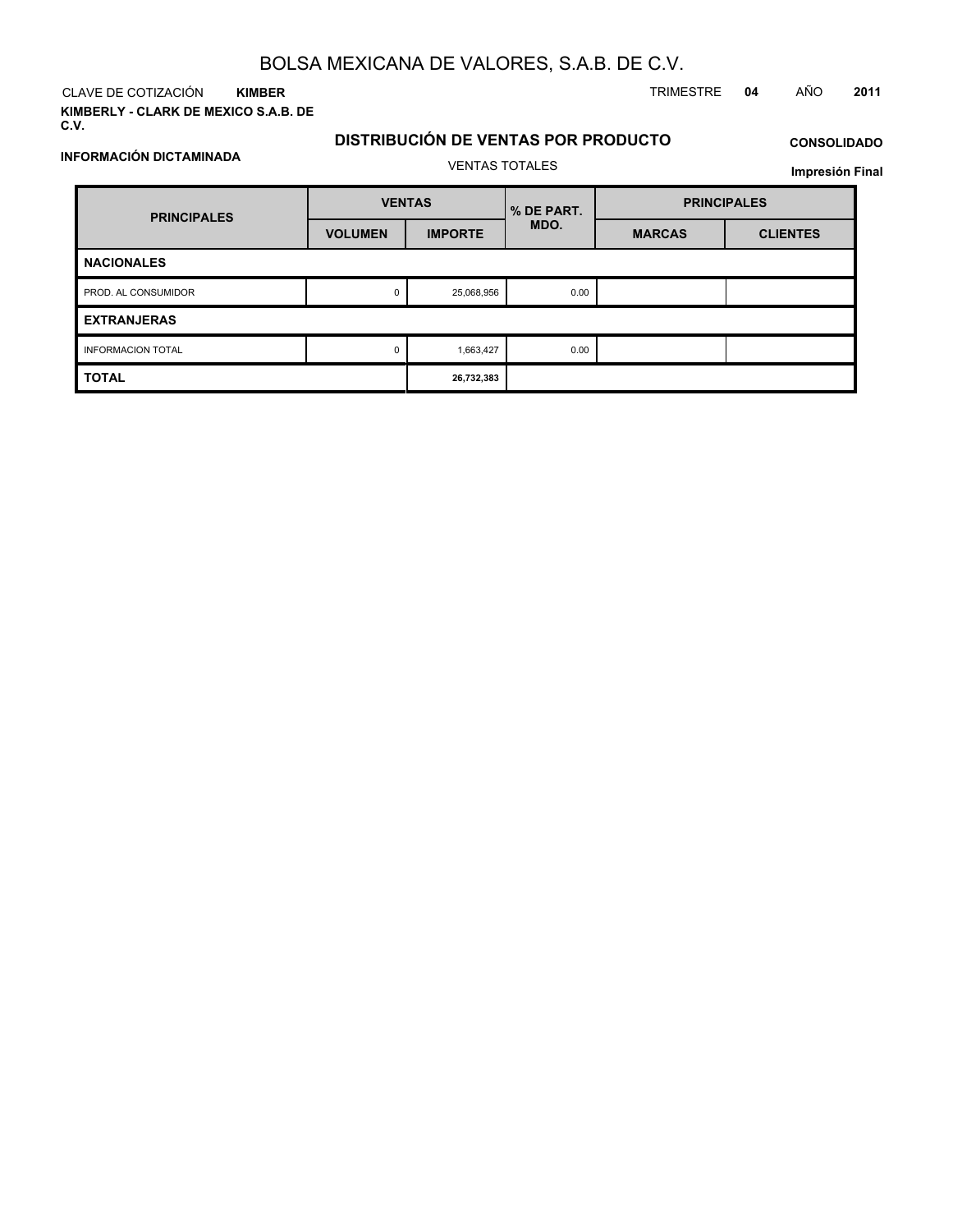# BOLSA MEXICANA DE VALORES, S.A.B. DE C.V.

CLAVE DE COTIZACIÓN **KIMBER**

TRIMESTRE **04** AÑO **2011**

**KIMBERLY - CLARK DE MEXICO S.A.B. DE C.V.**

## DISTRIBUCIÓN DE VENTAS POR PRODUCTO

**CONSOLIDADO**

**INFORMACIÓN DICTAMINADA**

VENTAS TOTALES

**Impresión Final**

| PRINCIPALES | VENTAS | | % DE PART. MDO. | PRINCIPALES | |
|---|---|---|---|---|---|
| | VOLUMEN | IMPORTE | | MARCAS | CLIENTES |
| **NACIONALES** | | | | | |
| PROD. AL CONSUMIDOR | 0 | 25,068,956 | 0.00 | | |
| **EXTRANJERAS** | | | | | |
| INFORMACION TOTAL | 0 | 1,663,427 | 0.00 | | |
| **TOTAL** | | **26,732,383** | | | |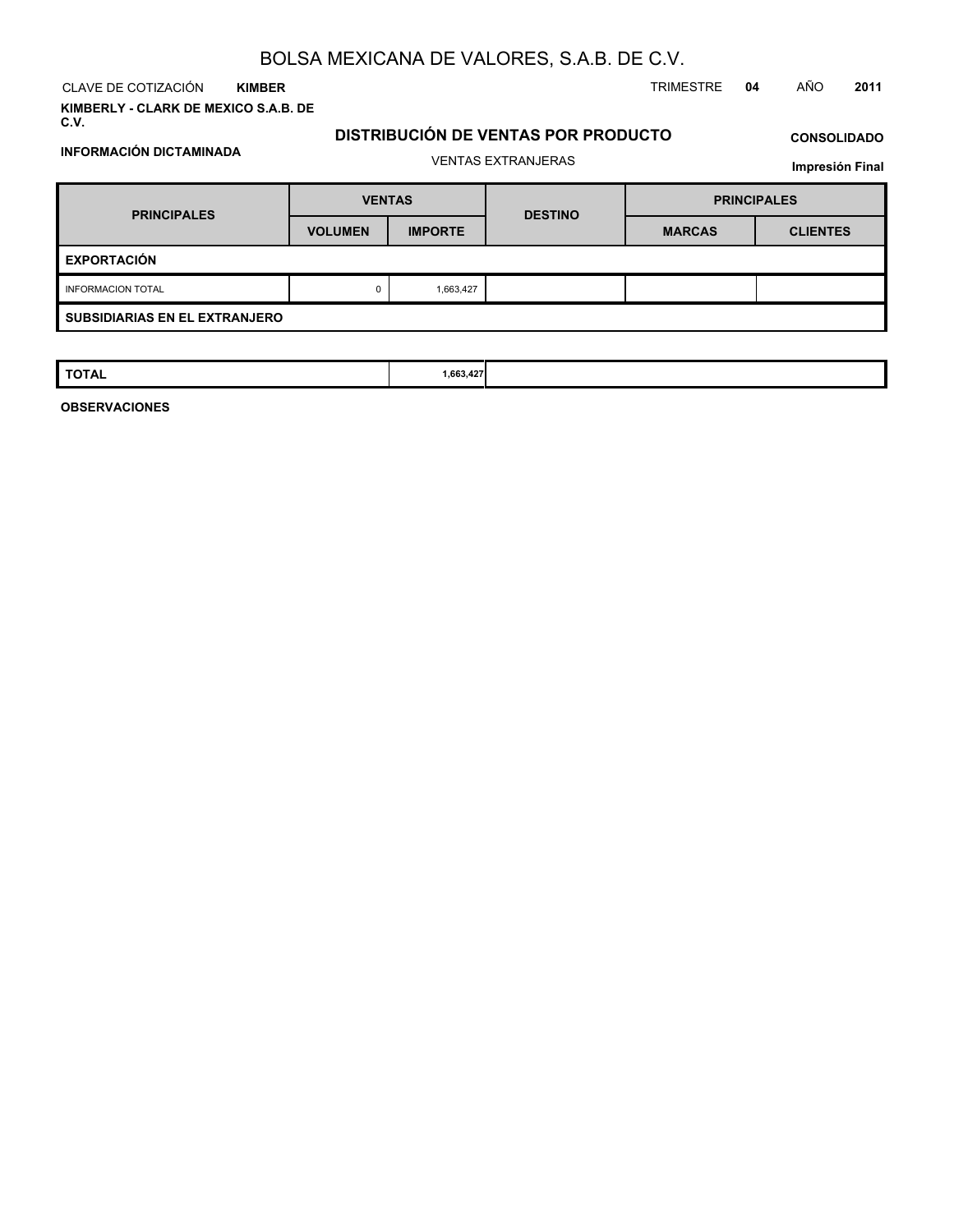# BOLSA MEXICANA DE VALORES, S.A.B. DE C.V.

CLAVE DE COTIZACIÓN **KIMBER** TRIMESTRE **04** AÑO **2011**

**KIMBERLY - CLARK DE MEXICO S.A.B. DE C.V.**

**INFORMACIÓN DICTAMINADA**

## DISTRIBUCIÓN DE VENTAS POR PRODUCTO

VENTAS EXTRANJERAS

**CONSOLIDADO**

**Impresión Final**

| PRINCIPALES | VENTAS | | DESTINO | PRINCIPALES | |
|---|---|---|---|---|---|
| | VOLUMEN | IMPORTE | | MARCAS | CLIENTES |
| **EXPORTACIÓN** | | | | | |
| INFORMACION TOTAL | 0 | 1,663,427 | | | |
| **SUBSIDIARIAS EN EL EXTRANJERO** | | | | | |
| **TOTAL** | | **1,663,427** | | | |

**OBSERVACIONES**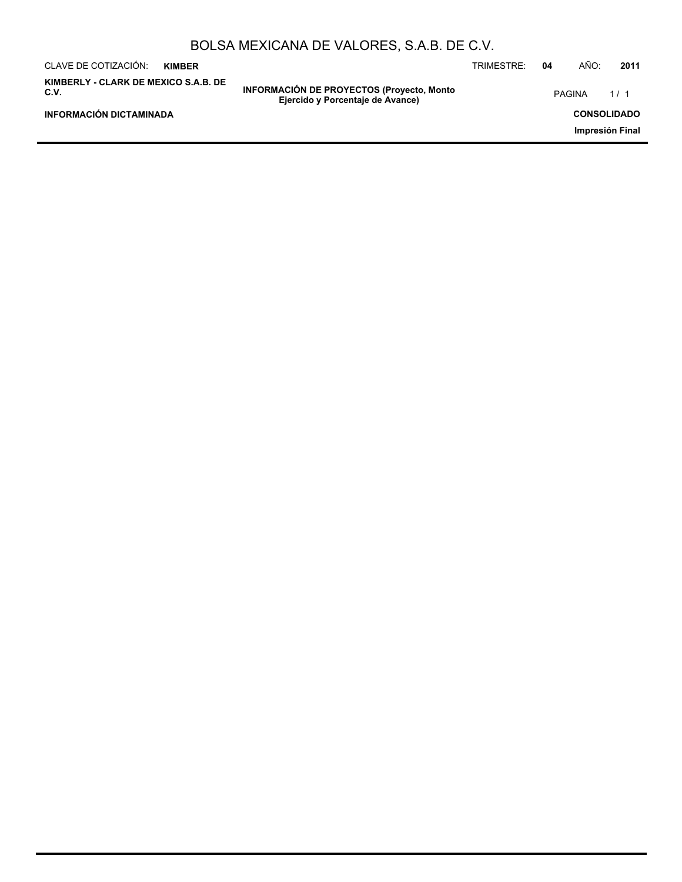# BOLSA MEXICANA DE VALORES, S.A.B. DE C.V.

CLAVE DE COTIZACIÓN: **KIMBER**

TRIMESTRE: **04** AÑO: **2011**

**KIMBERLY - CLARK DE MEXICO S.A.B. DE C.V.**

**INFORMACIÓN DE PROYECTOS (Proyecto, Monto Ejercido y Porcentaje de Avance)**

**INFORMACIÓN DICTAMINADA**

**CONSOLIDADO**

**Impresión Final**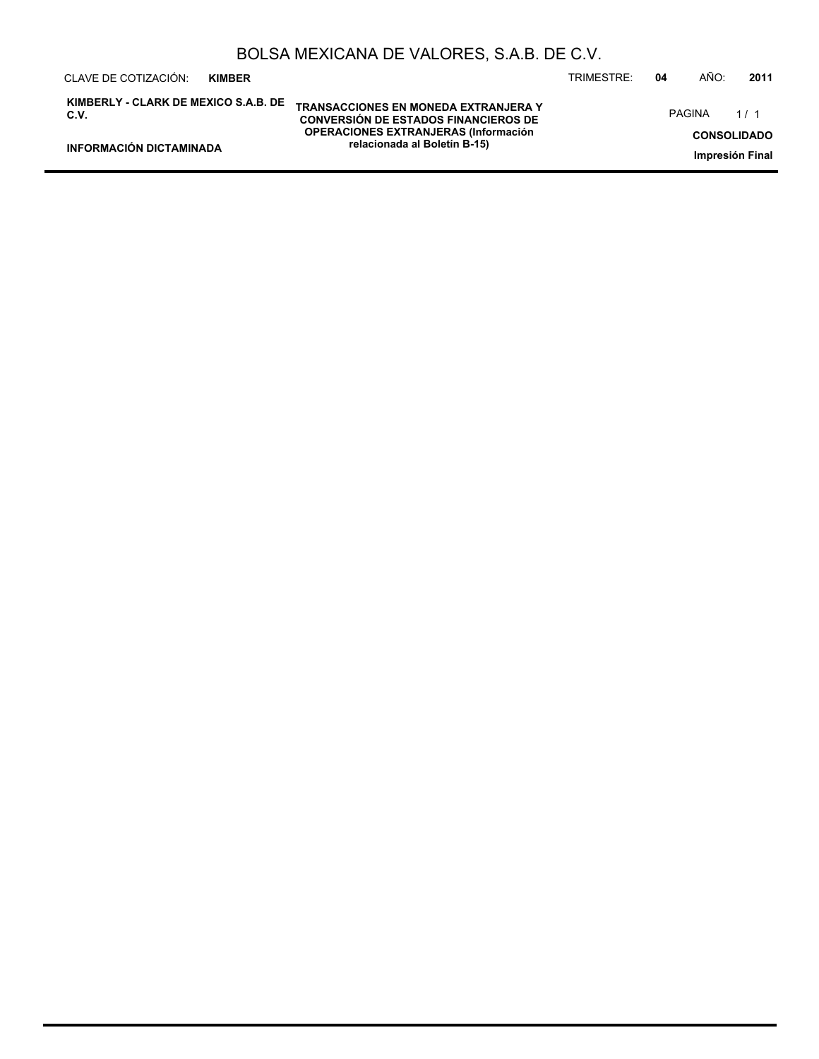# TRANSACCIONES EN MONEDA EXTRANJERA Y CONVERSIÓN DE ESTADOS FINANCIEROS DE OPERACIONES EXTRANJERAS (Información relacionada al Boletín B-15)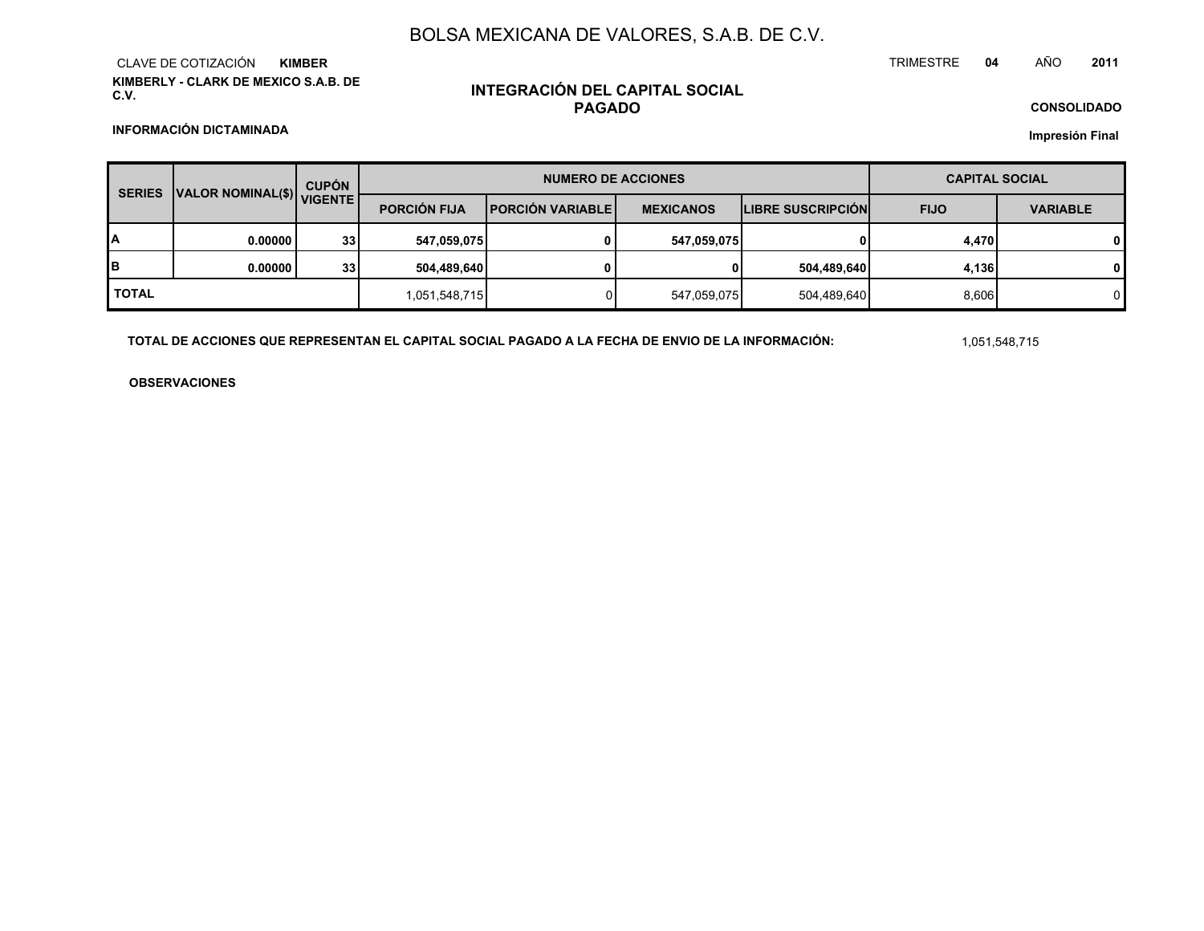# BOLSA MEXICANA DE VALORES, S.A.B. DE C.V.

CLAVE DE COTIZACIÓN **KIMBER**

TRIMESTRE **04** AÑO **2011**

**KIMBERLY - CLARK DE MEXICO S.A.B. DE C.V.**

## INTEGRACIÓN DEL CAPITAL SOCIAL PAGADO

**CONSOLIDADO**

**INFORMACIÓN DICTAMINADA**

**Impresión Final**

| SERIES | VALOR NOMINAL($) | CUPÓN VIGENTE | NUMERO DE ACCIONES | | | | CAPITAL SOCIAL | |
|---|---|---|---|---|---|---|---|---|
| | | | PORCIÓN FIJA | PORCIÓN VARIABLE | MEXICANOS | LIBRE SUSCRIPCIÓN | FIJO | VARIABLE |
| A | 0.00000 | 33 | 547,059,075 | 0 | 547,059,075 | 0 | 4,470 | 0 |
| B | 0.00000 | 33 | 504,489,640 | 0 | 0 | 504,489,640 | 4,136 | 0 |
| TOTAL | | | 1,051,548,715 | 0 | 547,059,075 | 504,489,640 | 8,606 | 0 |

**TOTAL DE ACCIONES QUE REPRESENTAN EL CAPITAL SOCIAL PAGADO A LA FECHA DE ENVIO DE LA INFORMACIÓN:** 1,051,548,715

**OBSERVACIONES**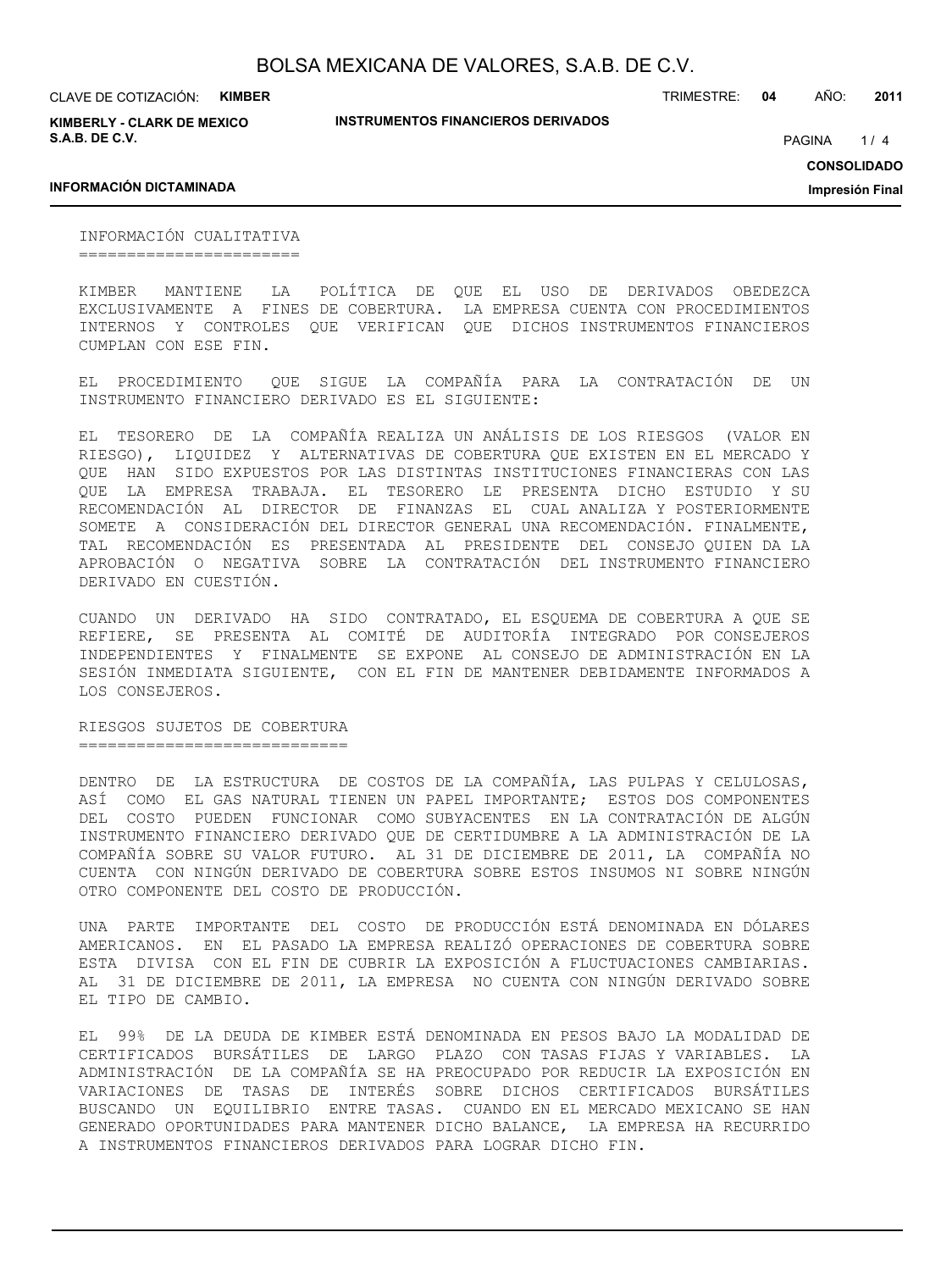## INFORMACIÓN CUALITATIVA

KIMBER MANTIENE LA POLÍTICA DE QUE EL USO DE DERIVADOS OBEDEZCA EXCLUSIVAMENTE A FINES DE COBERTURA. LA EMPRESA CUENTA CON PROCEDIMIENTOS INTERNOS Y CONTROLES QUE VERIFICAN QUE DICHOS INSTRUMENTOS FINANCIEROS CUMPLAN CON ESE FIN.

EL PROCEDIMIENTO QUE SIGUE LA COMPAÑÍA PARA LA CONTRATACIÓN DE UN INSTRUMENTO FINANCIERO DERIVADO ES EL SIGUIENTE:

EL TESORERO DE LA COMPAÑÍA REALIZA UN ANÁLISIS DE LOS RIESGOS (VALOR EN RIESGO), LIQUIDEZ Y ALTERNATIVAS DE COBERTURA QUE EXISTEN EN EL MERCADO Y QUE HAN SIDO EXPUESTOS POR LAS DISTINTAS INSTITUCIONES FINANCIERAS CON LAS QUE LA EMPRESA TRABAJA. EL TESORERO LE PRESENTA DICHO ESTUDIO Y SU RECOMENDACIÓN AL DIRECTOR DE FINANZAS EL CUAL ANALIZA Y POSTERIORMENTE SOMETE A CONSIDERACIÓN DEL DIRECTOR GENERAL UNA RECOMENDACIÓN. FINALMENTE, TAL RECOMENDACIÓN ES PRESENTADA AL PRESIDENTE DEL CONSEJO QUIEN DA LA APROBACIÓN O NEGATIVA SOBRE LA CONTRATACIÓN DEL INSTRUMENTO FINANCIERO DERIVADO EN CUESTIÓN.

CUANDO UN DERIVADO HA SIDO CONTRATADO, EL ESQUEMA DE COBERTURA A QUE SE REFIERE, SE PRESENTA AL COMITÉ DE AUDITORÍA INTEGRADO POR CONSEJEROS INDEPENDIENTES Y FINALMENTE SE EXPONE AL CONSEJO DE ADMINISTRACIÓN EN LA SESIÓN INMEDIATA SIGUIENTE, CON EL FIN DE MANTENER DEBIDAMENTE INFORMADOS A LOS CONSEJEROS.

## RIESGOS SUJETOS DE COBERTURA

DENTRO DE LA ESTRUCTURA DE COSTOS DE LA COMPAÑÍA, LAS PULPAS Y CELULOSAS, ASÍ COMO EL GAS NATURAL TIENEN UN PAPEL IMPORTANTE; ESTOS DOS COMPONENTES DEL COSTO PUEDEN FUNCIONAR COMO SUBYACENTES EN LA CONTRATACIÓN DE ALGÚN INSTRUMENTO FINANCIERO DERIVADO QUE DE CERTIDUMBRE A LA ADMINISTRACIÓN DE LA COMPAÑÍA SOBRE SU VALOR FUTURO. AL 31 DE DICIEMBRE DE 2011, LA COMPAÑÍA NO CUENTA CON NINGÚN DERIVADO DE COBERTURA SOBRE ESTOS INSUMOS NI SOBRE NINGÚN OTRO COMPONENTE DEL COSTO DE PRODUCCIÓN.

UNA PARTE IMPORTANTE DEL COSTO DE PRODUCCIÓN ESTÁ DENOMINADA EN DÓLARES AMERICANOS. EN EL PASADO LA EMPRESA REALIZÓ OPERACIONES DE COBERTURA SOBRE ESTA DIVISA CON EL FIN DE CUBRIR LA EXPOSICIÓN A FLUCTUACIONES CAMBIARIAS. AL 31 DE DICIEMBRE DE 2011, LA EMPRESA NO CUENTA CON NINGÚN DERIVADO SOBRE EL TIPO DE CAMBIO.

EL 99% DE LA DEUDA DE KIMBER ESTÁ DENOMINADA EN PESOS BAJO LA MODALIDAD DE CERTIFICADOS BURSÁTILES DE LARGO PLAZO CON TASAS FIJAS Y VARIABLES. LA ADMINISTRACIÓN DE LA COMPAÑÍA SE HA PREOCUPADO POR REDUCIR LA EXPOSICIÓN EN VARIACIONES DE TASAS DE INTERÉS SOBRE DICHOS CERTIFICADOS BURSÁTILES BUSCANDO UN EQUILIBRIO ENTRE TASAS. CUANDO EN EL MERCADO MEXICANO SE HAN GENERADO OPORTUNIDADES PARA MANTENER DICHO BALANCE, LA EMPRESA HA RECURRIDO A INSTRUMENTOS FINANCIEROS DERIVADOS PARA LOGRAR DICHO FIN.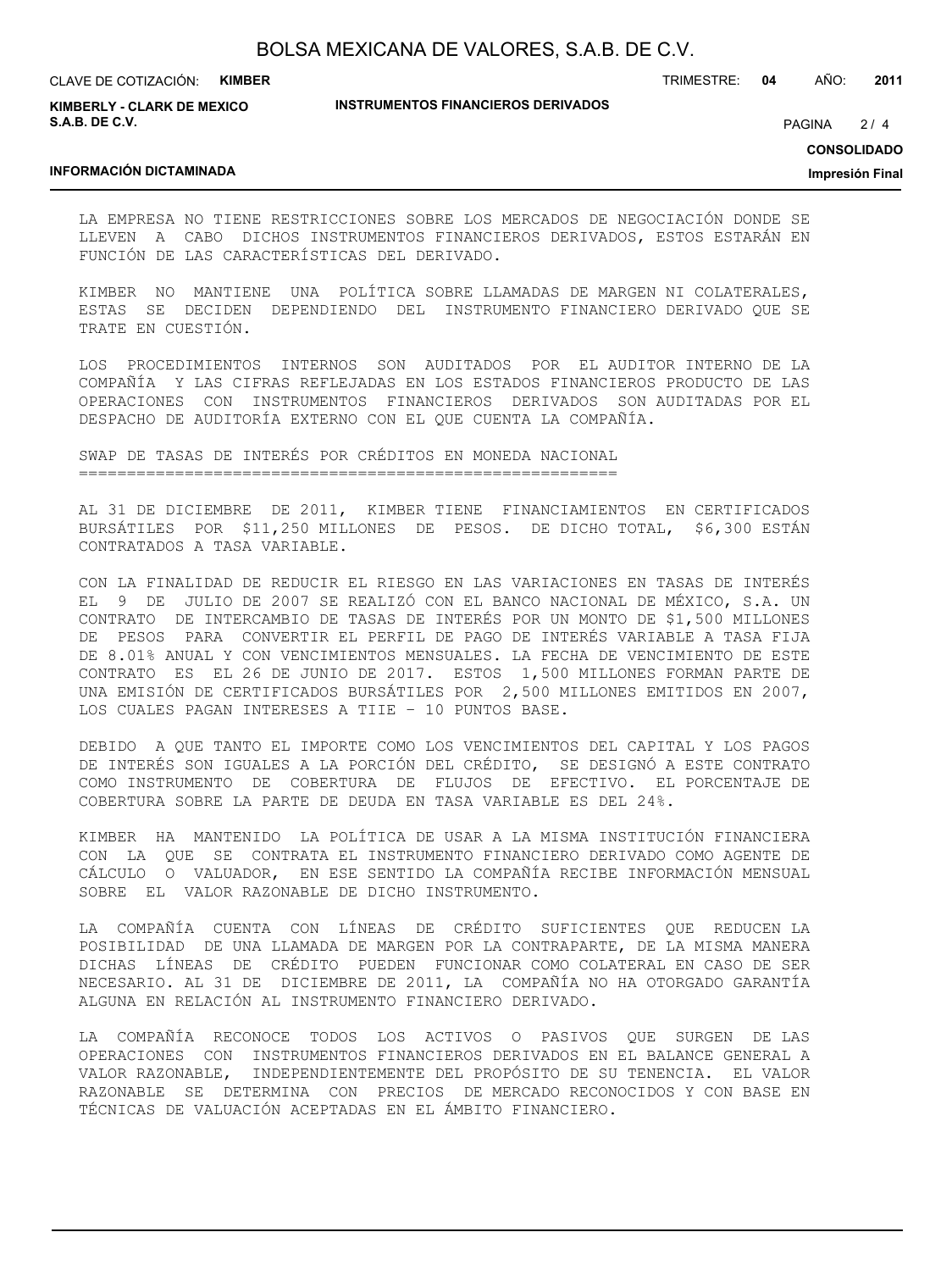LA EMPRESA NO TIENE RESTRICCIONES SOBRE LOS MERCADOS DE NEGOCIACIÓN DONDE SE LLEVEN A CABO DICHOS INSTRUMENTOS FINANCIEROS DERIVADOS, ESTOS ESTARÁN EN FUNCIÓN DE LAS CARACTERÍSTICAS DEL DERIVADO.

KIMBER NO MANTIENE UNA POLÍTICA SOBRE LLAMADAS DE MARGEN NI COLATERALES, ESTAS SE DECIDEN DEPENDIENDO DEL INSTRUMENTO FINANCIERO DERIVADO QUE SE TRATE EN CUESTIÓN.

LOS PROCEDIMIENTOS INTERNOS SON AUDITADOS POR EL AUDITOR INTERNO DE LA COMPAÑÍA Y LAS CIFRAS REFLEJADAS EN LOS ESTADOS FINANCIEROS PRODUCTO DE LAS OPERACIONES CON INSTRUMENTOS FINANCIEROS DERIVADOS SON AUDITADAS POR EL DESPACHO DE AUDITORÍA EXTERNO CON EL QUE CUENTA LA COMPAÑÍA.

## SWAP DE TASAS DE INTERÉS POR CRÉDITOS EN MONEDA NACIONAL

AL 31 DE DICIEMBRE DE 2011, KIMBER TIENE FINANCIAMIENTOS EN CERTIFICADOS BURSÁTILES POR $11,250 MILLONES DE PESOS. DE DICHO TOTAL, $6,300 ESTÁN CONTRATADOS A TASA VARIABLE.

CON LA FINALIDAD DE REDUCIR EL RIESGO EN LAS VARIACIONES EN TASAS DE INTERÉS EL 9 DE JULIO DE 2007 SE REALIZÓ CON EL BANCO NACIONAL DE MÉXICO, S.A. UN CONTRATO DE INTERCAMBIO DE TASAS DE INTERÉS POR UN MONTO DE $1,500 MILLONES DE PESOS PARA CONVERTIR EL PERFIL DE PAGO DE INTERÉS VARIABLE A TASA FIJA DE 8.01% ANUAL Y CON VENCIMIENTOS MENSUALES. LA FECHA DE VENCIMIENTO DE ESTE CONTRATO ES EL 26 DE JUNIO DE 2017. ESTOS 1,500 MILLONES FORMAN PARTE DE UNA EMISIÓN DE CERTIFICADOS BURSÁTILES POR 2,500 MILLONES EMITIDOS EN 2007, LOS CUALES PAGAN INTERESES A TIIE – 10 PUNTOS BASE.

DEBIDO A QUE TANTO EL IMPORTE COMO LOS VENCIMIENTOS DEL CAPITAL Y LOS PAGOS DE INTERÉS SON IGUALES A LA PORCIÓN DEL CRÉDITO, SE DESIGNÓ A ESTE CONTRATO COMO INSTRUMENTO DE COBERTURA DE FLUJOS DE EFECTIVO. EL PORCENTAJE DE COBERTURA SOBRE LA PARTE DE DEUDA EN TASA VARIABLE ES DEL 24%.

KIMBER HA MANTENIDO LA POLÍTICA DE USAR A LA MISMA INSTITUCIÓN FINANCIERA CON LA QUE SE CONTRATA EL INSTRUMENTO FINANCIERO DERIVADO COMO AGENTE DE CÁLCULO O VALUADOR, EN ESE SENTIDO LA COMPAÑÍA RECIBE INFORMACIÓN MENSUAL SOBRE EL VALOR RAZONABLE DE DICHO INSTRUMENTO.

LA COMPAÑÍA CUENTA CON LÍNEAS DE CRÉDITO SUFICIENTES QUE REDUCEN LA POSIBILIDAD DE UNA LLAMADA DE MARGEN POR LA CONTRAPARTE, DE LA MISMA MANERA DICHAS LÍNEAS DE CRÉDITO PUEDEN FUNCIONAR COMO COLATERAL EN CASO DE SER NECESARIO. AL 31 DE DICIEMBRE DE 2011, LA COMPAÑÍA NO HA OTORGADO GARANTÍA ALGUNA EN RELACIÓN AL INSTRUMENTO FINANCIERO DERIVADO.

LA COMPAÑÍA RECONOCE TODOS LOS ACTIVOS O PASIVOS QUE SURGEN DE LAS OPERACIONES CON INSTRUMENTOS FINANCIEROS DERIVADOS EN EL BALANCE GENERAL A VALOR RAZONABLE, INDEPENDIENTEMENTE DEL PROPÓSITO DE SU TENENCIA. EL VALOR RAZONABLE SE DETERMINA CON PRECIOS DE MERCADO RECONOCIDOS Y CON BASE EN TÉCNICAS DE VALUACIÓN ACEPTADAS EN EL ÁMBITO FINANCIERO.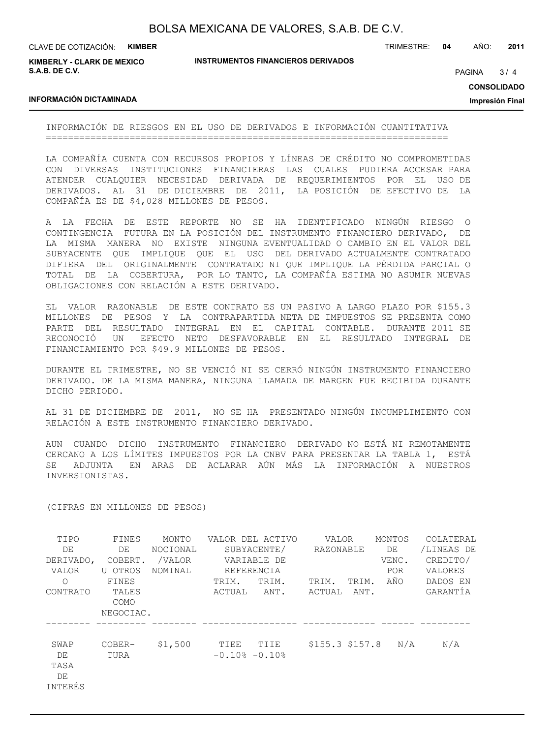## INFORMACIÓN DE RIESGOS EN EL USO DE DERIVADOS E INFORMACIÓN CUANTITATIVA

LA COMPAÑÍA CUENTA CON RECURSOS PROPIOS Y LÍNEAS DE CRÉDITO NO COMPROMETIDAS CON DIVERSAS INSTITUCIONES FINANCIERAS LAS CUALES PUDIERA ACCESAR PARA ATENDER CUALQUIER NECESIDAD DERIVADA DE REQUERIMIENTOS POR EL USO DE DERIVADOS. AL 31 DE DICIEMBRE DE 2011, LA POSICIÓN DE EFECTIVO DE LA COMPAÑÍA ES DE $4,028 MILLONES DE PESOS.

A LA FECHA DE ESTE REPORTE NO SE HA IDENTIFICADO NINGÚN RIESGO O CONTINGENCIA FUTURA EN LA POSICIÓN DEL INSTRUMENTO FINANCIERO DERIVADO, DE LA MISMA MANERA NO EXISTE NINGUNA EVENTUALIDAD O CAMBIO EN EL VALOR DEL SUBYACENTE QUE IMPLIQUE QUE EL USO DEL DERIVADO ACTUALMENTE CONTRATADO DIFIERA DEL ORIGINALMENTE CONTRATADO NI QUE IMPLIQUE LA PÉRDIDA PARCIAL O TOTAL DE LA COBERTURA, POR LO TANTO, LA COMPAÑÍA ESTIMA NO ASUMIR NUEVAS OBLIGACIONES CON RELACIÓN A ESTE DERIVADO.

EL VALOR RAZONABLE DE ESTE CONTRATO ES UN PASIVO A LARGO PLAZO POR $155.3 MILLONES DE PESOS Y LA CONTRAPARTIDA NETA DE IMPUESTOS SE PRESENTA COMO PARTE DEL RESULTADO INTEGRAL EN EL CAPITAL CONTABLE. DURANTE 2011 SE RECONOCIÓ UN EFECTO NETO DESFAVORABLE EN EL RESULTADO INTEGRAL DE FINANCIAMIENTO POR $49.9 MILLONES DE PESOS.

DURANTE EL TRIMESTRE, NO SE VENCIÓ NI SE CERRÓ NINGÚN INSTRUMENTO FINANCIERO DERIVADO. DE LA MISMA MANERA, NINGUNA LLAMADA DE MARGEN FUE RECIBIDA DURANTE DICHO PERIODO.

AL 31 DE DICIEMBRE DE 2011, NO SE HA PRESENTADO NINGÚN INCUMPLIMIENTO CON RELACIÓN A ESTE INSTRUMENTO FINANCIERO DERIVADO.

AUN CUANDO DICHO INSTRUMENTO FINANCIERO DERIVADO NO ESTÁ NI REMOTAMENTE CERCANO A LOS LÍMITES IMPUESTOS POR LA CNBV PARA PRESENTAR LA TABLA 1, ESTÁ SE ADJUNTA EN ARAS DE ACLARAR AÚN MÁS LA INFORMACIÓN A NUESTROS INVERSIONISTAS.

(CIFRAS EN MILLONES DE PESOS)

| TIPO DE DERIVADO, VALOR O CONTRATO | FINES DE COBERT. U OTROS FINES TALES COMO NEGOCIAC. | MONTO NOCIONAL /VALOR NOMINAL | VALOR DEL ACTIVO SUBYACENTE/ VARIABLE DE REFERENCIA | | VALOR RAZONABLE | | MONTOS DE VENC. POR AÑO | COLATERAL /LINEAS DE CREDITO/ VALORES DADOS EN GARANTÍA |
|---|---|---|---|---|---|---|---|---|
| | | | TRIM. ACTUAL | TRIM. ANT. | TRIM. ACTUAL | TRIM. ANT. | | |
| SWAP DE TASA DE INTERÉS | COBER-TURA | $1,500 | TIEE -0.10% | TIIE -0.10% | $155.3 | $157.8 | N/A | N/A |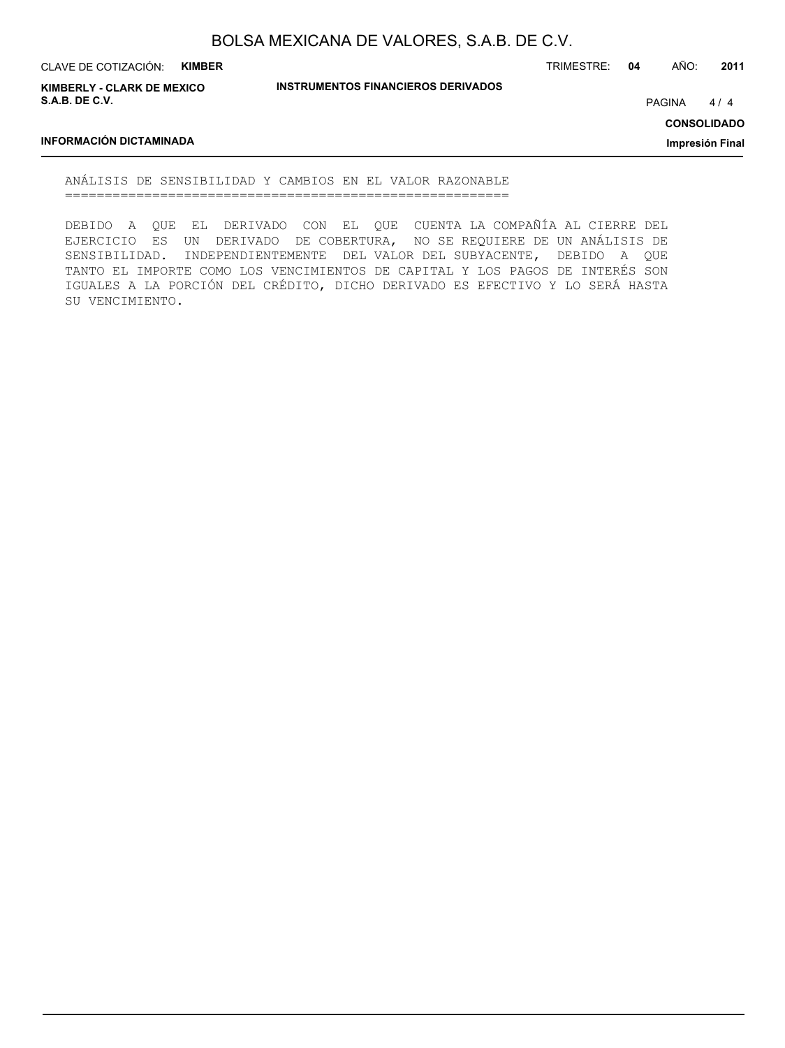## ANÁLISIS DE SENSIBILIDAD Y CAMBIOS EN EL VALOR RAZONABLE

DEBIDO A QUE EL DERIVADO CON EL QUE CUENTA LA COMPAÑÍA AL CIERRE DEL EJERCICIO ES UN DERIVADO DE COBERTURA, NO SE REQUIERE DE UN ANÁLISIS DE SENSIBILIDAD. INDEPENDIENTEMENTE DEL VALOR DEL SUBYACENTE, DEBIDO A QUE TANTO EL IMPORTE COMO LOS VENCIMIENTOS DE CAPITAL Y LOS PAGOS DE INTERÉS SON IGUALES A LA PORCIÓN DEL CRÉDITO, DICHO DERIVADO ES EFECTIVO Y LO SERÁ HASTA SU VENCIMIENTO.